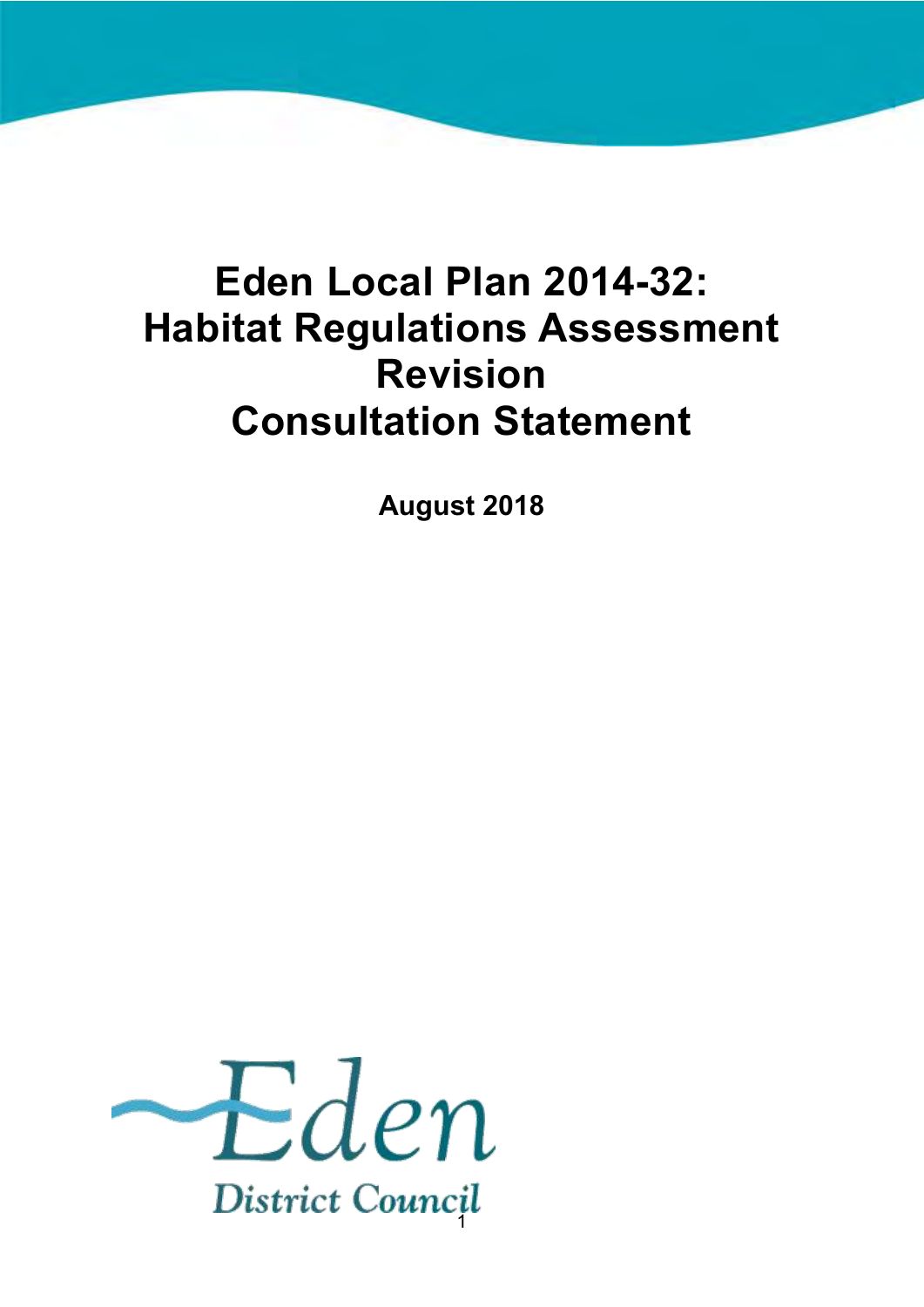# Eden Local Plan 2014-32: Habitat Regulations Assessment Revision Consultation Statement

**August 2018**

Eden

District Council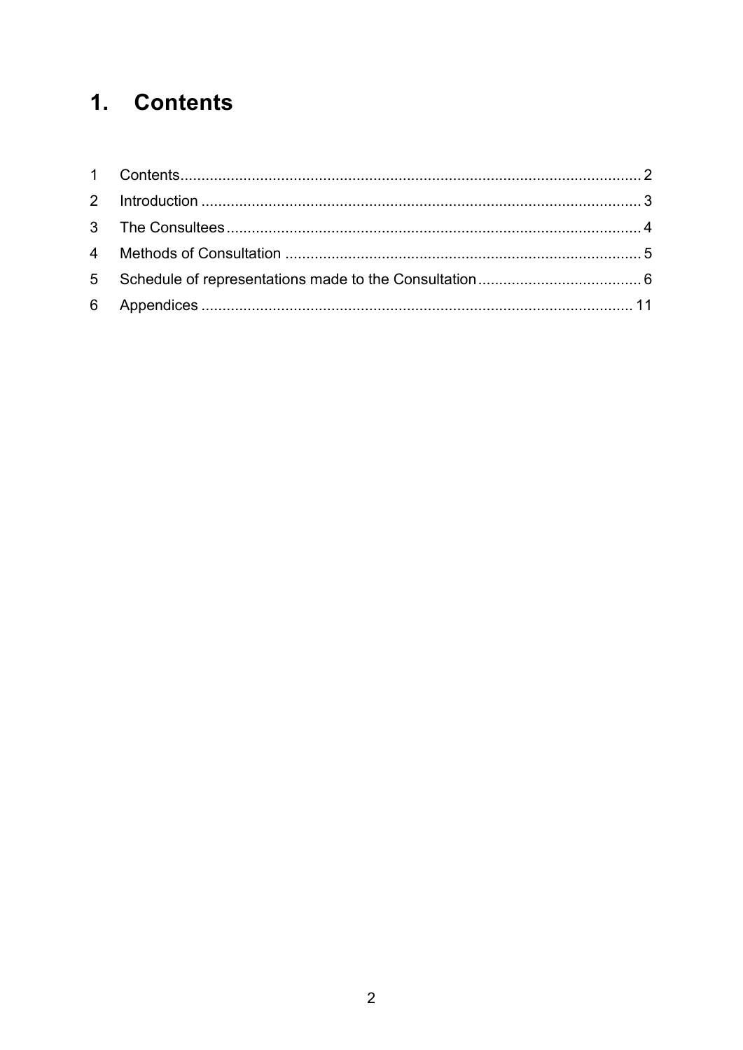# 1. Contents

| | | |
|---|---|---|
| 1 | Contents | 2 |
| 2 | Introduction | 3 |
| 3 | The Consultees | 4 |
| 4 | Methods of Consultation | 5 |
| 5 | Schedule of representations made to the Consultation | 6 |
| 6 | Appendices | 11 |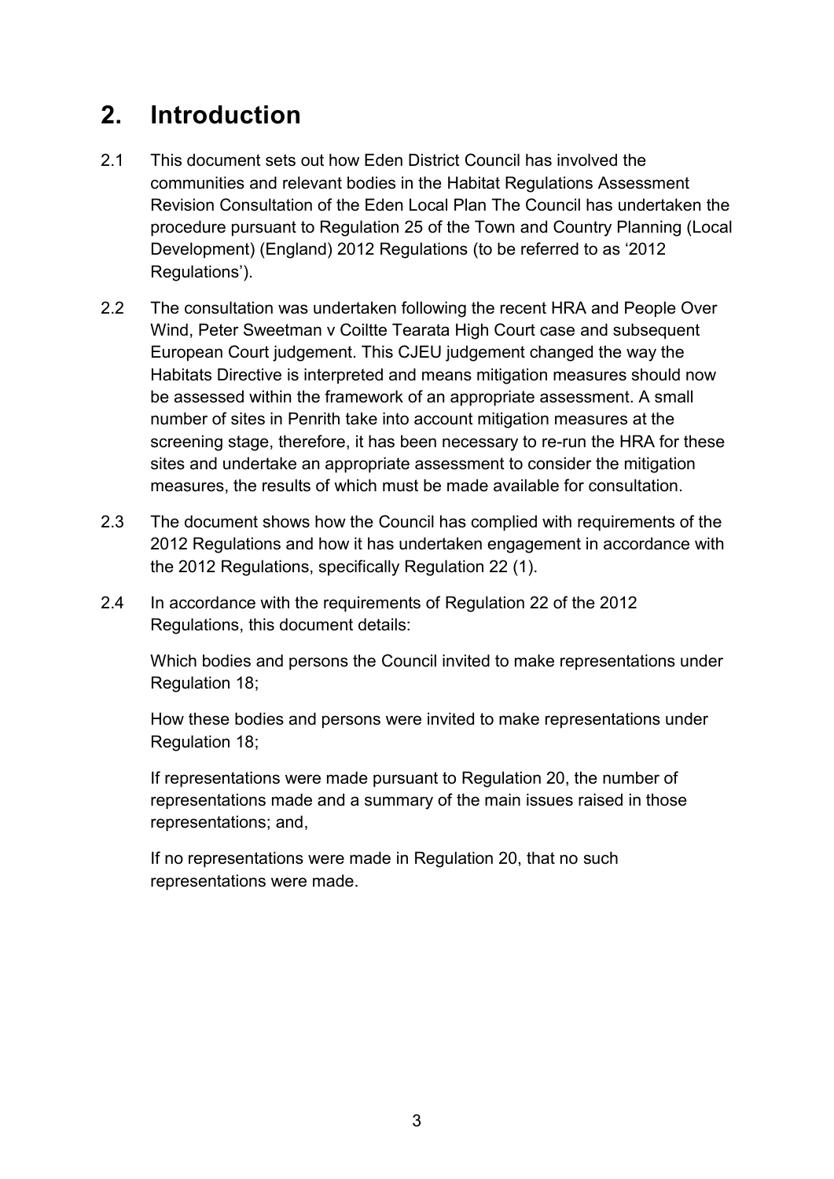# 2. Introduction

2.1 This document sets out how Eden District Council has involved the communities and relevant bodies in the Habitat Regulations Assessment Revision Consultation of the Eden Local Plan The Council has undertaken the procedure pursuant to Regulation 25 of the Town and Country Planning (Local Development) (England) 2012 Regulations (to be referred to as '2012 Regulations').

2.2 The consultation was undertaken following the recent HRA and People Over Wind, Peter Sweetman v Coiltte Tearata High Court case and subsequent European Court judgement. This CJEU judgement changed the way the Habitats Directive is interpreted and means mitigation measures should now be assessed within the framework of an appropriate assessment. A small number of sites in Penrith take into account mitigation measures at the screening stage, therefore, it has been necessary to re-run the HRA for these sites and undertake an appropriate assessment to consider the mitigation measures, the results of which must be made available for consultation.

2.3 The document shows how the Council has complied with requirements of the 2012 Regulations and how it has undertaken engagement in accordance with the 2012 Regulations, specifically Regulation 22 (1).

2.4 In accordance with the requirements of Regulation 22 of the 2012 Regulations, this document details:

Which bodies and persons the Council invited to make representations under Regulation 18;

How these bodies and persons were invited to make representations under Regulation 18;

If representations were made pursuant to Regulation 20, the number of representations made and a summary of the main issues raised in those representations; and,

If no representations were made in Regulation 20, that no such representations were made.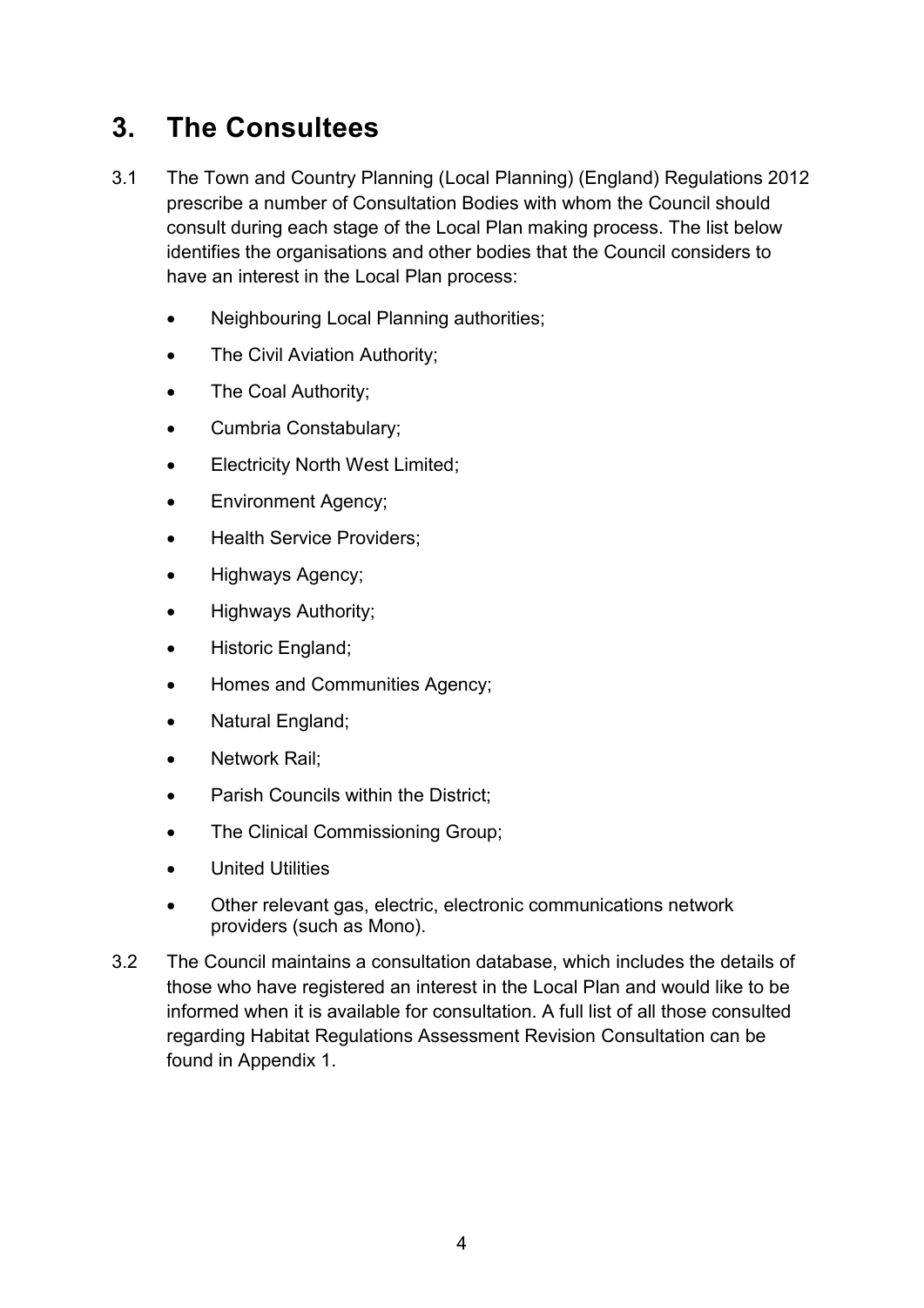# 3. The Consultees

3.1 The Town and Country Planning (Local Planning) (England) Regulations 2012 prescribe a number of Consultation Bodies with whom the Council should consult during each stage of the Local Plan making process. The list below identifies the organisations and other bodies that the Council considers to have an interest in the Local Plan process:

- Neighbouring Local Planning authorities;
- The Civil Aviation Authority;
- The Coal Authority;
- Cumbria Constabulary;
- Electricity North West Limited;
- Environment Agency;
- Health Service Providers;
- Highways Agency;
- Highways Authority;
- Historic England;
- Homes and Communities Agency;
- Natural England;
- Network Rail;
- Parish Councils within the District;
- The Clinical Commissioning Group;
- United Utilities
- Other relevant gas, electric, electronic communications network providers (such as Mono).

3.2 The Council maintains a consultation database, which includes the details of those who have registered an interest in the Local Plan and would like to be informed when it is available for consultation. A full list of all those consulted regarding Habitat Regulations Assessment Revision Consultation can be found in Appendix 1.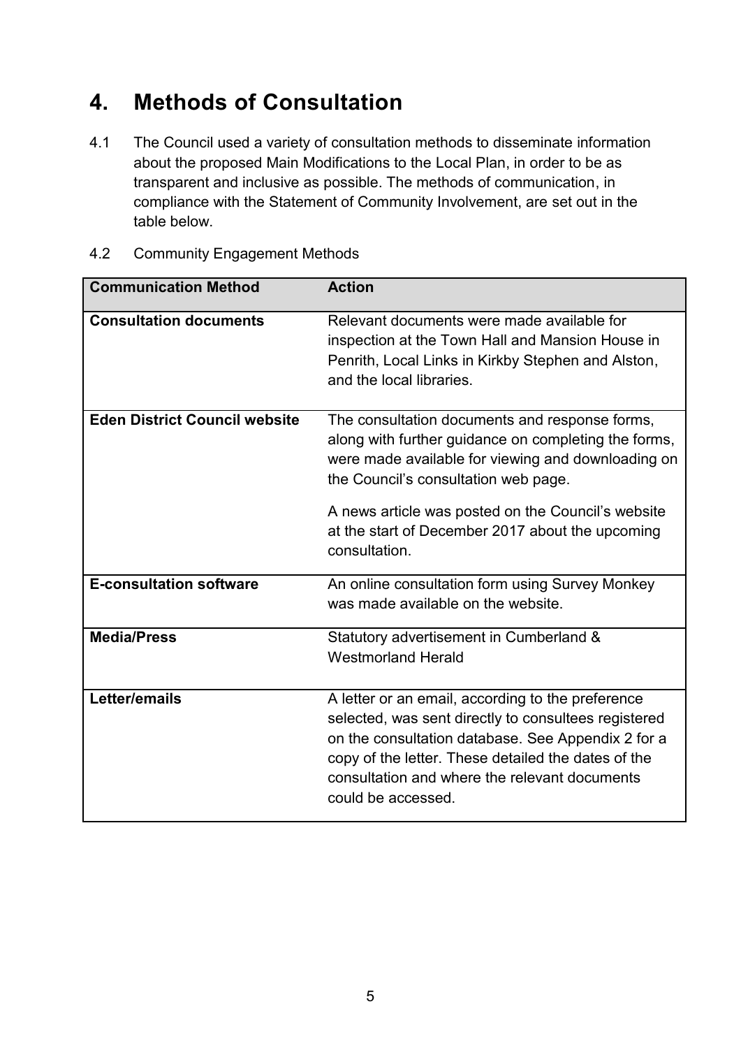# 4. Methods of Consultation

4.1 The Council used a variety of consultation methods to disseminate information about the proposed Main Modifications to the Local Plan, in order to be as transparent and inclusive as possible. The methods of communication, in compliance with the Statement of Community Involvement, are set out in the table below.

4.2 Community Engagement Methods

| Communication Method | Action |
| --- | --- |
| **Consultation documents** | Relevant documents were made available for inspection at the Town Hall and Mansion House in Penrith, Local Links in Kirkby Stephen and Alston, and the local libraries. |
| **Eden District Council website** | The consultation documents and response forms, along with further guidance on completing the forms, were made available for viewing and downloading on the Council's consultation web page.<br><br>A news article was posted on the Council's website at the start of December 2017 about the upcoming consultation. |
| **E-consultation software** | An online consultation form using Survey Monkey was made available on the website. |
| **Media/Press** | Statutory advertisement in Cumberland & Westmorland Herald |
| **Letter/emails** | A letter or an email, according to the preference selected, was sent directly to consultees registered on the consultation database. See Appendix 2 for a copy of the letter. These detailed the dates of the consultation and where the relevant documents could be accessed. |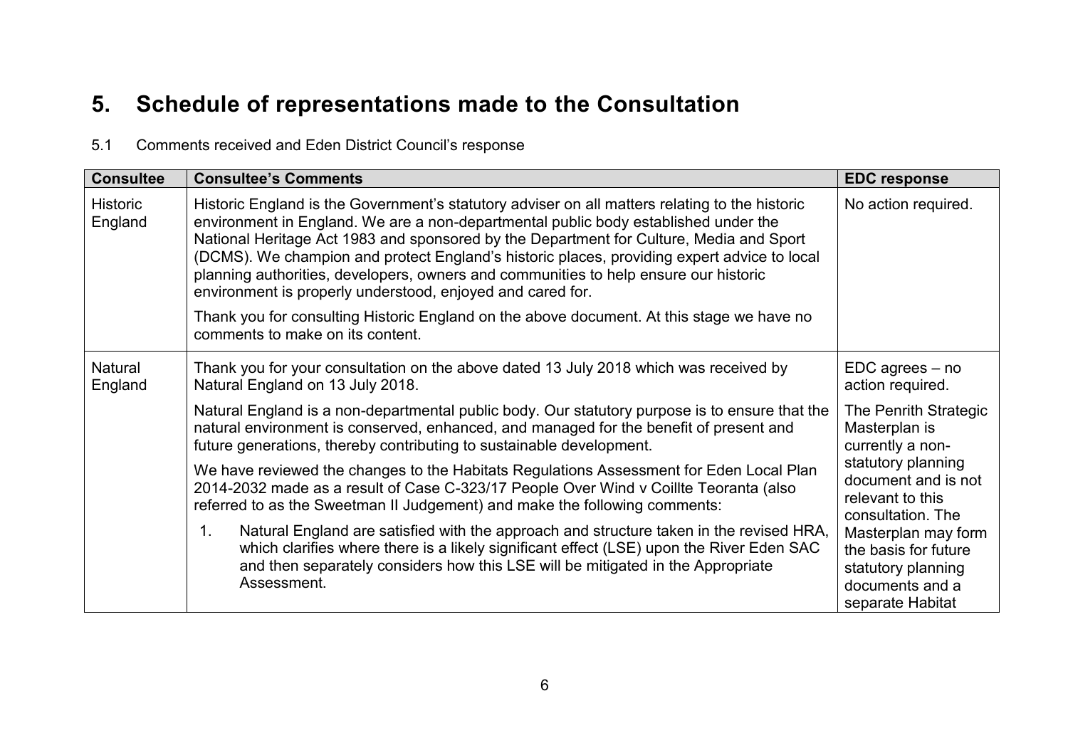# 5. Schedule of representations made to the Consultation

5.1 Comments received and Eden District Council's response

| Consultee | Consultee's Comments | EDC response |
|---|---|---|
| Historic England | Historic England is the Government's statutory adviser on all matters relating to the historic environment in England. We are a non-departmental public body established under the National Heritage Act 1983 and sponsored by the Department for Culture, Media and Sport (DCMS). We champion and protect England's historic places, providing expert advice to local planning authorities, developers, owners and communities to help ensure our historic environment is properly understood, enjoyed and cared for.<br><br>Thank you for consulting Historic England on the above document. At this stage we have no comments to make on its content. | No action required. |
| Natural England | Thank you for your consultation on the above dated 13 July 2018 which was received by Natural England on 13 July 2018.<br><br>Natural England is a non-departmental public body. Our statutory purpose is to ensure that the natural environment is conserved, enhanced, and managed for the benefit of present and future generations, thereby contributing to sustainable development.<br><br>We have reviewed the changes to the Habitats Regulations Assessment for Eden Local Plan 2014-2032 made as a result of Case C-323/17 People Over Wind v Coillte Teoranta (also referred to as the Sweetman II Judgement) and make the following comments:<br><br>1. Natural England are satisfied with the approach and structure taken in the revised HRA, which clarifies where there is a likely significant effect (LSE) upon the River Eden SAC and then separately considers how this LSE will be mitigated in the Appropriate Assessment. | EDC agrees – no action required.<br><br>The Penrith Strategic Masterplan is currently a non-statutory planning document and is not relevant to this consultation. The Masterplan may form the basis for future statutory planning documents and a separate Habitat |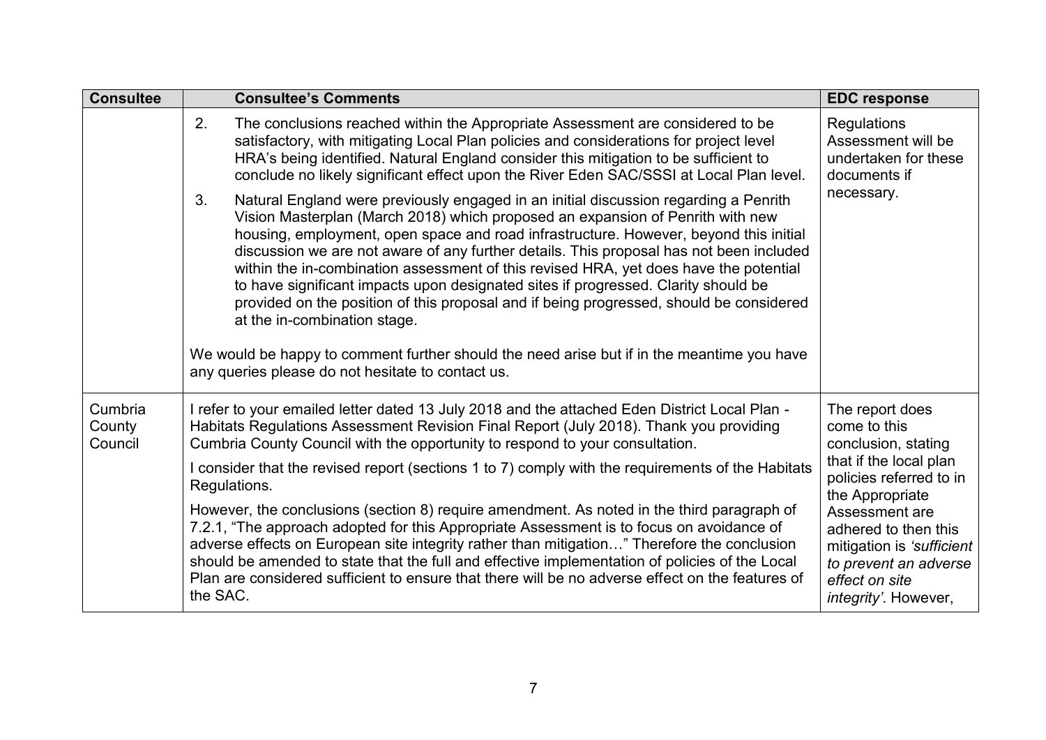| Consultee | Consultee's Comments | EDC response |
|---|---|---|
| | 2. The conclusions reached within the Appropriate Assessment are considered to be satisfactory, with mitigating Local Plan policies and considerations for project level HRA's being identified. Natural England consider this mitigation to be sufficient to conclude no likely significant effect upon the River Eden SAC/SSSI at Local Plan level.<br><br>3. Natural England were previously engaged in an initial discussion regarding a Penrith Vision Masterplan (March 2018) which proposed an expansion of Penrith with new housing, employment, open space and road infrastructure. However, beyond this initial discussion we are not aware of any further details. This proposal has not been included within the in-combination assessment of this revised HRA, yet does have the potential to have significant impacts upon designated sites if progressed. Clarity should be provided on the position of this proposal and if being progressed, should be considered at the in-combination stage.<br><br>We would be happy to comment further should the need arise but if in the meantime you have any queries please do not hesitate to contact us. | Regulations Assessment will be undertaken for these documents if necessary. |
| Cumbria County Council | I refer to your emailed letter dated 13 July 2018 and the attached Eden District Local Plan - Habitats Regulations Assessment Revision Final Report (July 2018). Thank you providing Cumbria County Council with the opportunity to respond to your consultation.<br><br>I consider that the revised report (sections 1 to 7) comply with the requirements of the Habitats Regulations.<br><br>However, the conclusions (section 8) require amendment. As noted in the third paragraph of 7.2.1, "The approach adopted for this Appropriate Assessment is to focus on avoidance of adverse effects on European site integrity rather than mitigation…" Therefore the conclusion should be amended to state that the full and effective implementation of policies of the Local Plan are considered sufficient to ensure that there will be no adverse effect on the features of the SAC. | The report does come to this conclusion, stating that if the local plan policies referred to in the Appropriate Assessment are adhered to then this mitigation is *'sufficient to prevent an adverse effect on site integrity'*. However, |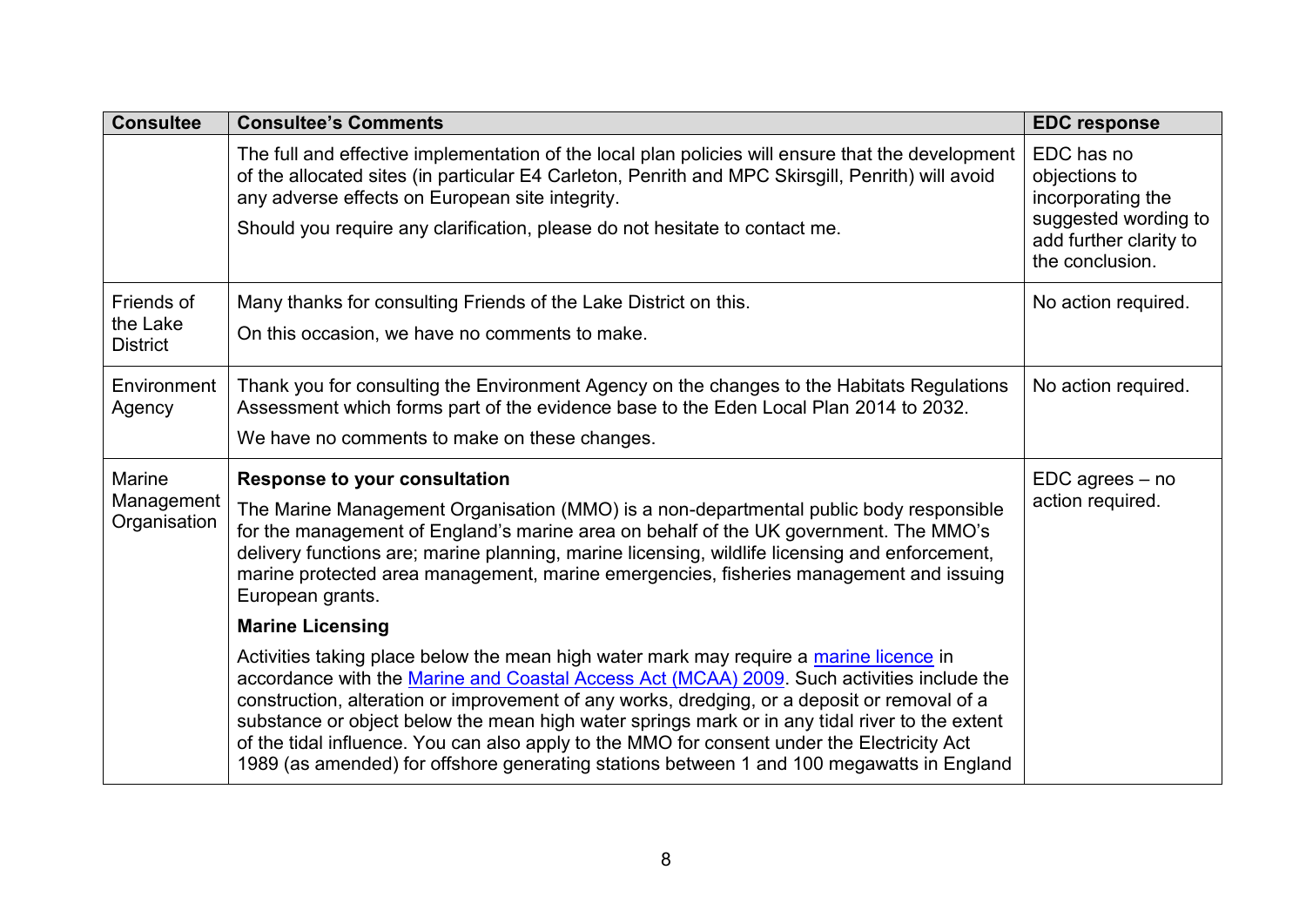| Consultee | Consultee's Comments | EDC response |
|---|---|---|
| | The full and effective implementation of the local plan policies will ensure that the development of the allocated sites (in particular E4 Carleton, Penrith and MPC Skirsgill, Penrith) will avoid any adverse effects on European site integrity.<br><br>Should you require any clarification, please do not hesitate to contact me. | EDC has no objections to incorporating the suggested wording to add further clarity to the conclusion. |
| Friends of the Lake District | Many thanks for consulting Friends of the Lake District on this.<br><br>On this occasion, we have no comments to make. | No action required. |
| Environment Agency | Thank you for consulting the Environment Agency on the changes to the Habitats Regulations Assessment which forms part of the evidence base to the Eden Local Plan 2014 to 2032.<br><br>We have no comments to make on these changes. | No action required. |
| Marine Management Organisation | **Response to your consultation**<br><br>The Marine Management Organisation (MMO) is a non-departmental public body responsible for the management of England's marine area on behalf of the UK government. The MMO's delivery functions are; marine planning, marine licensing, wildlife licensing and enforcement, marine protected area management, marine emergencies, fisheries management and issuing European grants.<br><br>**Marine Licensing**<br><br>Activities taking place below the mean high water mark may require a marine licence in accordance with the Marine and Coastal Access Act (MCAA) 2009. Such activities include the construction, alteration or improvement of any works, dredging, or a deposit or removal of a substance or object below the mean high water springs mark or in any tidal river to the extent of the tidal influence. You can also apply to the MMO for consent under the Electricity Act 1989 (as amended) for offshore generating stations between 1 and 100 megawatts in England | EDC agrees – no action required. |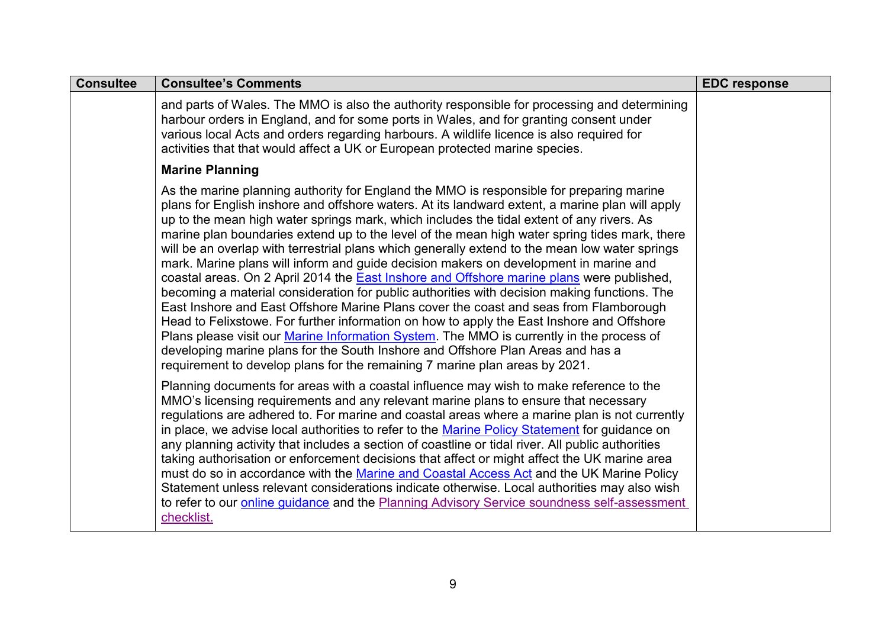| Consultee | Consultee's Comments | EDC response |
|---|---|---|
| | and parts of Wales. The MMO is also the authority responsible for processing and determining harbour orders in England, and for some ports in Wales, and for granting consent under various local Acts and orders regarding harbours. A wildlife licence is also required for activities that that would affect a UK or European protected marine species.<br><br>**Marine Planning**<br><br>As the marine planning authority for England the MMO is responsible for preparing marine plans for English inshore and offshore waters. At its landward extent, a marine plan will apply up to the mean high water springs mark, which includes the tidal extent of any rivers. As marine plan boundaries extend up to the level of the mean high water spring tides mark, there will be an overlap with terrestrial plans which generally extend to the mean low water springs mark. Marine plans will inform and guide decision makers on development in marine and coastal areas. On 2 April 2014 the East Inshore and Offshore marine plans were published, becoming a material consideration for public authorities with decision making functions. The East Inshore and East Offshore Marine Plans cover the coast and seas from Flamborough Head to Felixstowe. For further information on how to apply the East Inshore and Offshore Plans please visit our Marine Information System. The MMO is currently in the process of developing marine plans for the South Inshore and Offshore Plan Areas and has a requirement to develop plans for the remaining 7 marine plan areas by 2021.<br><br>Planning documents for areas with a coastal influence may wish to make reference to the MMO's licensing requirements and any relevant marine plans to ensure that necessary regulations are adhered to. For marine and coastal areas where a marine plan is not currently in place, we advise local authorities to refer to the Marine Policy Statement for guidance on any planning activity that includes a section of coastline or tidal river. All public authorities taking authorisation or enforcement decisions that affect or might affect the UK marine area must do so in accordance with the Marine and Coastal Access Act and the UK Marine Policy Statement unless relevant considerations indicate otherwise. Local authorities may also wish to refer to our online guidance and the Planning Advisory Service soundness self-assessment checklist. | |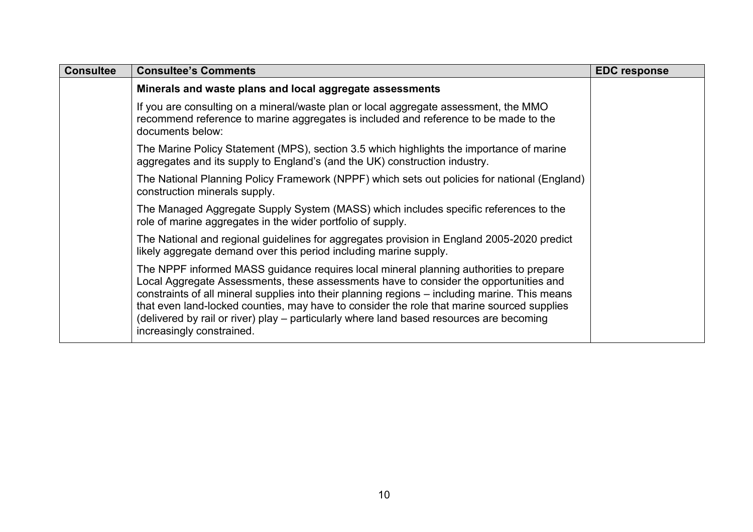| Consultee | Consultee's Comments | EDC response |
| --- | --- | --- |
| | **Minerals and waste plans and local aggregate assessments**<br><br>If you are consulting on a mineral/waste plan or local aggregate assessment, the MMO recommend reference to marine aggregates is included and reference to be made to the documents below:<br><br>The Marine Policy Statement (MPS), section 3.5 which highlights the importance of marine aggregates and its supply to England's (and the UK) construction industry.<br><br>The National Planning Policy Framework (NPPF) which sets out policies for national (England) construction minerals supply.<br><br>The Managed Aggregate Supply System (MASS) which includes specific references to the role of marine aggregates in the wider portfolio of supply.<br><br>The National and regional guidelines for aggregates provision in England 2005-2020 predict likely aggregate demand over this period including marine supply.<br><br>The NPPF informed MASS guidance requires local mineral planning authorities to prepare Local Aggregate Assessments, these assessments have to consider the opportunities and constraints of all mineral supplies into their planning regions – including marine. This means that even land-locked counties, may have to consider the role that marine sourced supplies (delivered by rail or river) play – particularly where land based resources are becoming increasingly constrained. | |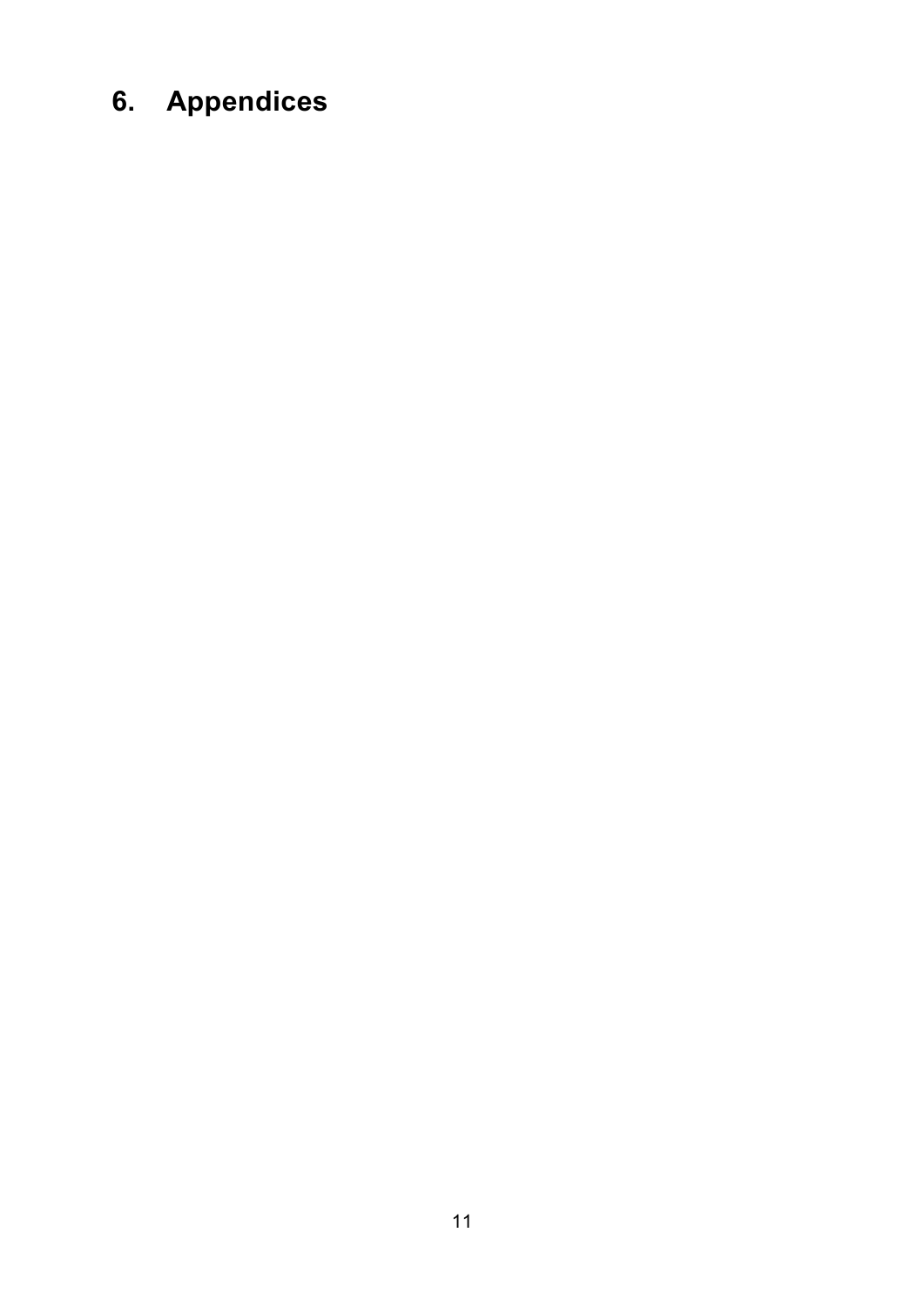# 6. Appendices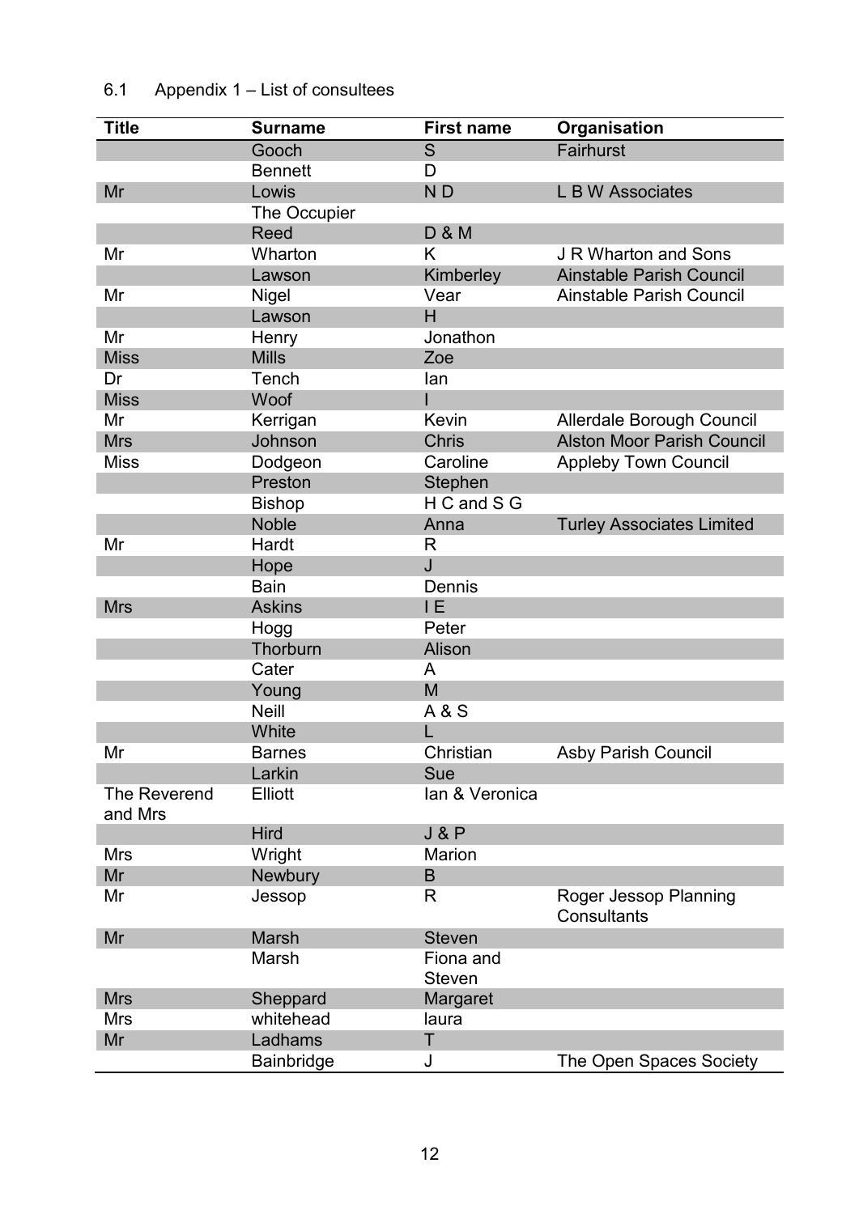## 6.1 Appendix 1 – List of consultees

| Title | Surname | First name | Organisation |
|---|---|---|---|
| | Gooch | S | Fairhurst |
| | Bennett | D | |
| Mr | Lowis | N D | L B W Associates |
| | The Occupier | | |
| | Reed | D & M | |
| Mr | Wharton | K | J R Wharton and Sons |
| | Lawson | Kimberley | Ainstable Parish Council |
| Mr | Nigel | Vear | Ainstable Parish Council |
| | Lawson | H | |
| Mr | Henry | Jonathon | |
| Miss | Mills | Zoe | |
| Dr | Tench | Ian | |
| Miss | Woof | I | |
| Mr | Kerrigan | Kevin | Allerdale Borough Council |
| Mrs | Johnson | Chris | Alston Moor Parish Council |
| Miss | Dodgeon | Caroline | Appleby Town Council |
| | Preston | Stephen | |
| | Bishop | H C and S G | |
| | Noble | Anna | Turley Associates Limited |
| Mr | Hardt | R | |
| | Hope | J | |
| | Bain | Dennis | |
| Mrs | Askins | I E | |
| | Hogg | Peter | |
| | Thorburn | Alison | |
| | Cater | A | |
| | Young | M | |
| | Neill | A & S | |
| | White | L | |
| Mr | Barnes | Christian | Asby Parish Council |
| | Larkin | Sue | |
| The Reverend and Mrs | Elliott | Ian & Veronica | |
| | Hird | J & P | |
| Mrs | Wright | Marion | |
| Mr | Newbury | B | |
| Mr | Jessop | R | Roger Jessop Planning Consultants |
| Mr | Marsh | Steven | |
| | Marsh | Fiona and Steven | |
| Mrs | Sheppard | Margaret | |
| Mrs | whitehead | laura | |
| Mr | Ladhams | T | |
| | Bainbridge | J | The Open Spaces Society |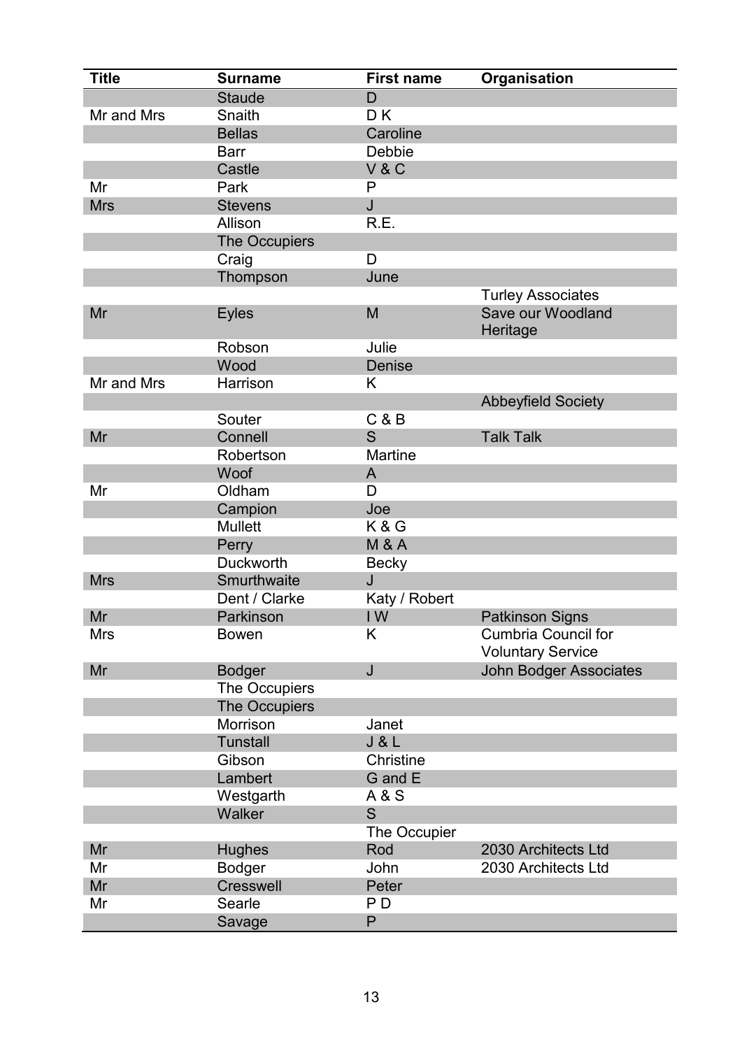| Title | Surname | First name | Organisation |
|---|---|---|---|
| | Staude | D | |
| Mr and Mrs | Snaith | D K | |
| | Bellas | Caroline | |
| | Barr | Debbie | |
| | Castle | V & C | |
| Mr | Park | P | |
| Mrs | Stevens | J | |
| | Allison | R.E. | |
| | The Occupiers | | |
| | Craig | D | |
| | Thompson | June | |
| | | | Turley Associates |
| Mr | Eyles | M | Save our Woodland Heritage |
| | Robson | Julie | |
| | Wood | Denise | |
| Mr and Mrs | Harrison | K | |
| | | | Abbeyfield Society |
| | Souter | C & B | |
| Mr | Connell | S | Talk Talk |
| | Robertson | Martine | |
| | Woof | A | |
| Mr | Oldham | D | |
| | Campion | Joe | |
| | Mullett | K & G | |
| | Perry | M & A | |
| | Duckworth | Becky | |
| Mrs | Smurthwaite | J | |
| | Dent / Clarke | Katy / Robert | |
| Mr | Parkinson | I W | Patkinson Signs |
| Mrs | Bowen | K | Cumbria Council for Voluntary Service |
| Mr | Bodger | J | John Bodger Associates |
| | The Occupiers | | |
| | The Occupiers | | |
| | Morrison | Janet | |
| | Tunstall | J & L | |
| | Gibson | Christine | |
| | Lambert | G and E | |
| | Westgarth | A & S | |
| | Walker | S | |
| | | The Occupier | |
| Mr | Hughes | Rod | 2030 Architects Ltd |
| Mr | Bodger | John | 2030 Architects Ltd |
| Mr | Cresswell | Peter | |
| Mr | Searle | P D | |
| | Savage | P | |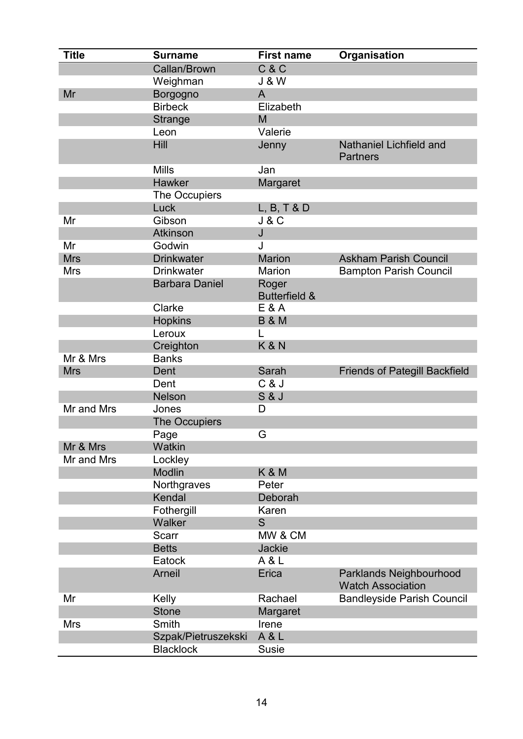| Title | Surname | First name | Organisation |
|---|---|---|---|
| | Callan/Brown | C & C | |
| | Weighman | J & W | |
| Mr | Borgogno | A | |
| | Birbeck | Elizabeth | |
| | Strange | M | |
| | Leon | Valerie | |
| | Hill | Jenny | Nathaniel Lichfield and Partners |
| | Mills | Jan | |
| | Hawker | Margaret | |
| | The Occupiers | | |
| | Luck | L, B, T & D | |
| Mr | Gibson | J & C | |
| | Atkinson | J | |
| Mr | Godwin | J | |
| Mrs | Drinkwater | Marion | Askham Parish Council |
| Mrs | Drinkwater | Marion | Bampton Parish Council |
| | Barbara Daniel | Roger Butterfield & | |
| | Clarke | E & A | |
| | Hopkins | B & M | |
| | Leroux | L | |
| | Creighton | K & N | |
| Mr & Mrs | Banks | | |
| Mrs | Dent | Sarah | Friends of Pategill Backfield |
| | Dent | C & J | |
| | Nelson | S & J | |
| Mr and Mrs | Jones | D | |
| | The Occupiers | | |
| | Page | G | |
| Mr & Mrs | Watkin | | |
| Mr and Mrs | Lockley | | |
| | Modlin | K & M | |
| | Northgraves | Peter | |
| | Kendal | Deborah | |
| | Fothergill | Karen | |
| | Walker | S | |
| | Scarr | MW & CM | |
| | Betts | Jackie | |
| | Eatock | A & L | |
| | Arneil | Erica | Parklands Neighbourhood Watch Association |
| Mr | Kelly | Rachael | Bandleyside Parish Council |
| | Stone | Margaret | |
| Mrs | Smith | Irene | |
| | Szpak/Pietruszekski | A & L | |
| | Blacklock | Susie | |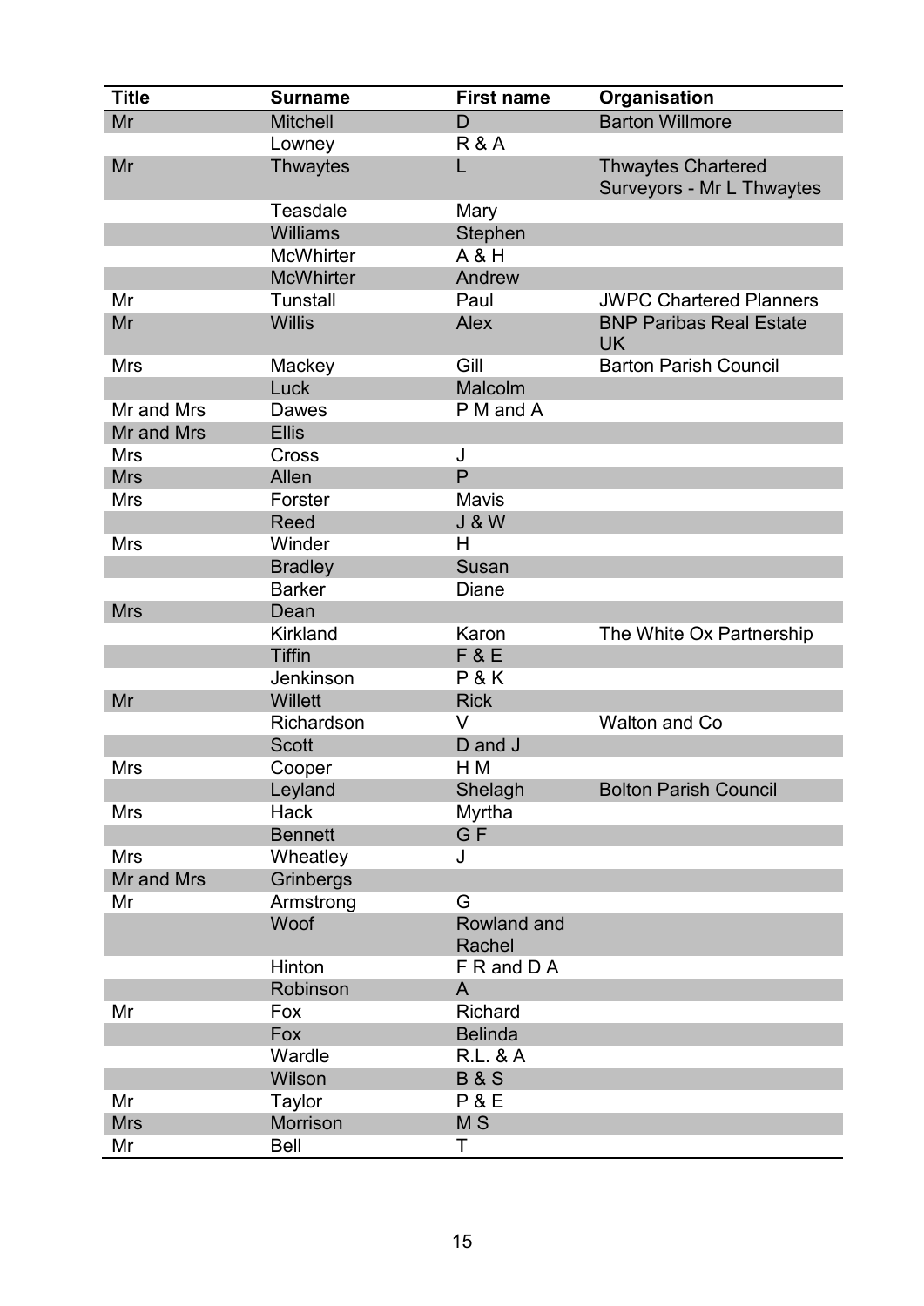| Title | Surname | First name | Organisation |
|---|---|---|---|
| Mr | Mitchell | D | Barton Willmore |
| | Lowney | R & A | |
| Mr | Thwaytes | L | Thwaytes Chartered Surveyors - Mr L Thwaytes |
| | Teasdale | Mary | |
| | Williams | Stephen | |
| | McWhirter | A & H | |
| | McWhirter | Andrew | |
| Mr | Tunstall | Paul | JWPC Chartered Planners |
| Mr | Willis | Alex | BNP Paribas Real Estate UK |
| Mrs | Mackey | Gill | Barton Parish Council |
| | Luck | Malcolm | |
| Mr and Mrs | Dawes | P M and A | |
| Mr and Mrs | Ellis | | |
| Mrs | Cross | J | |
| Mrs | Allen | P | |
| Mrs | Forster | Mavis | |
| | Reed | J & W | |
| Mrs | Winder | H | |
| | Bradley | Susan | |
| | Barker | Diane | |
| Mrs | Dean | | |
| | Kirkland | Karon | The White Ox Partnership |
| | Tiffin | F & E | |
| | Jenkinson | P & K | |
| Mr | Willett | Rick | |
| | Richardson | V | Walton and Co |
| | Scott | D and J | |
| Mrs | Cooper | H M | |
| | Leyland | Shelagh | Bolton Parish Council |
| Mrs | Hack | Myrtha | |
| | Bennett | G F | |
| Mrs | Wheatley | J | |
| Mr and Mrs | Grinbergs | | |
| Mr | Armstrong | G | |
| | Woof | Rowland and Rachel | |
| | Hinton | F R and D A | |
| | Robinson | A | |
| Mr | Fox | Richard | |
| | Fox | Belinda | |
| | Wardle | R.L. & A | |
| | Wilson | B & S | |
| Mr | Taylor | P & E | |
| Mrs | Morrison | M S | |
| Mr | Bell | T | |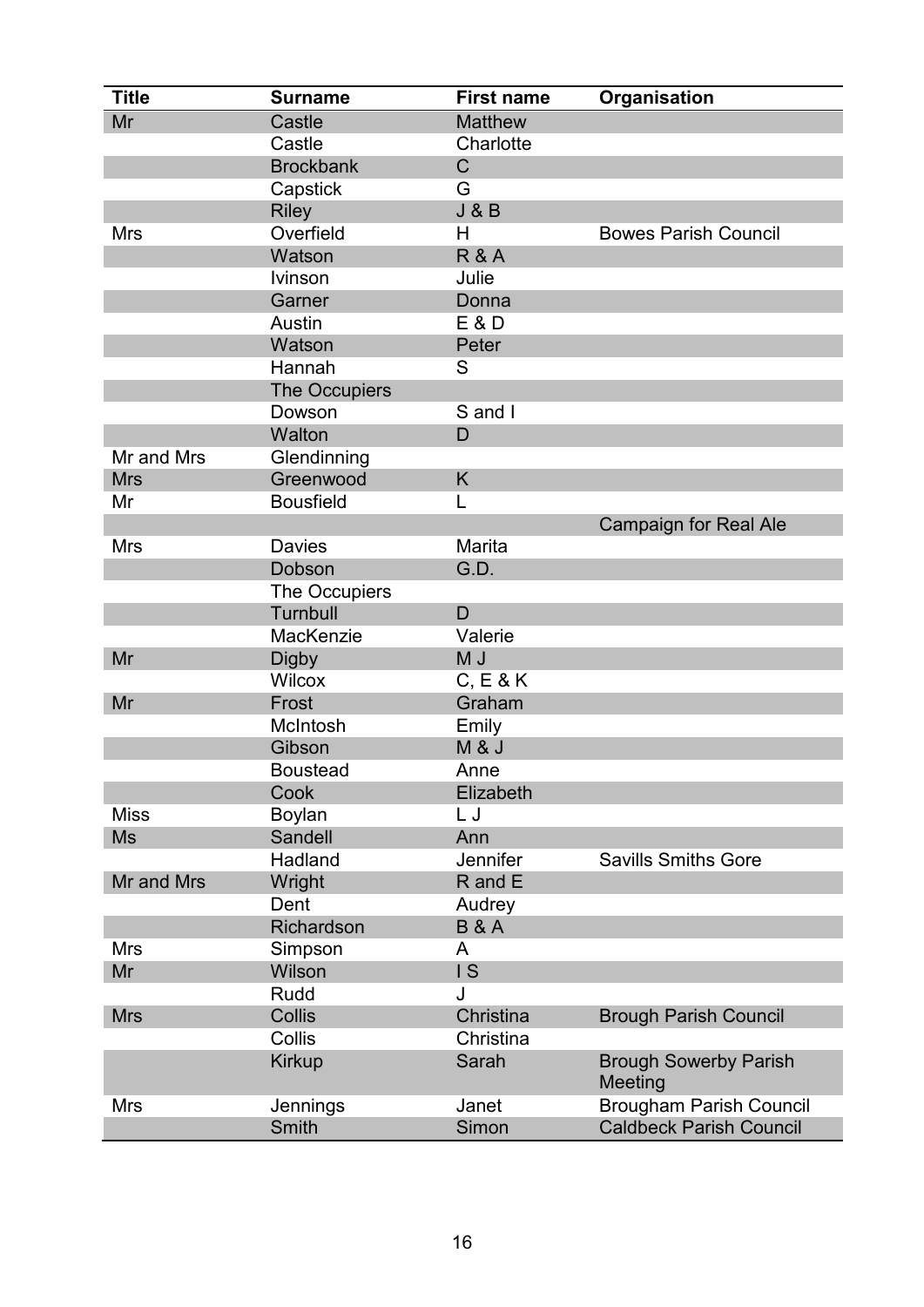| Title | Surname | First name | Organisation |
|---|---|---|---|
| Mr | Castle | Matthew | |
| | Castle | Charlotte | |
| | Brockbank | C | |
| | Capstick | G | |
| | Riley | J & B | |
| Mrs | Overfield | H | Bowes Parish Council |
| | Watson | R & A | |
| | Ivinson | Julie | |
| | Garner | Donna | |
| | Austin | E & D | |
| | Watson | Peter | |
| | Hannah | S | |
| | The Occupiers | | |
| | Dowson | S and I | |
| | Walton | D | |
| Mr and Mrs | Glendinning | | |
| Mrs | Greenwood | K | |
| Mr | Bousfield | L | |
| | | | Campaign for Real Ale |
| Mrs | Davies | Marita | |
| | Dobson | G.D. | |
| | The Occupiers | | |
| | Turnbull | D | |
| | MacKenzie | Valerie | |
| Mr | Digby | M J | |
| | Wilcox | C, E & K | |
| Mr | Frost | Graham | |
| | McIntosh | Emily | |
| | Gibson | M & J | |
| | Boustead | Anne | |
| | Cook | Elizabeth | |
| Miss | Boylan | L J | |
| Ms | Sandell | Ann | |
| | Hadland | Jennifer | Savills Smiths Gore |
| Mr and Mrs | Wright | R and E | |
| | Dent | Audrey | |
| | Richardson | B & A | |
| Mrs | Simpson | A | |
| Mr | Wilson | I S | |
| | Rudd | J | |
| Mrs | Collis | Christina | Brough Parish Council |
| | Collis | Christina | |
| | Kirkup | Sarah | Brough Sowerby Parish Meeting |
| Mrs | Jennings | Janet | Brougham Parish Council |
| | Smith | Simon | Caldbeck Parish Council |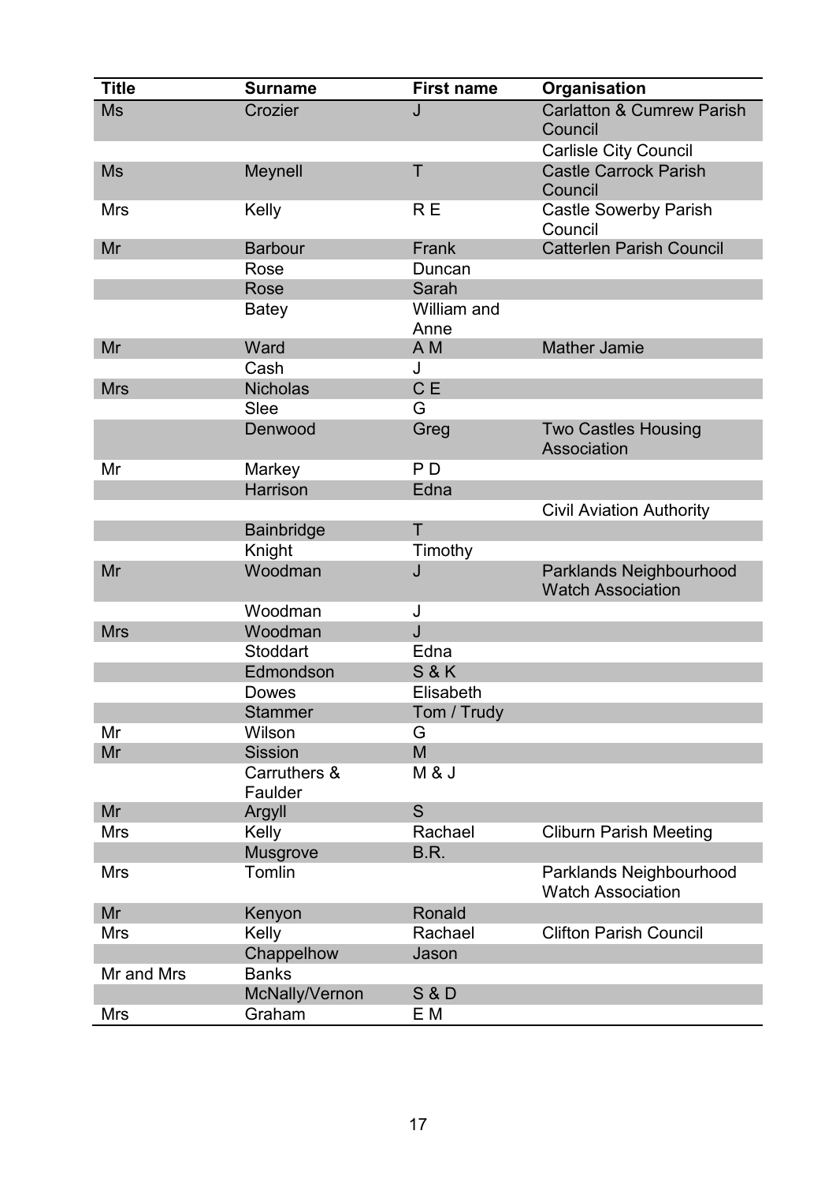| Title | Surname | First name | Organisation |
|---|---|---|---|
| Ms | Crozier | J | Carlatton & Cumrew Parish Council |
| | | | Carlisle City Council |
| Ms | Meynell | T | Castle Carrock Parish Council |
| Mrs | Kelly | R E | Castle Sowerby Parish Council |
| Mr | Barbour | Frank | Catterlen Parish Council |
| | Rose | Duncan | |
| | Rose | Sarah | |
| | Batey | William and Anne | |
| Mr | Ward | A M | Mather Jamie |
| | Cash | J | |
| Mrs | Nicholas | C E | |
| | Slee | G | |
| | Denwood | Greg | Two Castles Housing Association |
| Mr | Markey | P D | |
| | Harrison | Edna | |
| | | | Civil Aviation Authority |
| | Bainbridge | T | |
| | Knight | Timothy | |
| Mr | Woodman | J | Parklands Neighbourhood Watch Association |
| | Woodman | J | |
| Mrs | Woodman | J | |
| | Stoddart | Edna | |
| | Edmondson | S & K | |
| | Dowes | Elisabeth | |
| | Stammer | Tom / Trudy | |
| Mr | Wilson | G | |
| Mr | Sission | M | |
| | Carruthers & Faulder | M & J | |
| Mr | Argyll | S | |
| Mrs | Kelly | Rachael | Cliburn Parish Meeting |
| | Musgrove | B.R. | |
| Mrs | Tomlin | | Parklands Neighbourhood Watch Association |
| Mr | Kenyon | Ronald | |
| Mrs | Kelly | Rachael | Clifton Parish Council |
| | Chappelhow | Jason | |
| Mr and Mrs | Banks | | |
| | McNally/Vernon | S & D | |
| Mrs | Graham | E M | |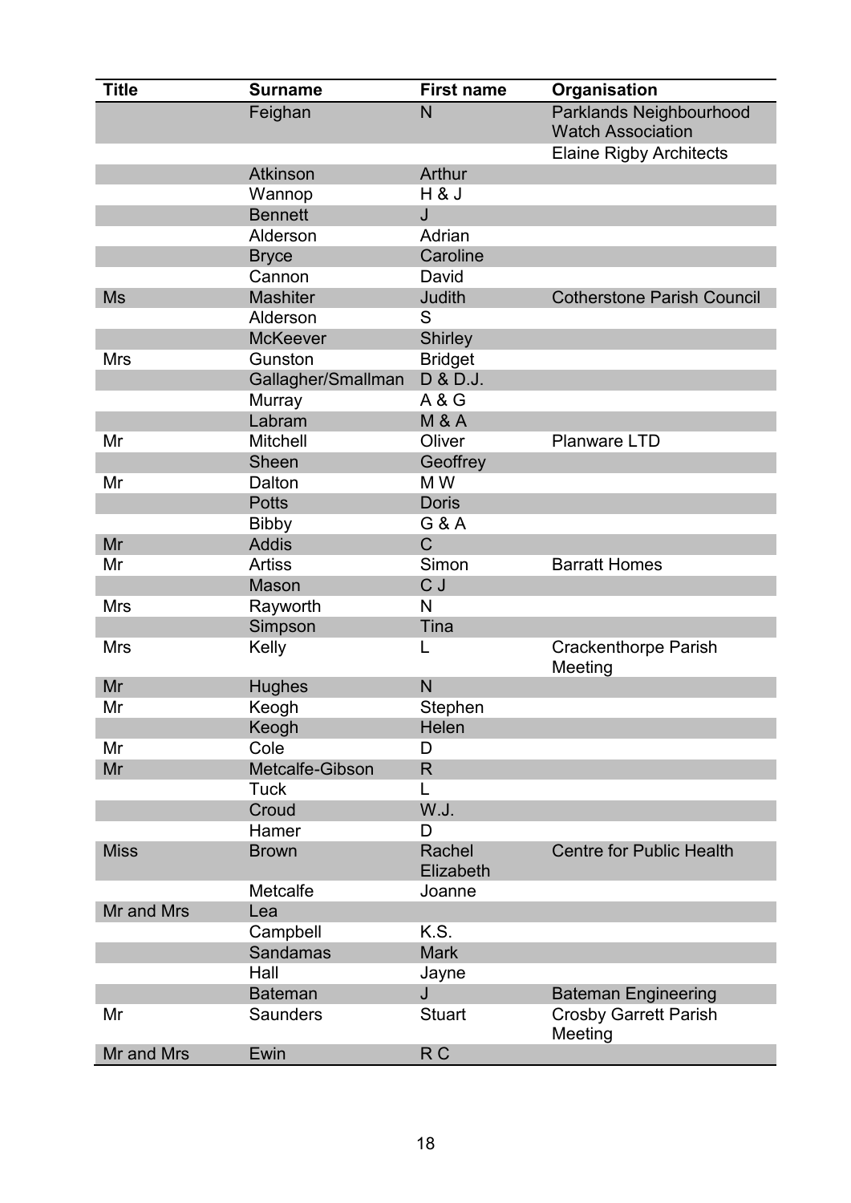| Title | Surname | First name | Organisation |
|---|---|---|---|
| | Feighan | N | Parklands Neighbourhood Watch Association |
| | | | Elaine Rigby Architects |
| | Atkinson | Arthur | |
| | Wannop | H & J | |
| | Bennett | J | |
| | Alderson | Adrian | |
| | Bryce | Caroline | |
| | Cannon | David | |
| Ms | Mashiter | Judith | Cotherstone Parish Council |
| | Alderson | S | |
| | McKeever | Shirley | |
| Mrs | Gunston | Bridget | |
| | Gallagher/Smallman | D & D.J. | |
| | Murray | A & G | |
| | Labram | M & A | |
| Mr | Mitchell | Oliver | Planware LTD |
| | Sheen | Geoffrey | |
| Mr | Dalton | M W | |
| | Potts | Doris | |
| | Bibby | G & A | |
| Mr | Addis | C | |
| Mr | Artiss | Simon | Barratt Homes |
| | Mason | C J | |
| Mrs | Rayworth | N | |
| | Simpson | Tina | |
| Mrs | Kelly | L | Crackenthorpe Parish Meeting |
| Mr | Hughes | N | |
| Mr | Keogh | Stephen | |
| | Keogh | Helen | |
| Mr | Cole | D | |
| Mr | Metcalfe-Gibson | R | |
| | Tuck | L | |
| | Croud | W.J. | |
| | Hamer | D | |
| Miss | Brown | Rachel Elizabeth | Centre for Public Health |
| | Metcalfe | Joanne | |
| Mr and Mrs | Lea | | |
| | Campbell | K.S. | |
| | Sandamas | Mark | |
| | Hall | Jayne | |
| | Bateman | J | Bateman Engineering |
| Mr | Saunders | Stuart | Crosby Garrett Parish Meeting |
| Mr and Mrs | Ewin | R C | |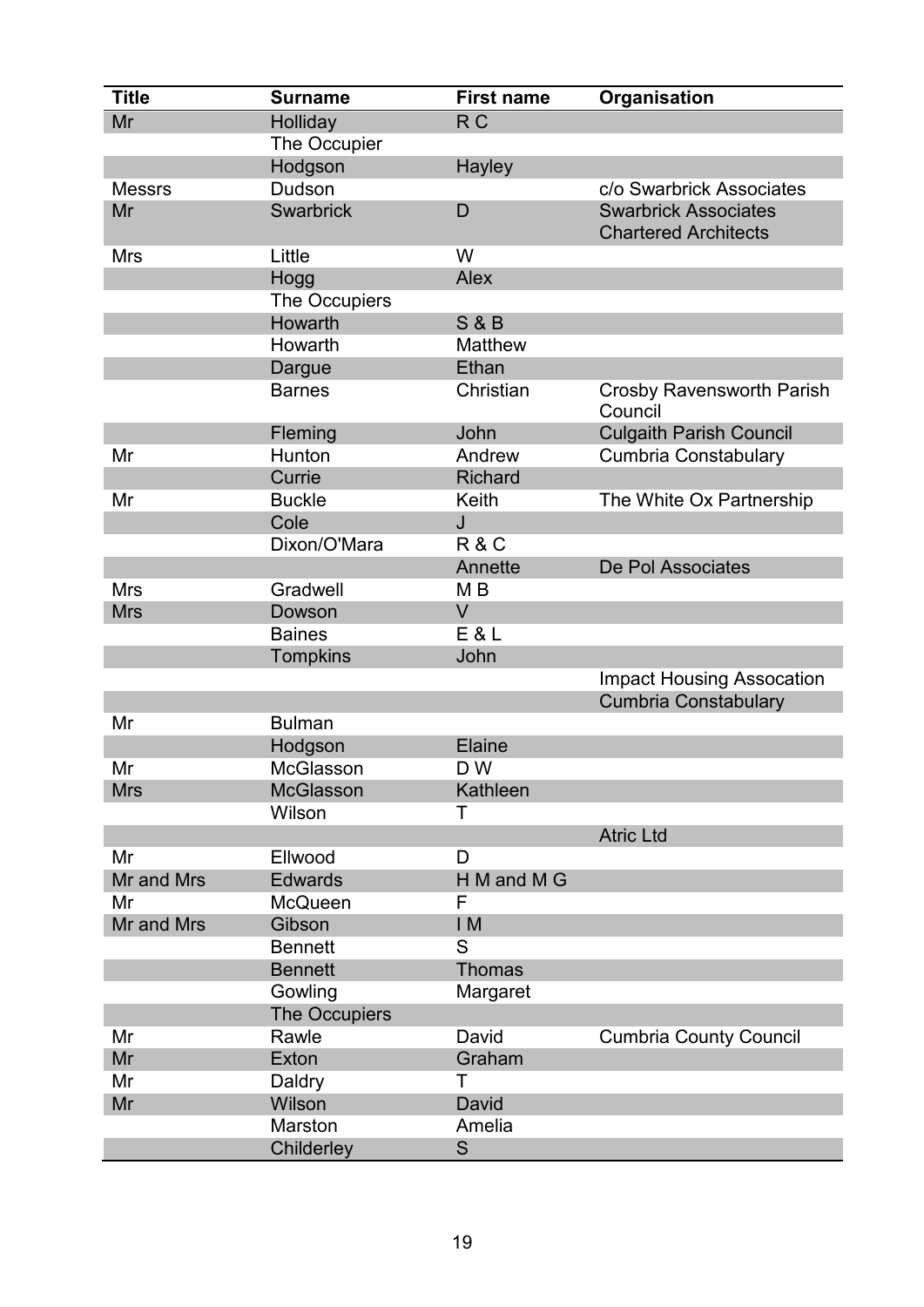| Title | Surname | First name | Organisation |
|---|---|---|---|
| Mr | Holliday | R C | |
| | The Occupier | | |
| | Hodgson | Hayley | |
| Messrs | Dudson | | c/o Swarbrick Associates |
| Mr | Swarbrick | D | Swarbrick Associates Chartered Architects |
| Mrs | Little | W | |
| | Hogg | Alex | |
| | The Occupiers | | |
| | Howarth | S & B | |
| | Howarth | Matthew | |
| | Dargue | Ethan | |
| | Barnes | Christian | Crosby Ravensworth Parish Council |
| | Fleming | John | Culgaith Parish Council |
| Mr | Hunton | Andrew | Cumbria Constabulary |
| | Currie | Richard | |
| Mr | Buckle | Keith | The White Ox Partnership |
| | Cole | J | |
| | Dixon/O'Mara | R & C | |
| | | Annette | De Pol Associates |
| Mrs | Gradwell | M B | |
| Mrs | Dowson | V | |
| | Baines | E & L | |
| | Tompkins | John | |
| | | | Impact Housing Assocation |
| | | | Cumbria Constabulary |
| Mr | Bulman | | |
| | Hodgson | Elaine | |
| Mr | McGlasson | D W | |
| Mrs | McGlasson | Kathleen | |
| | Wilson | T | |
| | | | Atric Ltd |
| Mr | Ellwood | D | |
| Mr and Mrs | Edwards | H M and M G | |
| Mr | McQueen | F | |
| Mr and Mrs | Gibson | I M | |
| | Bennett | S | |
| | Bennett | Thomas | |
| | Gowling | Margaret | |
| | The Occupiers | | |
| Mr | Rawle | David | Cumbria County Council |
| Mr | Exton | Graham | |
| Mr | Daldry | T | |
| Mr | Wilson | David | |
| | Marston | Amelia | |
| | Childerley | S | |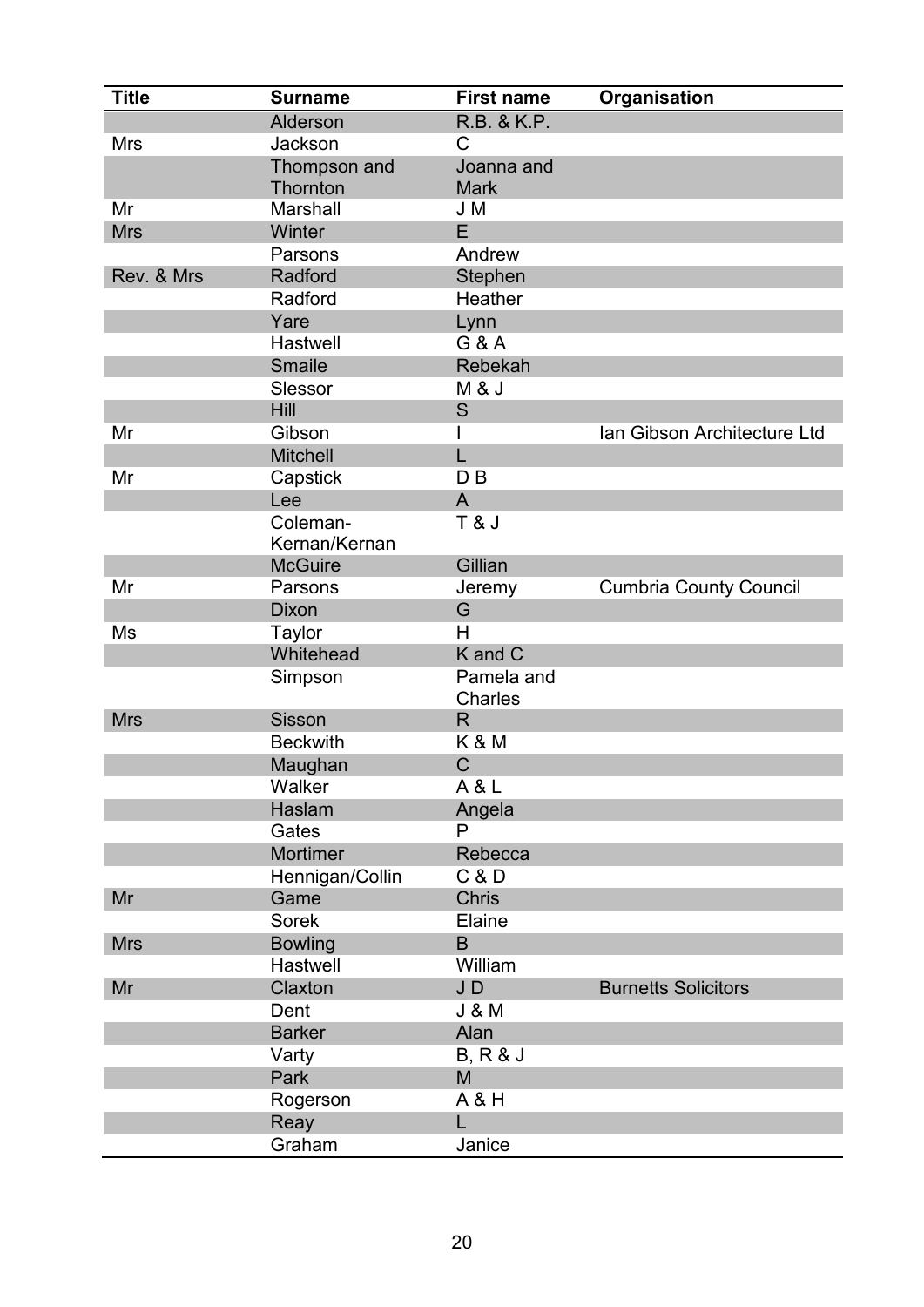| Title | Surname | First name | Organisation |
|---|---|---|---|
| | Alderson | R.B. & K.P. | |
| Mrs | Jackson | C | |
| | Thompson and Thornton | Joanna and Mark | |
| Mr | Marshall | J M | |
| Mrs | Winter | E | |
| | Parsons | Andrew | |
| Rev. & Mrs | Radford | Stephen | |
| | Radford | Heather | |
| | Yare | Lynn | |
| | Hastwell | G & A | |
| | Smaile | Rebekah | |
| | Slessor | M & J | |
| | Hill | S | |
| Mr | Gibson | I | Ian Gibson Architecture Ltd |
| | Mitchell | L | |
| Mr | Capstick | D B | |
| | Lee | A | |
| | Coleman-Kernan/Kernan | T & J | |
| | McGuire | Gillian | |
| Mr | Parsons | Jeremy | Cumbria County Council |
| | Dixon | G | |
| Ms | Taylor | H | |
| | Whitehead | K and C | |
| | Simpson | Pamela and Charles | |
| Mrs | Sisson | R | |
| | Beckwith | K & M | |
| | Maughan | C | |
| | Walker | A & L | |
| | Haslam | Angela | |
| | Gates | P | |
| | Mortimer | Rebecca | |
| | Hennigan/Collin | C & D | |
| Mr | Game | Chris | |
| | Sorek | Elaine | |
| Mrs | Bowling | B | |
| | Hastwell | William | |
| Mr | Claxton | J D | Burnetts Solicitors |
| | Dent | J & M | |
| | Barker | Alan | |
| | Varty | B, R & J | |
| | Park | M | |
| | Rogerson | A & H | |
| | Reay | L | |
| | Graham | Janice | |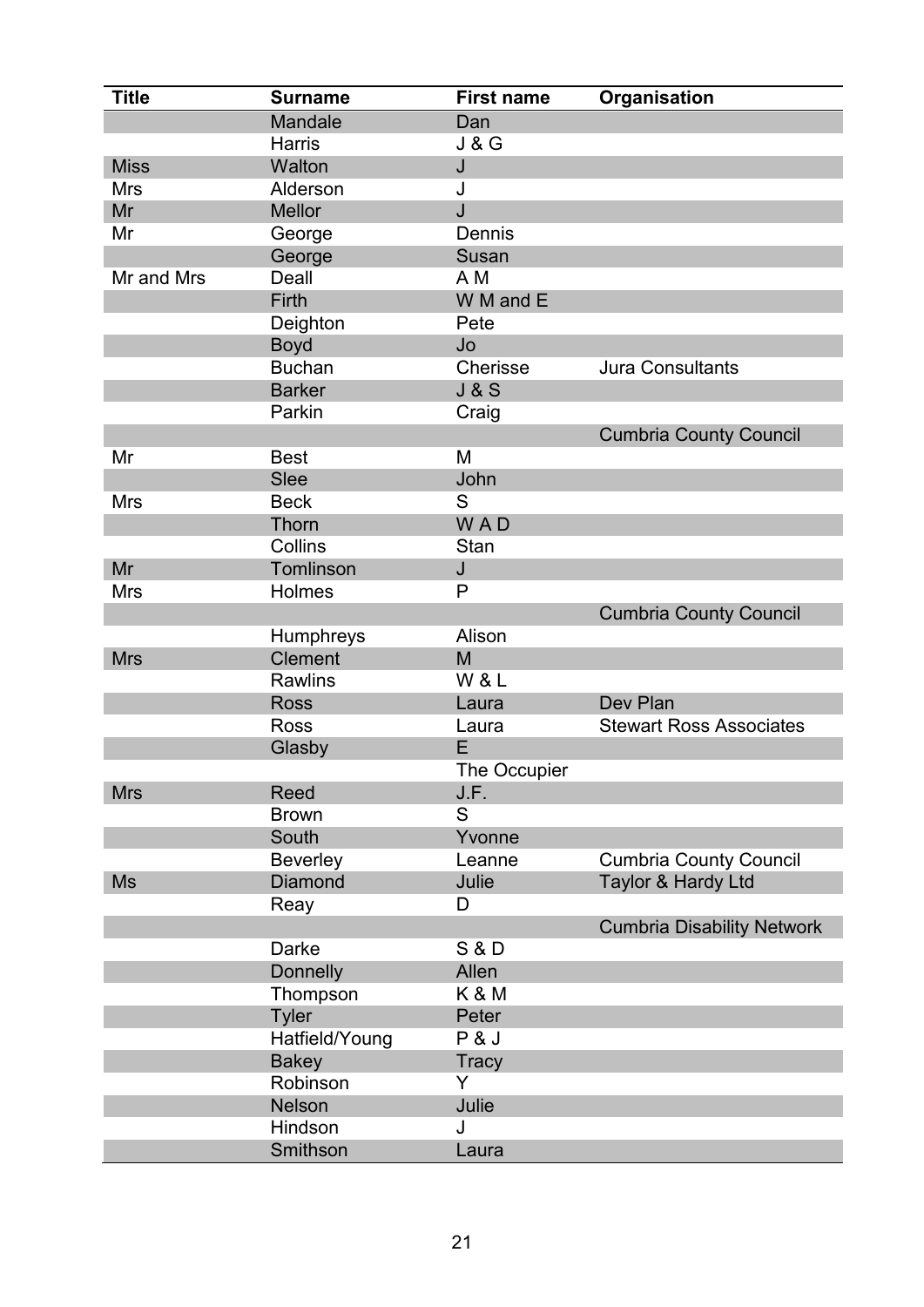| Title | Surname | First name | Organisation |
|---|---|---|---|
| | Mandale | Dan | |
| | Harris | J & G | |
| Miss | Walton | J | |
| Mrs | Alderson | J | |
| Mr | Mellor | J | |
| Mr | George | Dennis | |
| | George | Susan | |
| Mr and Mrs | Deall | A M | |
| | Firth | W M and E | |
| | Deighton | Pete | |
| | Boyd | Jo | |
| | Buchan | Cherisse | Jura Consultants |
| | Barker | J & S | |
| | Parkin | Craig | |
| | | | Cumbria County Council |
| Mr | Best | M | |
| | Slee | John | |
| Mrs | Beck | S | |
| | Thorn | W A D | |
| | Collins | Stan | |
| Mr | Tomlinson | J | |
| Mrs | Holmes | P | |
| | | | Cumbria County Council |
| | Humphreys | Alison | |
| Mrs | Clement | M | |
| | Rawlins | W & L | |
| | Ross | Laura | Dev Plan |
| | Ross | Laura | Stewart Ross Associates |
| | Glasby | E | |
| | | The Occupier | |
| Mrs | Reed | J.F. | |
| | Brown | S | |
| | South | Yvonne | |
| | Beverley | Leanne | Cumbria County Council |
| Ms | Diamond | Julie | Taylor & Hardy Ltd |
| | Reay | D | |
| | | | Cumbria Disability Network |
| | Darke | S & D | |
| | Donnelly | Allen | |
| | Thompson | K & M | |
| | Tyler | Peter | |
| | Hatfield/Young | P & J | |
| | Bakey | Tracy | |
| | Robinson | Y | |
| | Nelson | Julie | |
| | Hindson | J | |
| | Smithson | Laura | |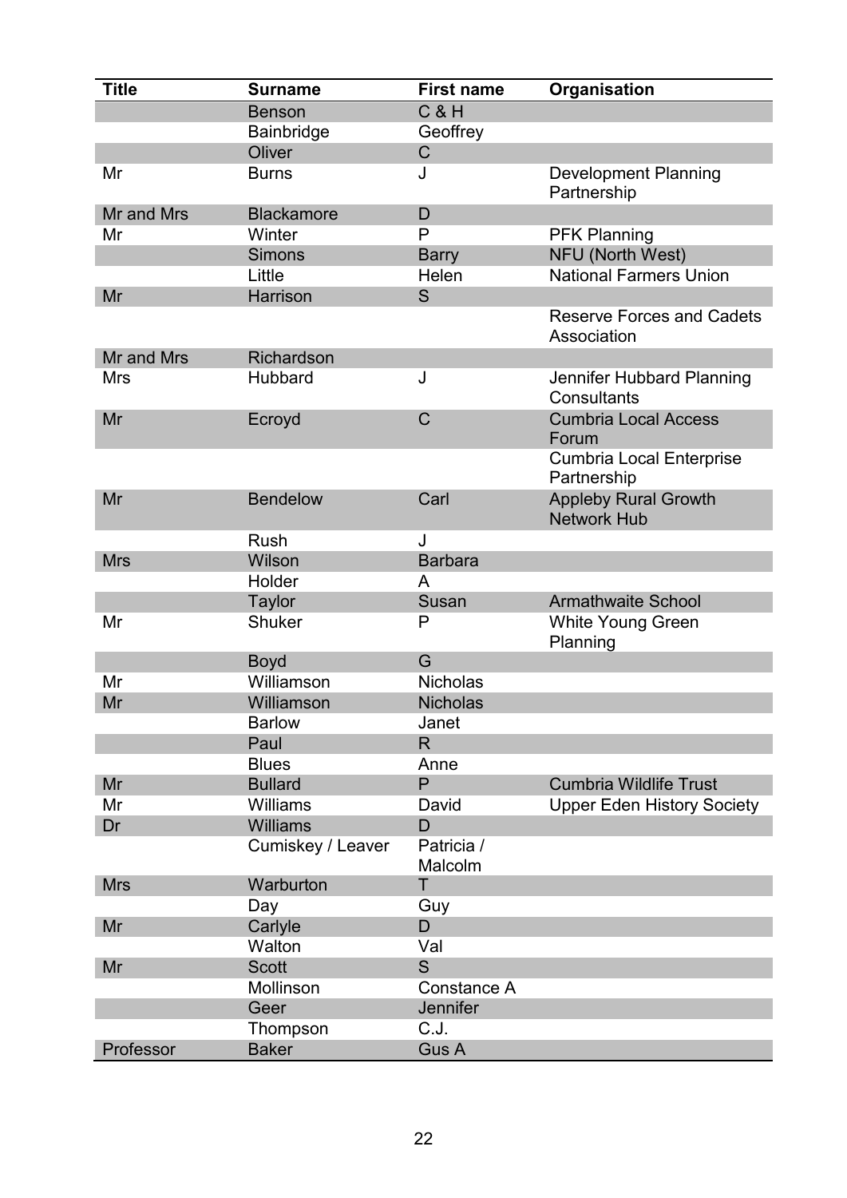| Title | Surname | First name | Organisation |
|---|---|---|---|
| | Benson | C & H | |
| | Bainbridge | Geoffrey | |
| | Oliver | C | |
| Mr | Burns | J | Development Planning Partnership |
| Mr and Mrs | Blackamore | D | |
| Mr | Winter | P | PFK Planning |
| | Simons | Barry | NFU (North West) |
| | Little | Helen | National Farmers Union |
| Mr | Harrison | S | |
| | | | Reserve Forces and Cadets Association |
| Mr and Mrs | Richardson | | |
| Mrs | Hubbard | J | Jennifer Hubbard Planning Consultants |
| Mr | Ecroyd | C | Cumbria Local Access Forum |
| | | | Cumbria Local Enterprise Partnership |
| Mr | Bendelow | Carl | Appleby Rural Growth Network Hub |
| | Rush | J | |
| Mrs | Wilson | Barbara | |
| | Holder | A | |
| | Taylor | Susan | Armathwaite School |
| Mr | Shuker | P | White Young Green Planning |
| | Boyd | G | |
| Mr | Williamson | Nicholas | |
| Mr | Williamson | Nicholas | |
| | Barlow | Janet | |
| | Paul | R | |
| | Blues | Anne | |
| Mr | Bullard | P | Cumbria Wildlife Trust |
| Mr | Williams | David | Upper Eden History Society |
| Dr | Williams | D | |
| | Cumiskey / Leaver | Patricia / Malcolm | |
| Mrs | Warburton | T | |
| | Day | Guy | |
| Mr | Carlyle | D | |
| | Walton | Val | |
| Mr | Scott | S | |
| | Mollinson | Constance A | |
| | Geer | Jennifer | |
| | Thompson | C.J. | |
| Professor | Baker | Gus A | |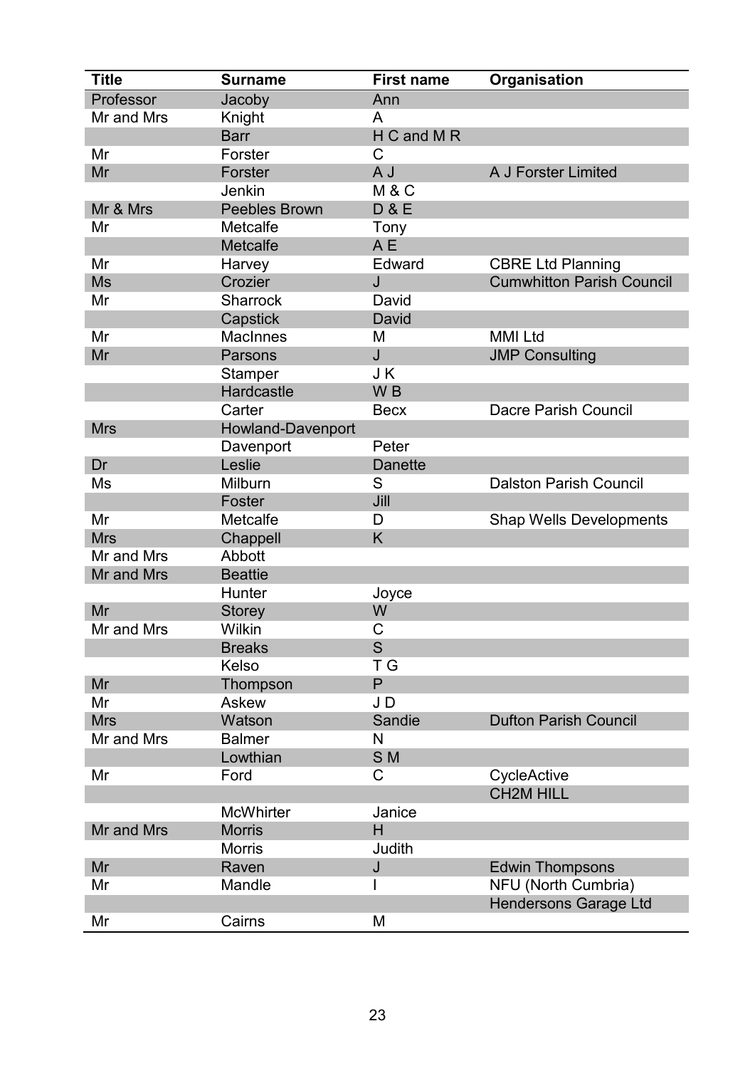| Title | Surname | First name | Organisation |
|---|---|---|---|
| Professor | Jacoby | Ann | |
| Mr and Mrs | Knight | A | |
| | Barr | H C and M R | |
| Mr | Forster | C | |
| Mr | Forster | A J | A J Forster Limited |
| | Jenkin | M & C | |
| Mr & Mrs | Peebles Brown | D & E | |
| Mr | Metcalfe | Tony | |
| | Metcalfe | A E | |
| Mr | Harvey | Edward | CBRE Ltd Planning |
| Ms | Crozier | J | Cumwhitton Parish Council |
| Mr | Sharrock | David | |
| | Capstick | David | |
| Mr | MacInnes | M | MMI Ltd |
| Mr | Parsons | J | JMP Consulting |
| | Stamper | J K | |
| | Hardcastle | W B | |
| | Carter | Becx | Dacre Parish Council |
| Mrs | Howland-Davenport | | |
| | Davenport | Peter | |
| Dr | Leslie | Danette | |
| Ms | Milburn | S | Dalston Parish Council |
| | Foster | Jill | |
| Mr | Metcalfe | D | Shap Wells Developments |
| Mrs | Chappell | K | |
| Mr and Mrs | Abbott | | |
| Mr and Mrs | Beattie | | |
| | Hunter | Joyce | |
| Mr | Storey | W | |
| Mr and Mrs | Wilkin | C | |
| | Breaks | S | |
| | Kelso | T G | |
| Mr | Thompson | P | |
| Mr | Askew | J D | |
| Mrs | Watson | Sandie | Dufton Parish Council |
| Mr and Mrs | Balmer | N | |
| | Lowthian | S M | |
| Mr | Ford | C | CycleActive |
| | | | CH2M HILL |
| | McWhirter | Janice | |
| Mr and Mrs | Morris | H | |
| | Morris | Judith | |
| Mr | Raven | J | Edwin Thompsons |
| Mr | Mandle | I | NFU (North Cumbria) |
| | | | Hendersons Garage Ltd |
| Mr | Cairns | M | |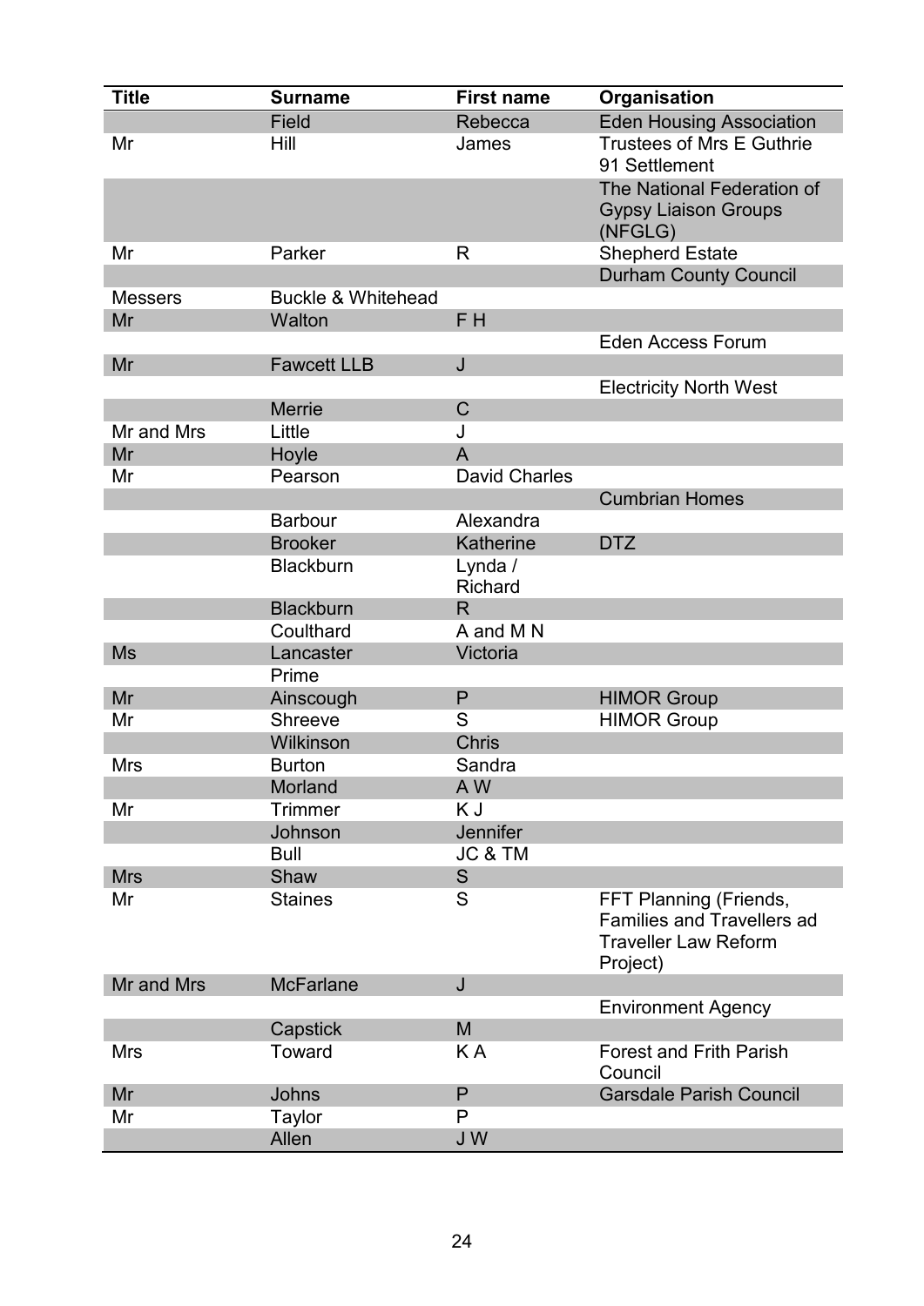| Title | Surname | First name | Organisation |
|---|---|---|---|
| | Field | Rebecca | Eden Housing Association |
| Mr | Hill | James | Trustees of Mrs E Guthrie 91 Settlement |
| | | | The National Federation of Gypsy Liaison Groups (NFGLG) |
| Mr | Parker | R | Shepherd Estate |
| | | | Durham County Council |
| Messers | Buckle & Whitehead | | |
| Mr | Walton | F H | |
| | | | Eden Access Forum |
| Mr | Fawcett LLB | J | |
| | | | Electricity North West |
| | Merrie | C | |
| Mr and Mrs | Little | J | |
| Mr | Hoyle | A | |
| Mr | Pearson | David Charles | |
| | | | Cumbrian Homes |
| | Barbour | Alexandra | |
| | Brooker | Katherine | DTZ |
| | Blackburn | Lynda / Richard | |
| | Blackburn | R | |
| | Coulthard | A and M N | |
| Ms | Lancaster | Victoria | |
| | Prime | | |
| Mr | Ainscough | P | HIMOR Group |
| Mr | Shreeve | S | HIMOR Group |
| | Wilkinson | Chris | |
| Mrs | Burton | Sandra | |
| | Morland | A W | |
| Mr | Trimmer | K J | |
| | Johnson | Jennifer | |
| | Bull | JC & TM | |
| Mrs | Shaw | S | |
| Mr | Staines | S | FFT Planning (Friends, Families and Travellers ad Traveller Law Reform Project) |
| Mr and Mrs | McFarlane | J | |
| | | | Environment Agency |
| | Capstick | M | |
| Mrs | Toward | K A | Forest and Frith Parish Council |
| Mr | Johns | P | Garsdale Parish Council |
| Mr | Taylor | P | |
| | Allen | J W | |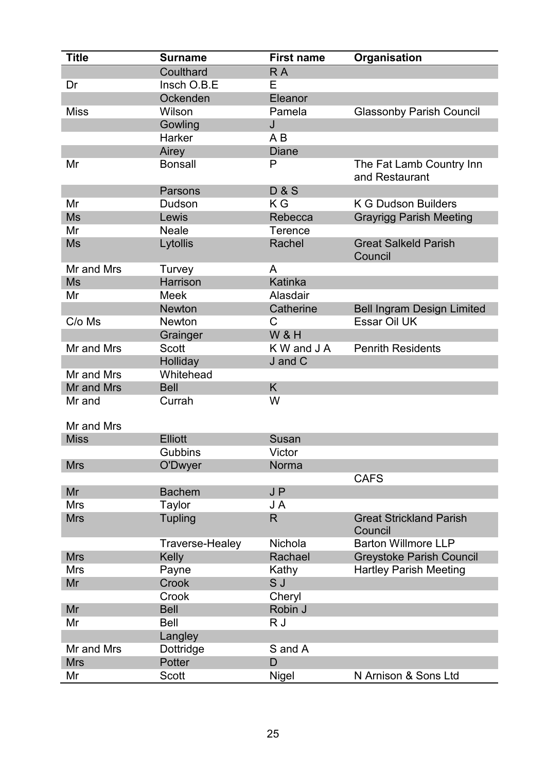| Title | Surname | First name | Organisation |
|---|---|---|---|
| | Coulthard | R A | |
| Dr | Insch O.B.E | E | |
| | Ockenden | Eleanor | |
| Miss | Wilson | Pamela | Glassonby Parish Council |
| | Gowling | J | |
| | Harker | A B | |
| | Airey | Diane | |
| Mr | Bonsall | P | The Fat Lamb Country Inn and Restaurant |
| | Parsons | D & S | |
| Mr | Dudson | K G | K G Dudson Builders |
| Ms | Lewis | Rebecca | Grayrigg Parish Meeting |
| Mr | Neale | Terence | |
| Ms | Lytollis | Rachel | Great Salkeld Parish Council |
| Mr and Mrs | Turvey | A | |
| Ms | Harrison | Katinka | |
| Mr | Meek | Alasdair | |
| | Newton | Catherine | Bell Ingram Design Limited |
| C/o Ms | Newton | C | Essar Oil UK |
| | Grainger | W & H | |
| Mr and Mrs | Scott | K W and J A | Penrith Residents |
| | Holliday | J and C | |
| Mr and Mrs | Whitehead | | |
| Mr and Mrs | Bell | K | |
| Mr and Mr and Mrs | Currah | W | |
| Miss | Elliott | Susan | |
| | Gubbins | Victor | |
| Mrs | O'Dwyer | Norma | |
| | | | CAFS |
| Mr | Bachem | J P | |
| Mrs | Taylor | J A | |
| Mrs | Tupling | R | Great Strickland Parish Council |
| | Traverse-Healey | Nichola | Barton Willmore LLP |
| Mrs | Kelly | Rachael | Greystoke Parish Council |
| Mrs | Payne | Kathy | Hartley Parish Meeting |
| Mr | Crook | S J | |
| | Crook | Cheryl | |
| Mr | Bell | Robin J | |
| Mr | Bell | R J | |
| | Langley | | |
| Mr and Mrs | Dottridge | S and A | |
| Mrs | Potter | D | |
| Mr | Scott | Nigel | N Arnison & Sons Ltd |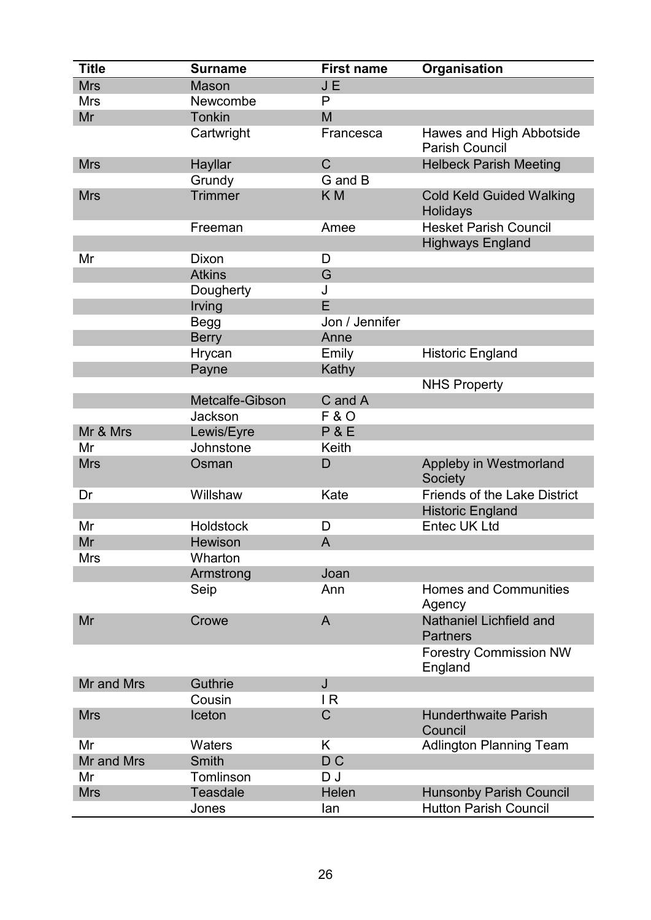| Title | Surname | First name | Organisation |
|---|---|---|---|
| Mrs | Mason | J E | |
| Mrs | Newcombe | P | |
| Mr | Tonkin | M | |
| | Cartwright | Francesca | Hawes and High Abbotside Parish Council |
| Mrs | Hayllar | C | Helbeck Parish Meeting |
| | Grundy | G and B | |
| Mrs | Trimmer | K M | Cold Keld Guided Walking Holidays |
| | Freeman | Amee | Hesket Parish Council |
| | | | Highways England |
| Mr | Dixon | D | |
| | Atkins | G | |
| | Dougherty | J | |
| | Irving | E | |
| | Begg | Jon / Jennifer | |
| | Berry | Anne | |
| | Hrycan | Emily | Historic England |
| | Payne | Kathy | |
| | | | NHS Property |
| | Metcalfe-Gibson | C and A | |
| | Jackson | F & O | |
| Mr & Mrs | Lewis/Eyre | P & E | |
| Mr | Johnstone | Keith | |
| Mrs | Osman | D | Appleby in Westmorland Society |
| Dr | Willshaw | Kate | Friends of the Lake District |
| | | | Historic England |
| Mr | Holdstock | D | Entec UK Ltd |
| Mr | Hewison | A | |
| Mrs | Wharton | | |
| | Armstrong | Joan | |
| | Seip | Ann | Homes and Communities Agency |
| Mr | Crowe | A | Nathaniel Lichfield and Partners |
| | | | Forestry Commission NW England |
| Mr and Mrs | Guthrie | J | |
| | Cousin | I R | |
| Mrs | Iceton | C | Hunderthwaite Parish Council |
| Mr | Waters | K | Adlington Planning Team |
| Mr and Mrs | Smith | D C | |
| Mr | Tomlinson | D J | |
| Mrs | Teasdale | Helen | Hunsonby Parish Council |
| | Jones | Ian | Hutton Parish Council |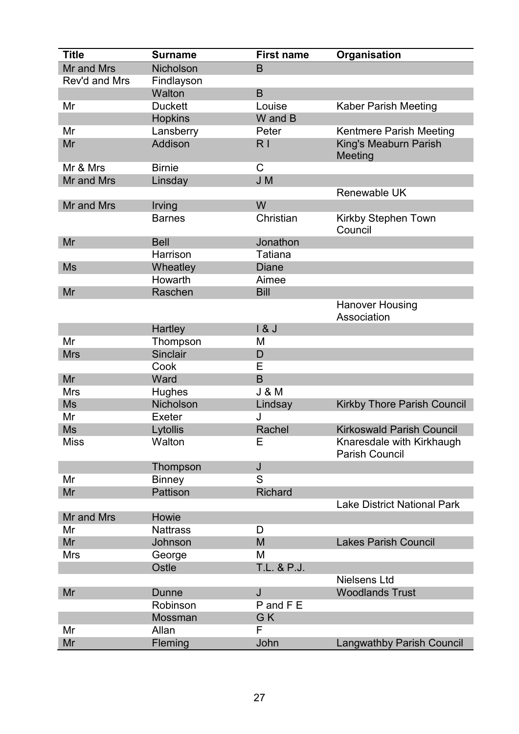| Title | Surname | First name | Organisation |
|---|---|---|---|
| Mr and Mrs | Nicholson | B | |
| Rev'd and Mrs | Findlayson | | |
| | Walton | B | |
| Mr | Duckett | Louise | Kaber Parish Meeting |
| | Hopkins | W and B | |
| Mr | Lansberry | Peter | Kentmere Parish Meeting |
| Mr | Addison | R I | King's Meaburn Parish Meeting |
| Mr & Mrs | Birnie | C | |
| Mr and Mrs | Linsday | J M | |
| | | | Renewable UK |
| Mr and Mrs | Irving | W | |
| | Barnes | Christian | Kirkby Stephen Town Council |
| Mr | Bell | Jonathon | |
| | Harrison | Tatiana | |
| Ms | Wheatley | Diane | |
| | Howarth | Aimee | |
| Mr | Raschen | Bill | |
| | | | Hanover Housing Association |
| | Hartley | I & J | |
| Mr | Thompson | M | |
| Mrs | Sinclair | D | |
| | Cook | E | |
| Mr | Ward | B | |
| Mrs | Hughes | J & M | |
| Ms | Nicholson | Lindsay | Kirkby Thore Parish Council |
| Mr | Exeter | J | |
| Ms | Lytollis | Rachel | Kirkoswald Parish Council |
| Miss | Walton | E | Knaresdale with Kirkhaugh Parish Council |
| | Thompson | J | |
| Mr | Binney | S | |
| Mr | Pattison | Richard | |
| | | | Lake District National Park |
| Mr and Mrs | Howie | | |
| Mr | Nattrass | D | |
| Mr | Johnson | M | Lakes Parish Council |
| Mrs | George | M | |
| | Ostle | T.L. & P.J. | |
| | | | Nielsens Ltd |
| Mr | Dunne | J | Woodlands Trust |
| | Robinson | P and F E | |
| | Mossman | G K | |
| Mr | Allan | F | |
| Mr | Fleming | John | Langwathby Parish Council |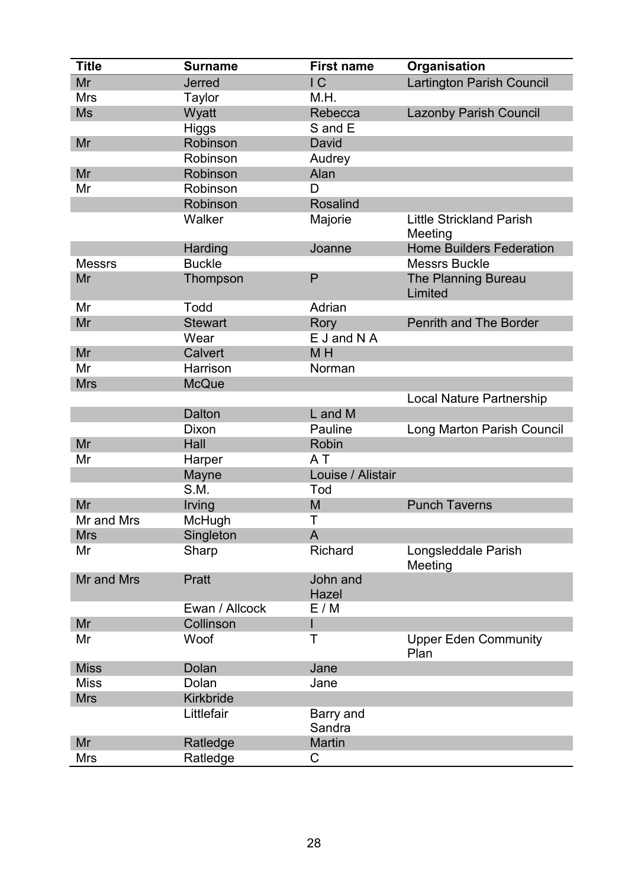| Title | Surname | First name | Organisation |
|---|---|---|---|
| Mr | Jerred | I C | Lartington Parish Council |
| Mrs | Taylor | M.H. | |
| Ms | Wyatt | Rebecca | Lazonby Parish Council |
| | Higgs | S and E | |
| Mr | Robinson | David | |
| | Robinson | Audrey | |
| Mr | Robinson | Alan | |
| Mr | Robinson | D | |
| | Robinson | Rosalind | |
| | Walker | Majorie | Little Strickland Parish Meeting |
| | Harding | Joanne | Home Builders Federation |
| Messrs | Buckle | | Messrs Buckle |
| Mr | Thompson | P | The Planning Bureau Limited |
| Mr | Todd | Adrian | |
| Mr | Stewart | Rory | Penrith and The Border |
| | Wear | E J and N A | |
| Mr | Calvert | M H | |
| Mr | Harrison | Norman | |
| Mrs | McQue | | |
| | | | Local Nature Partnership |
| | Dalton | L and M | |
| | Dixon | Pauline | Long Marton Parish Council |
| Mr | Hall | Robin | |
| Mr | Harper | A T | |
| | Mayne | Louise / Alistair | |
| | S.M. | Tod | |
| Mr | Irving | M | Punch Taverns |
| Mr and Mrs | McHugh | T | |
| Mrs | Singleton | A | |
| Mr | Sharp | Richard | Longsleddale Parish Meeting |
| Mr and Mrs | Pratt | John and Hazel | |
| | Ewan / Allcock | E / M | |
| Mr | Collinson | I | |
| Mr | Woof | T | Upper Eden Community Plan |
| Miss | Dolan | Jane | |
| Miss | Dolan | Jane | |
| Mrs | Kirkbride | | |
| | Littlefair | Barry and Sandra | |
| Mr | Ratledge | Martin | |
| Mrs | Ratledge | C | |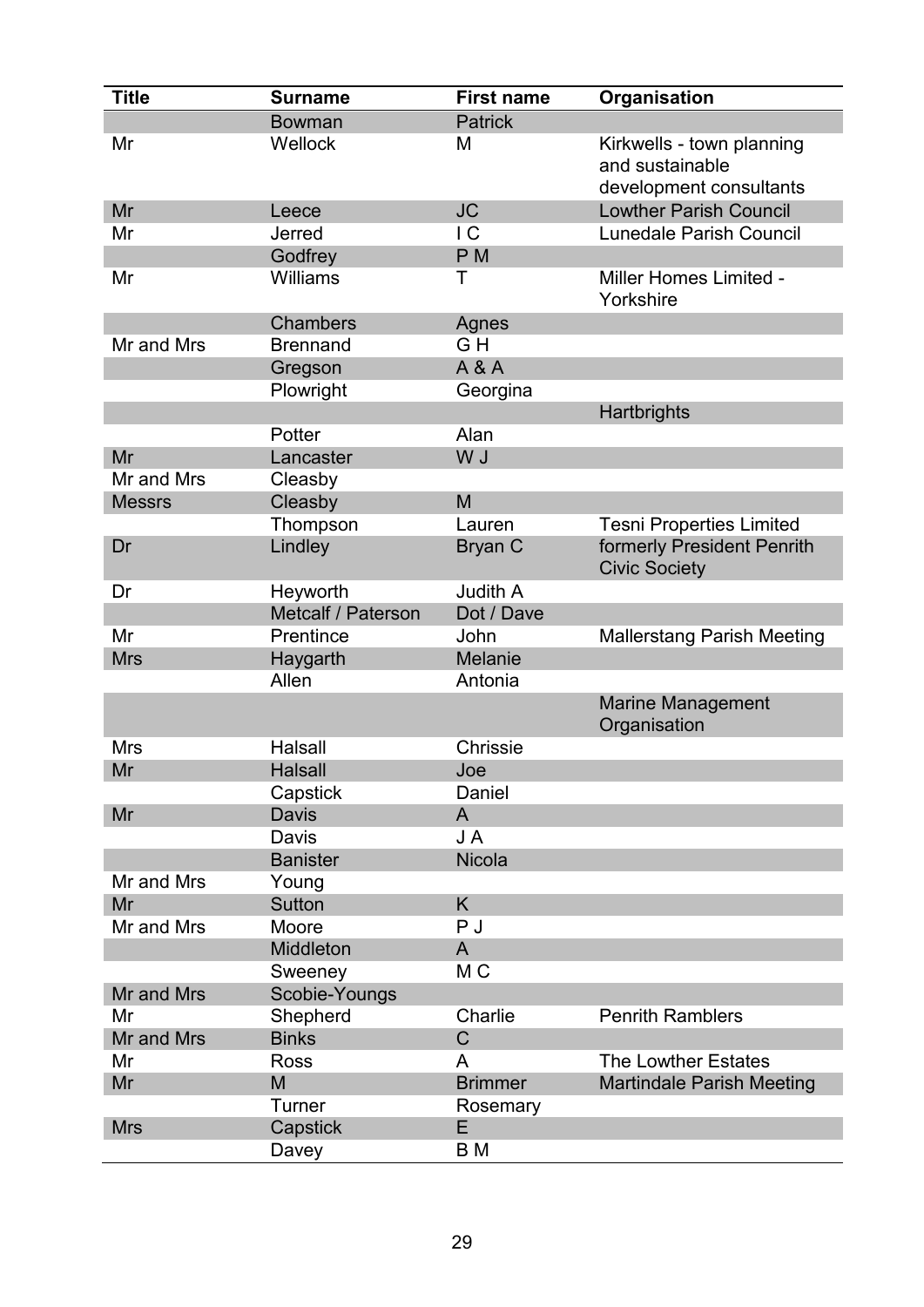| Title | Surname | First name | Organisation |
|---|---|---|---|
| | Bowman | Patrick | |
| Mr | Wellock | M | Kirkwells - town planning and sustainable development consultants |
| Mr | Leece | JC | Lowther Parish Council |
| Mr | Jerred | I C | Lunedale Parish Council |
| | Godfrey | P M | |
| Mr | Williams | T | Miller Homes Limited - Yorkshire |
| | Chambers | Agnes | |
| Mr and Mrs | Brennand | G H | |
| | Gregson | A & A | |
| | Plowright | Georgina | |
| | | | Hartbrights |
| | Potter | Alan | |
| Mr | Lancaster | W J | |
| Mr and Mrs | Cleasby | | |
| Messrs | Cleasby | M | |
| | Thompson | Lauren | Tesni Properties Limited |
| Dr | Lindley | Bryan C | formerly President Penrith Civic Society |
| Dr | Heyworth | Judith A | |
| | Metcalf / Paterson | Dot / Dave | |
| Mr | Prentince | John | Mallerstang Parish Meeting |
| Mrs | Haygarth | Melanie | |
| | Allen | Antonia | |
| | | | Marine Management Organisation |
| Mrs | Halsall | Chrissie | |
| Mr | Halsall | Joe | |
| | Capstick | Daniel | |
| Mr | Davis | A | |
| | Davis | J A | |
| | Banister | Nicola | |
| Mr and Mrs | Young | | |
| Mr | Sutton | K | |
| Mr and Mrs | Moore | P J | |
| | Middleton | A | |
| | Sweeney | M C | |
| Mr and Mrs | Scobie-Youngs | | |
| Mr | Shepherd | Charlie | Penrith Ramblers |
| Mr and Mrs | Binks | C | |
| Mr | Ross | A | The Lowther Estates |
| Mr | M | Brimmer | Martindale Parish Meeting |
| | Turner | Rosemary | |
| Mrs | Capstick | E | |
| | Davey | B M | |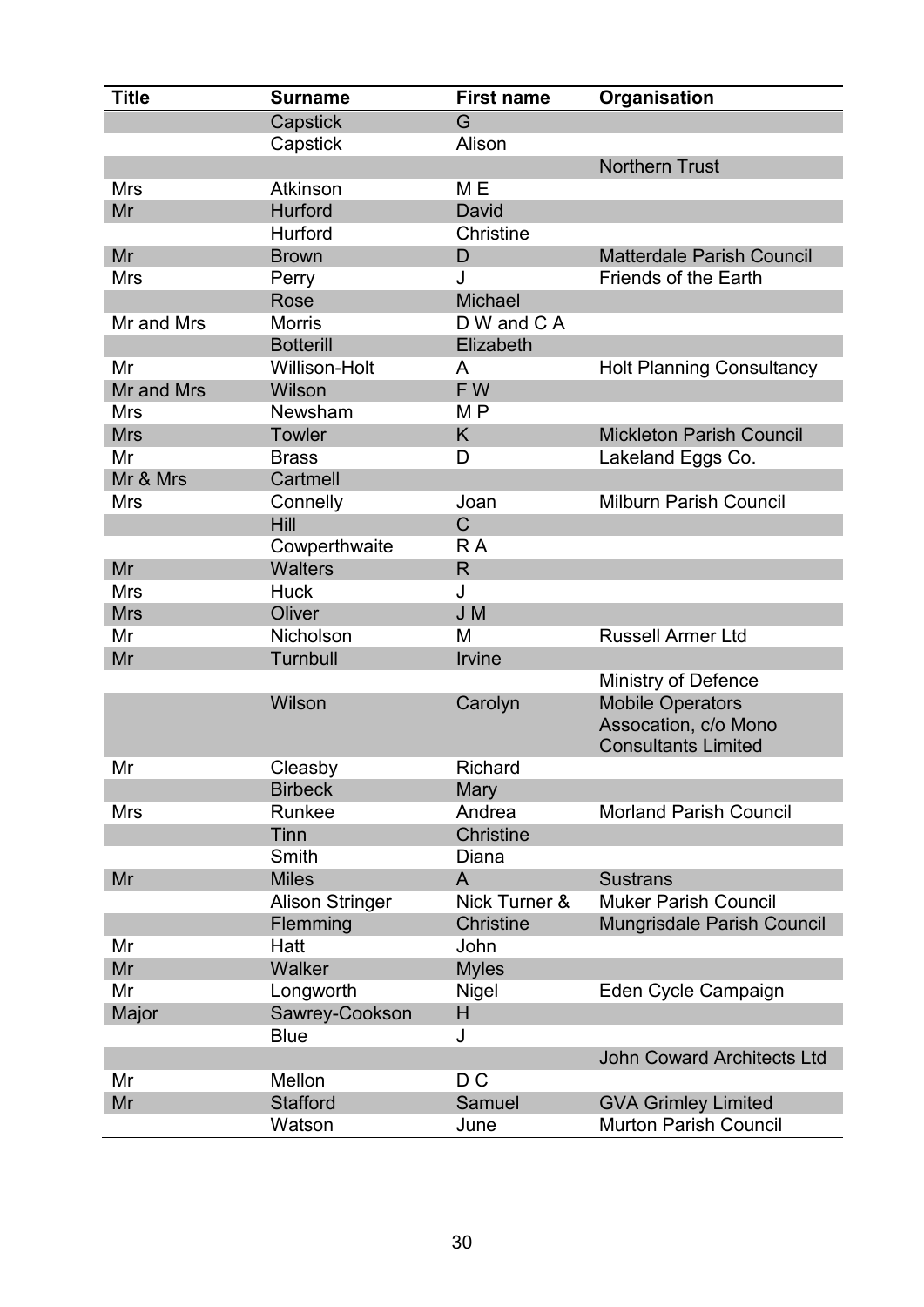| Title | Surname | First name | Organisation |
|---|---|---|---|
| | Capstick | G | |
| | Capstick | Alison | |
| | | | Northern Trust |
| Mrs | Atkinson | M E | |
| Mr | Hurford | David | |
| | Hurford | Christine | |
| Mr | Brown | D | Matterdale Parish Council |
| Mrs | Perry | J | Friends of the Earth |
| | Rose | Michael | |
| Mr and Mrs | Morris | D W and C A | |
| | Botterill | Elizabeth | |
| Mr | Willison-Holt | A | Holt Planning Consultancy |
| Mr and Mrs | Wilson | F W | |
| Mrs | Newsham | M P | |
| Mrs | Towler | K | Mickleton Parish Council |
| Mr | Brass | D | Lakeland Eggs Co. |
| Mr & Mrs | Cartmell | | |
| Mrs | Connelly | Joan | Milburn Parish Council |
| | Hill | C | |
| | Cowperthwaite | R A | |
| Mr | Walters | R | |
| Mrs | Huck | J | |
| Mrs | Oliver | J M | |
| Mr | Nicholson | M | Russell Armer Ltd |
| Mr | Turnbull | Irvine | |
| | | | Ministry of Defence |
| | Wilson | Carolyn | Mobile Operators Assocation, c/o Mono Consultants Limited |
| Mr | Cleasby | Richard | |
| | Birbeck | Mary | |
| Mrs | Runkee | Andrea | Morland Parish Council |
| | Tinn | Christine | |
| | Smith | Diana | |
| Mr | Miles | A | Sustrans |
| | Alison Stringer | Nick Turner & | Muker Parish Council |
| | Flemming | Christine | Mungrisdale Parish Council |
| Mr | Hatt | John | |
| Mr | Walker | Myles | |
| Mr | Longworth | Nigel | Eden Cycle Campaign |
| Major | Sawrey-Cookson | H | |
| | Blue | J | |
| | | | John Coward Architects Ltd |
| Mr | Mellon | D C | |
| Mr | Stafford | Samuel | GVA Grimley Limited |
| | Watson | June | Murton Parish Council |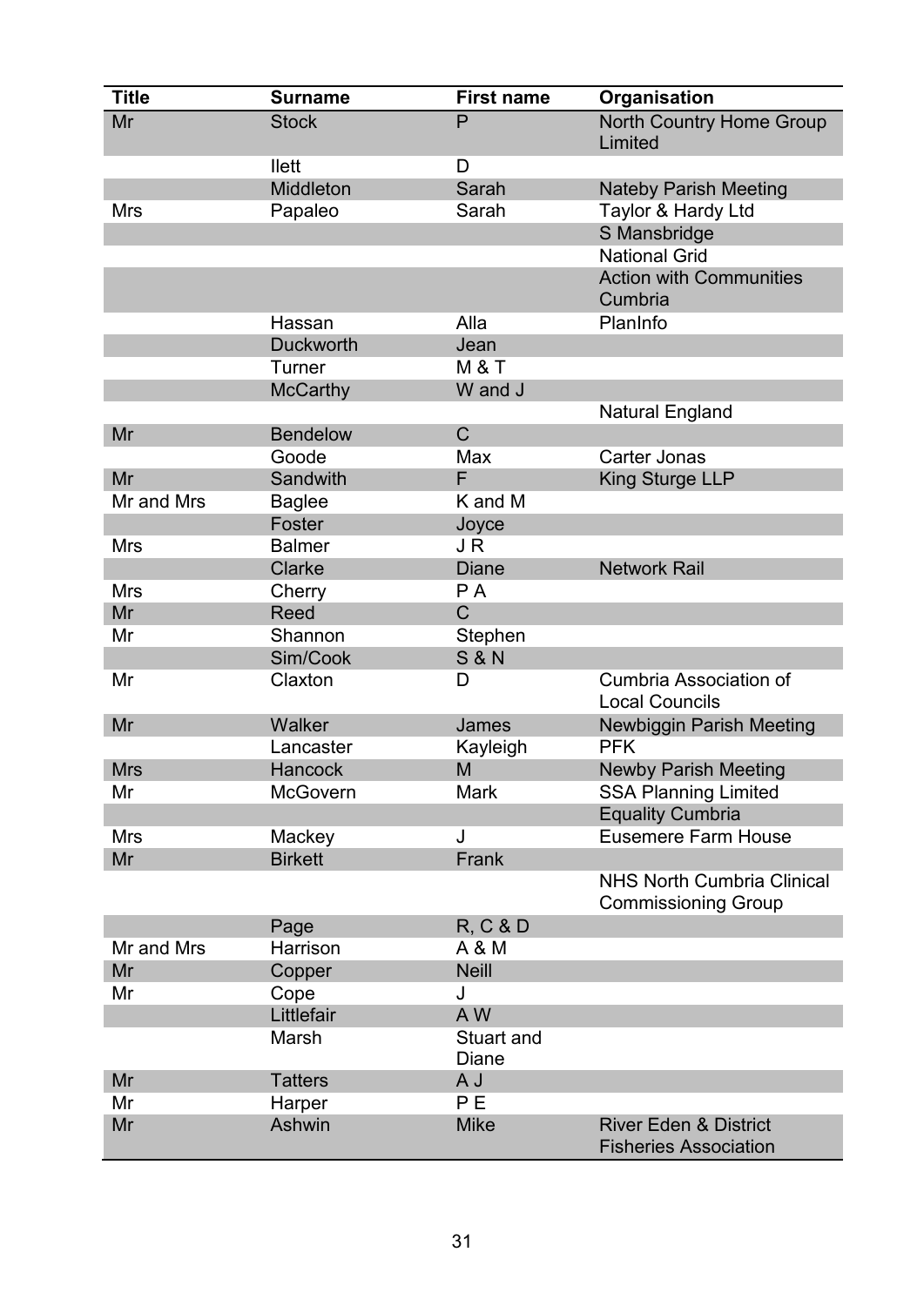| Title | Surname | First name | Organisation |
|---|---|---|---|
| Mr | Stock | P | North Country Home Group Limited |
| | Ilett | D | |
| | Middleton | Sarah | Nateby Parish Meeting |
| Mrs | Papaleo | Sarah | Taylor & Hardy Ltd |
| | | | S Mansbridge |
| | | | National Grid |
| | | | Action with Communities Cumbria |
| | Hassan | Alla | PlanInfo |
| | Duckworth | Jean | |
| | Turner | M & T | |
| | McCarthy | W and J | |
| | | | Natural England |
| Mr | Bendelow | C | |
| | Goode | Max | Carter Jonas |
| Mr | Sandwith | F | King Sturge LLP |
| Mr and Mrs | Baglee | K and M | |
| | Foster | Joyce | |
| Mrs | Balmer | J R | |
| | Clarke | Diane | Network Rail |
| Mrs | Cherry | P A | |
| Mr | Reed | C | |
| Mr | Shannon | Stephen | |
| | Sim/Cook | S & N | |
| Mr | Claxton | D | Cumbria Association of Local Councils |
| Mr | Walker | James | Newbiggin Parish Meeting |
| | Lancaster | Kayleigh | PFK |
| Mrs | Hancock | M | Newby Parish Meeting |
| Mr | McGovern | Mark | SSA Planning Limited |
| | | | Equality Cumbria |
| Mrs | Mackey | J | Eusemere Farm House |
| Mr | Birkett | Frank | |
| | | | NHS North Cumbria Clinical Commissioning Group |
| | Page | R, C & D | |
| Mr and Mrs | Harrison | A & M | |
| Mr | Copper | Neill | |
| Mr | Cope | J | |
| | Littlefair | A W | |
| | Marsh | Stuart and Diane | |
| Mr | Tatters | A J | |
| Mr | Harper | P E | |
| Mr | Ashwin | Mike | River Eden & District Fisheries Association |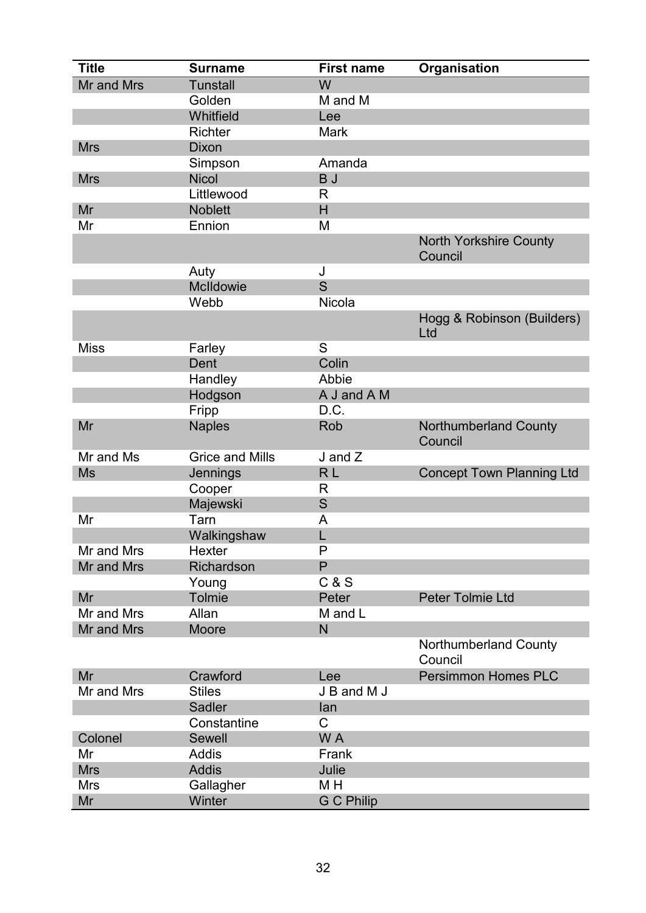| Title | Surname | First name | Organisation |
|---|---|---|---|
| Mr and Mrs | Tunstall | W | |
| | Golden | M and M | |
| | Whitfield | Lee | |
| | Richter | Mark | |
| Mrs | Dixon | | |
| | Simpson | Amanda | |
| Mrs | Nicol | B J | |
| | Littlewood | R | |
| Mr | Noblett | H | |
| Mr | Ennion | M | |
| | | | North Yorkshire County Council |
| | Auty | J | |
| | McIldowie | S | |
| | Webb | Nicola | |
| | | | Hogg & Robinson (Builders) Ltd |
| Miss | Farley | S | |
| | Dent | Colin | |
| | Handley | Abbie | |
| | Hodgson | A J and A M | |
| | Fripp | D.C. | |
| Mr | Naples | Rob | Northumberland County Council |
| Mr and Ms | Grice and Mills | J and Z | |
| Ms | Jennings | R L | Concept Town Planning Ltd |
| | Cooper | R | |
| | Majewski | S | |
| Mr | Tarn | A | |
| | Walkingshaw | L | |
| Mr and Mrs | Hexter | P | |
| Mr and Mrs | Richardson | P | |
| | Young | C & S | |
| Mr | Tolmie | Peter | Peter Tolmie Ltd |
| Mr and Mrs | Allan | M and L | |
| Mr and Mrs | Moore | N | |
| | | | Northumberland County Council |
| Mr | Crawford | Lee | Persimmon Homes PLC |
| Mr and Mrs | Stiles | J B and M J | |
| | Sadler | Ian | |
| | Constantine | C | |
| Colonel | Sewell | W A | |
| Mr | Addis | Frank | |
| Mrs | Addis | Julie | |
| Mrs | Gallagher | M H | |
| Mr | Winter | G C Philip | |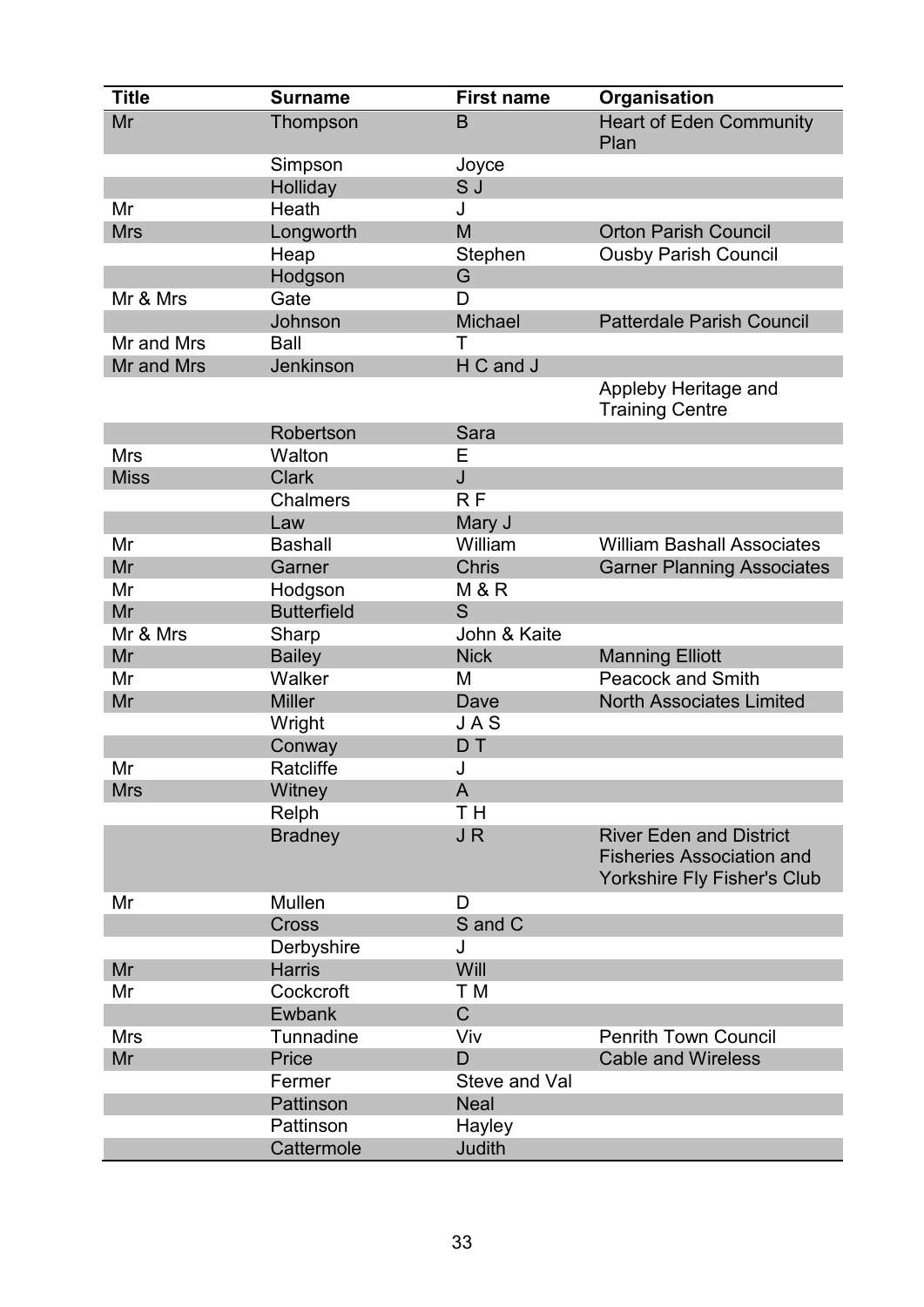| Title | Surname | First name | Organisation |
|---|---|---|---|
| Mr | Thompson | B | Heart of Eden Community Plan |
| | Simpson | Joyce | |
| | Holliday | S J | |
| Mr | Heath | J | |
| Mrs | Longworth | M | Orton Parish Council |
| | Heap | Stephen | Ousby Parish Council |
| | Hodgson | G | |
| Mr & Mrs | Gate | D | |
| | Johnson | Michael | Patterdale Parish Council |
| Mr and Mrs | Ball | T | |
| Mr and Mrs | Jenkinson | H C and J | |
| | | | Appleby Heritage and Training Centre |
| | Robertson | Sara | |
| Mrs | Walton | E | |
| Miss | Clark | J | |
| | Chalmers | R F | |
| | Law | Mary J | |
| Mr | Bashall | William | William Bashall Associates |
| Mr | Garner | Chris | Garner Planning Associates |
| Mr | Hodgson | M & R | |
| Mr | Butterfield | S | |
| Mr & Mrs | Sharp | John & Kaite | |
| Mr | Bailey | Nick | Manning Elliott |
| Mr | Walker | M | Peacock and Smith |
| Mr | Miller | Dave | North Associates Limited |
| | Wright | J A S | |
| | Conway | D T | |
| Mr | Ratcliffe | J | |
| Mrs | Witney | A | |
| | Relph | T H | |
| | Bradney | J R | River Eden and District Fisheries Association and Yorkshire Fly Fisher's Club |
| Mr | Mullen | D | |
| | Cross | S and C | |
| | Derbyshire | J | |
| Mr | Harris | Will | |
| Mr | Cockcroft | T M | |
| | Ewbank | C | |
| Mrs | Tunnadine | Viv | Penrith Town Council |
| Mr | Price | D | Cable and Wireless |
| | Fermer | Steve and Val | |
| | Pattinson | Neal | |
| | Pattinson | Hayley | |
| | Cattermole | Judith | |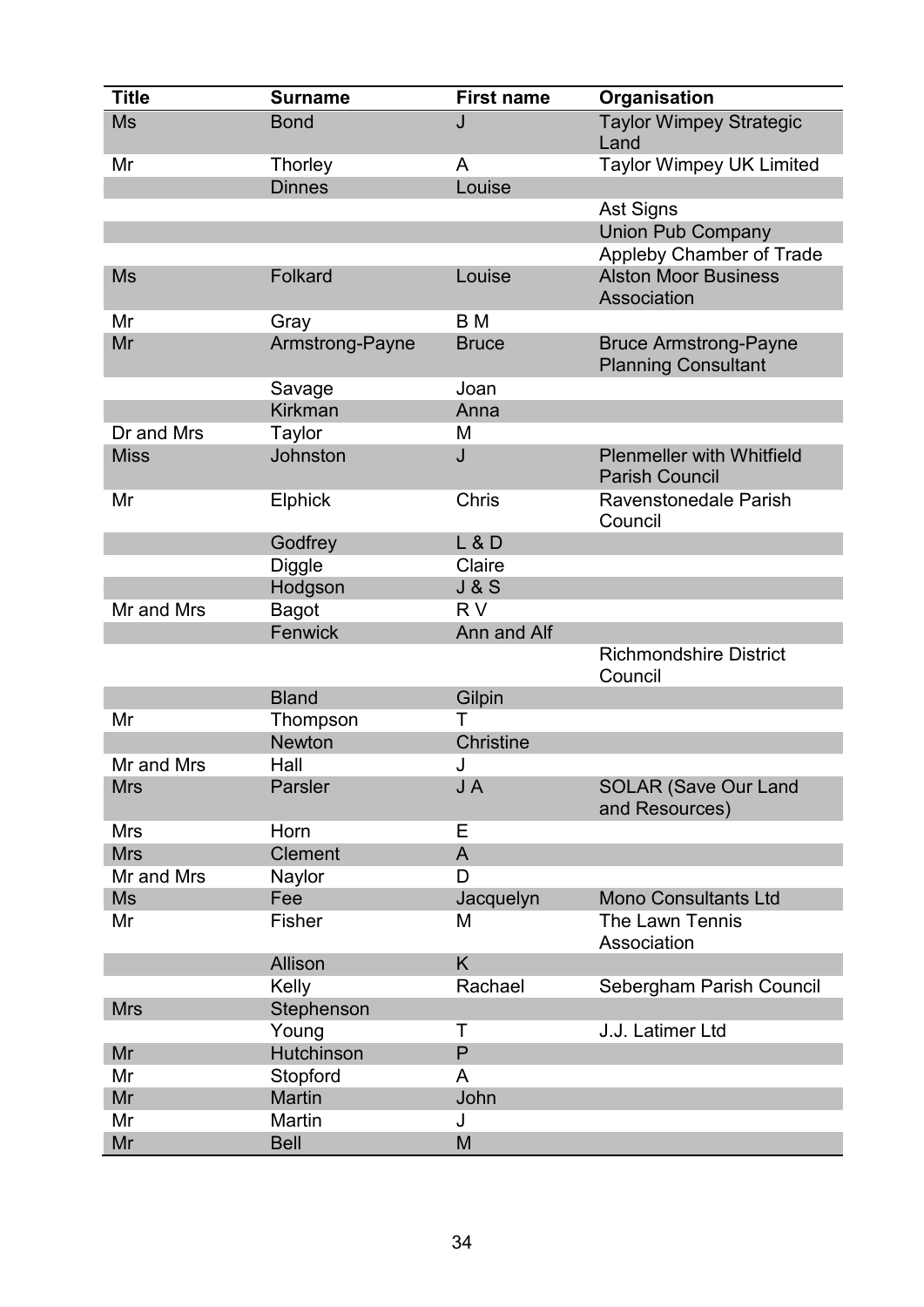| Title | Surname | First name | Organisation |
|---|---|---|---|
| Ms | Bond | J | Taylor Wimpey Strategic Land |
| Mr | Thorley | A | Taylor Wimpey UK Limited |
| | Dinnes | Louise | |
| | | | Ast Signs |
| | | | Union Pub Company |
| | | | Appleby Chamber of Trade |
| Ms | Folkard | Louise | Alston Moor Business Association |
| Mr | Gray | B M | |
| Mr | Armstrong-Payne | Bruce | Bruce Armstrong-Payne Planning Consultant |
| | Savage | Joan | |
| | Kirkman | Anna | |
| Dr and Mrs | Taylor | M | |
| Miss | Johnston | J | Plenmeller with Whitfield Parish Council |
| Mr | Elphick | Chris | Ravenstonedale Parish Council |
| | Godfrey | L & D | |
| | Diggle | Claire | |
| | Hodgson | J & S | |
| Mr and Mrs | Bagot | R V | |
| | Fenwick | Ann and Alf | |
| | | | Richmondshire District Council |
| | Bland | Gilpin | |
| Mr | Thompson | T | |
| | Newton | Christine | |
| Mr and Mrs | Hall | J | |
| Mrs | Parsler | J A | SOLAR (Save Our Land and Resources) |
| Mrs | Horn | E | |
| Mrs | Clement | A | |
| Mr and Mrs | Naylor | D | |
| Ms | Fee | Jacquelyn | Mono Consultants Ltd |
| Mr | Fisher | M | The Lawn Tennis Association |
| | Allison | K | |
| | Kelly | Rachael | Sebergham Parish Council |
| Mrs | Stephenson | | |
| | Young | T | J.J. Latimer Ltd |
| Mr | Hutchinson | P | |
| Mr | Stopford | A | |
| Mr | Martin | John | |
| Mr | Martin | J | |
| Mr | Bell | M | |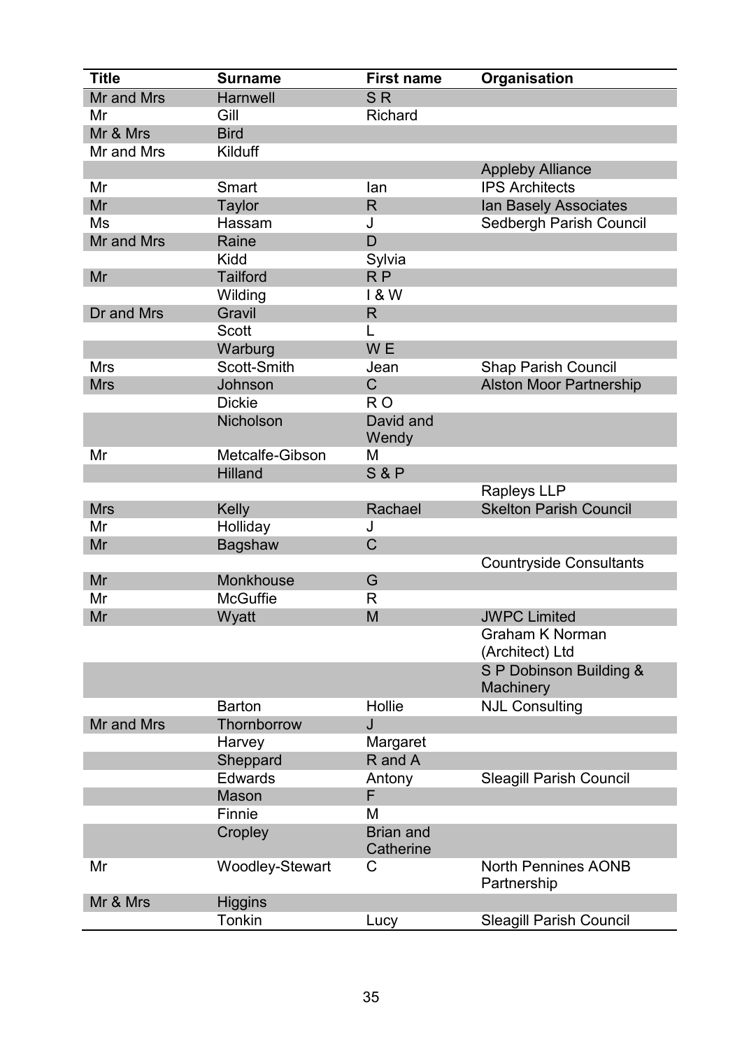| Title | Surname | First name | Organisation |
|---|---|---|---|
| Mr and Mrs | Harnwell | S R | |
| Mr | Gill | Richard | |
| Mr & Mrs | Bird | | |
| Mr and Mrs | Kilduff | | |
| | | | Appleby Alliance |
| Mr | Smart | Ian | IPS Architects |
| Mr | Taylor | R | Ian Basely Associates |
| Ms | Hassam | J | Sedbergh Parish Council |
| Mr and Mrs | Raine | D | |
| | Kidd | Sylvia | |
| Mr | Tailford | R P | |
| | Wilding | I & W | |
| Dr and Mrs | Gravil | R | |
| | Scott | L | |
| | Warburg | W E | |
| Mrs | Scott-Smith | Jean | Shap Parish Council |
| Mrs | Johnson | C | Alston Moor Partnership |
| | Dickie | R O | |
| | Nicholson | David and Wendy | |
| Mr | Metcalfe-Gibson | M | |
| | Hilland | S & P | |
| | | | Rapleys LLP |
| Mrs | Kelly | Rachael | Skelton Parish Council |
| Mr | Holliday | J | |
| Mr | Bagshaw | C | |
| | | | Countryside Consultants |
| Mr | Monkhouse | G | |
| Mr | McGuffie | R | |
| Mr | Wyatt | M | JWPC Limited |
| | | | Graham K Norman (Architect) Ltd |
| | | | S P Dobinson Building & Machinery |
| | Barton | Hollie | NJL Consulting |
| Mr and Mrs | Thornborrow | J | |
| | Harvey | Margaret | |
| | Sheppard | R and A | |
| | Edwards | Antony | Sleagill Parish Council |
| | Mason | F | |
| | Finnie | M | |
| | Cropley | Brian and Catherine | |
| Mr | Woodley-Stewart | C | North Pennines AONB Partnership |
| Mr & Mrs | Higgins | | |
| | Tonkin | Lucy | Sleagill Parish Council |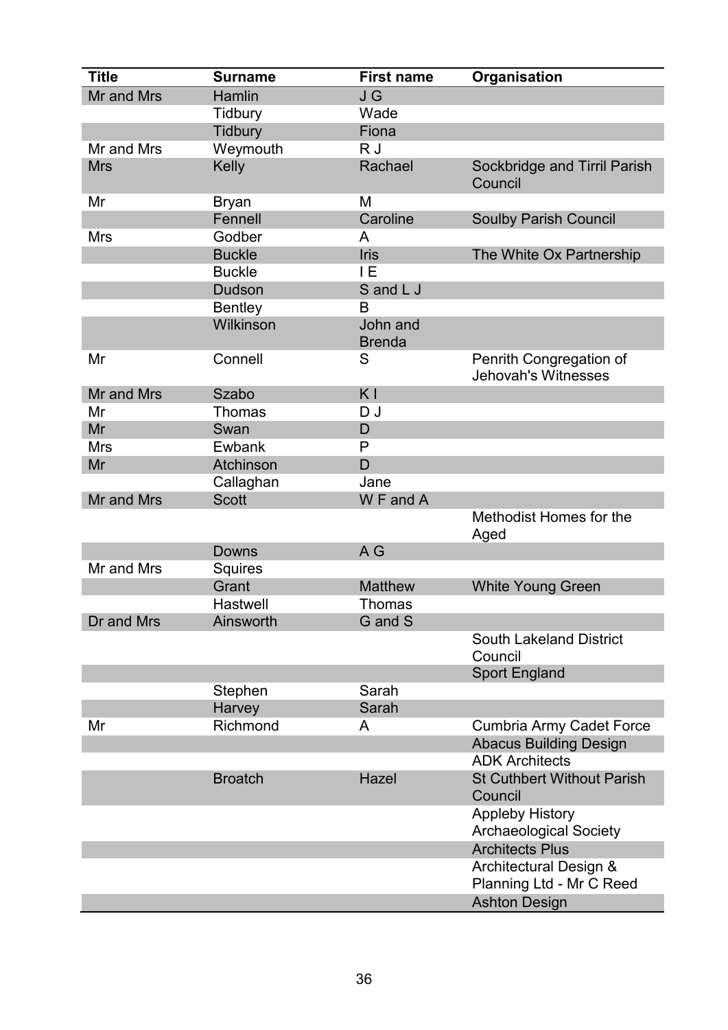| Title | Surname | First name | Organisation |
|---|---|---|---|
| Mr and Mrs | Hamlin | J G | |
| | Tidbury | Wade | |
| | Tidbury | Fiona | |
| Mr and Mrs | Weymouth | R J | |
| Mrs | Kelly | Rachael | Sockbridge and Tirril Parish Council |
| Mr | Bryan | M | |
| | Fennell | Caroline | Soulby Parish Council |
| Mrs | Godber | A | |
| | Buckle | Iris | The White Ox Partnership |
| | Buckle | I E | |
| | Dudson | S and L J | |
| | Bentley | B | |
| | Wilkinson | John and Brenda | |
| Mr | Connell | S | Penrith Congregation of Jehovah's Witnesses |
| Mr and Mrs | Szabo | K I | |
| Mr | Thomas | D J | |
| Mr | Swan | D | |
| Mrs | Ewbank | P | |
| Mr | Atchinson | D | |
| | Callaghan | Jane | |
| Mr and Mrs | Scott | W F and A | |
| | | | Methodist Homes for the Aged |
| | Downs | A G | |
| Mr and Mrs | Squires | | |
| | Grant | Matthew | White Young Green |
| | Hastwell | Thomas | |
| Dr and Mrs | Ainsworth | G and S | |
| | | | South Lakeland District Council |
| | | | Sport England |
| | Stephen | Sarah | |
| | Harvey | Sarah | |
| Mr | Richmond | A | Cumbria Army Cadet Force |
| | | | Abacus Building Design |
| | | | ADK Architects |
| | Broatch | Hazel | St Cuthbert Without Parish Council |
| | | | Appleby History Archaeological Society |
| | | | Architects Plus |
| | | | Architectural Design & Planning Ltd - Mr C Reed |
| | | | Ashton Design |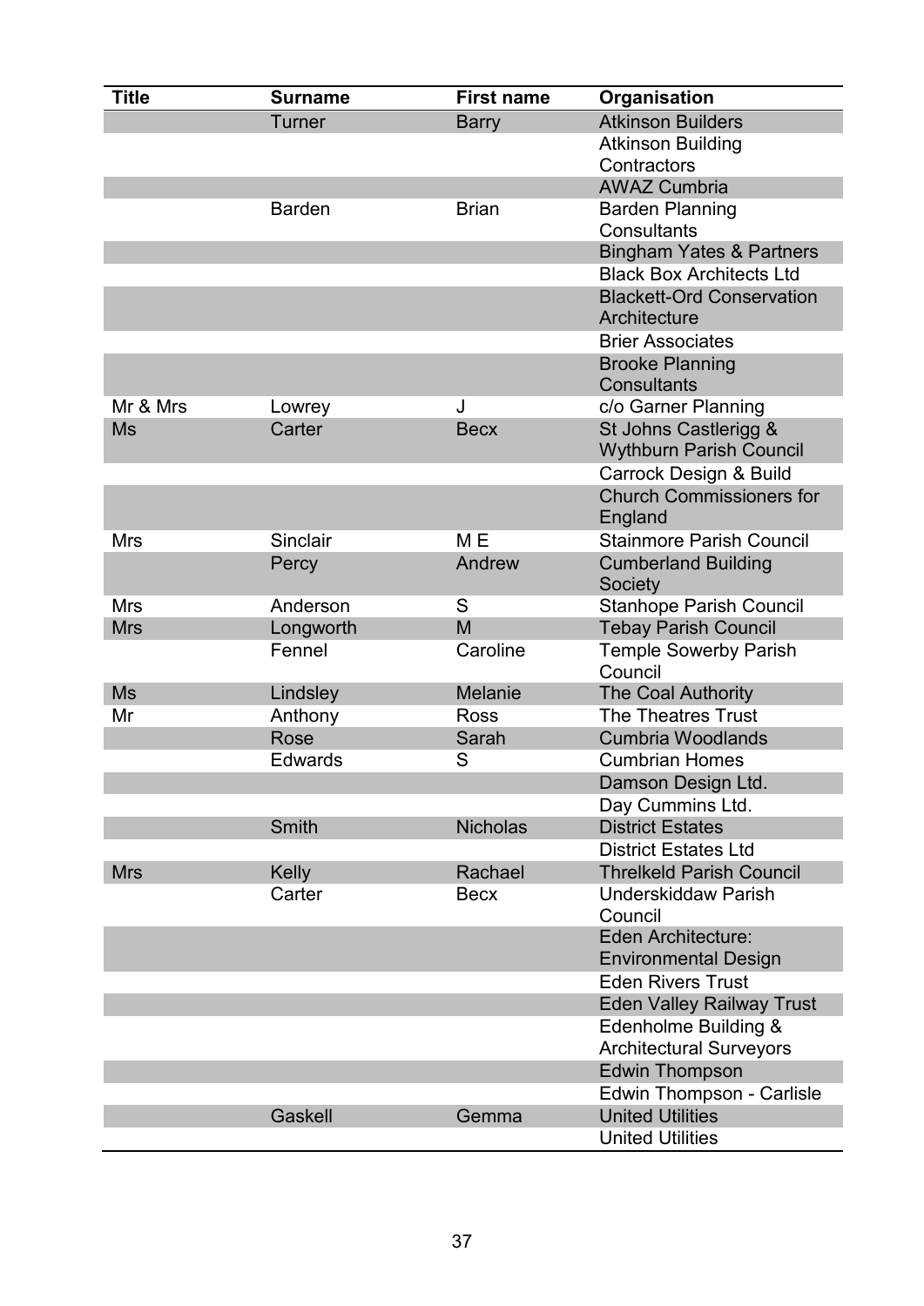| Title | Surname | First name | Organisation |
|---|---|---|---|
| | Turner | Barry | Atkinson Builders |
| | | | Atkinson Building Contractors |
| | | | AWAZ Cumbria |
| | Barden | Brian | Barden Planning Consultants |
| | | | Bingham Yates & Partners |
| | | | Black Box Architects Ltd |
| | | | Blackett-Ord Conservation Architecture |
| | | | Brier Associates |
| | | | Brooke Planning Consultants |
| Mr & Mrs | Lowrey | J | c/o Garner Planning |
| Ms | Carter | Becx | St Johns Castlerigg & Wythburn Parish Council |
| | | | Carrock Design & Build |
| | | | Church Commissioners for England |
| Mrs | Sinclair | M E | Stainmore Parish Council |
| | Percy | Andrew | Cumberland Building Society |
| Mrs | Anderson | S | Stanhope Parish Council |
| Mrs | Longworth | M | Tebay Parish Council |
| | Fennel | Caroline | Temple Sowerby Parish Council |
| Ms | Lindsley | Melanie | The Coal Authority |
| Mr | Anthony | Ross | The Theatres Trust |
| | Rose | Sarah | Cumbria Woodlands |
| | Edwards | S | Cumbrian Homes |
| | | | Damson Design Ltd. |
| | | | Day Cummins Ltd. |
| | Smith | Nicholas | District Estates |
| | | | District Estates Ltd |
| Mrs | Kelly | Rachael | Threlkeld Parish Council |
| | Carter | Becx | Underskiddaw Parish Council |
| | | | Eden Architecture: Environmental Design |
| | | | Eden Rivers Trust |
| | | | Eden Valley Railway Trust |
| | | | Edenholme Building & Architectural Surveyors |
| | | | Edwin Thompson |
| | | | Edwin Thompson - Carlisle |
| | Gaskell | Gemma | United Utilities |
| | | | United Utilities |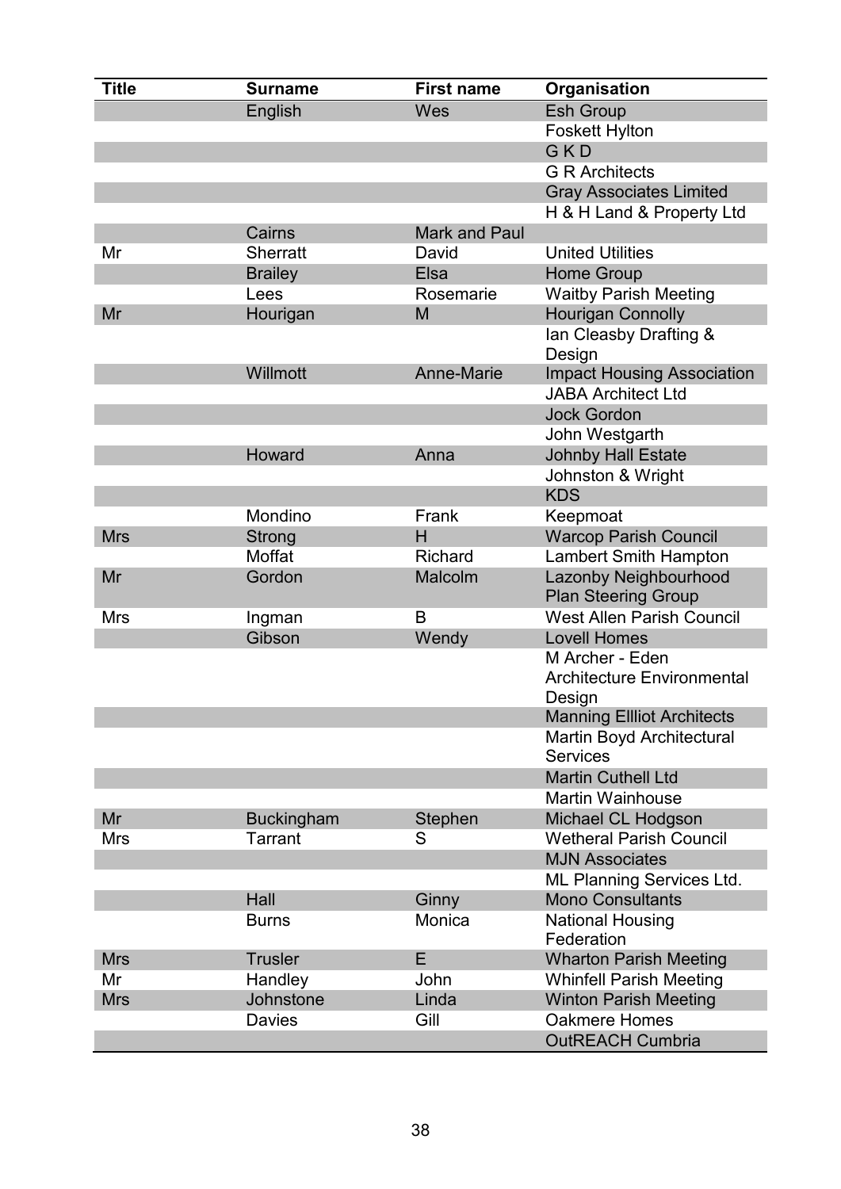| Title | Surname | First name | Organisation |
|---|---|---|---|
| | English | Wes | Esh Group |
| | | | Foskett Hylton |
| | | | G K D |
| | | | G R Architects |
| | | | Gray Associates Limited |
| | | | H & H Land & Property Ltd |
| | Cairns | Mark and Paul | |
| Mr | Sherratt | David | United Utilities |
| | Brailey | Elsa | Home Group |
| | Lees | Rosemarie | Waitby Parish Meeting |
| Mr | Hourigan | M | Hourigan Connolly |
| | | | Ian Cleasby Drafting & Design |
| | Willmott | Anne-Marie | Impact Housing Association |
| | | | JABA Architect Ltd |
| | | | Jock Gordon |
| | | | John Westgarth |
| | Howard | Anna | Johnby Hall Estate |
| | | | Johnston & Wright |
| | | | KDS |
| | Mondino | Frank | Keepmoat |
| Mrs | Strong | H | Warcop Parish Council |
| | Moffat | Richard | Lambert Smith Hampton |
| Mr | Gordon | Malcolm | Lazonby Neighbourhood Plan Steering Group |
| Mrs | Ingman | B | West Allen Parish Council |
| | Gibson | Wendy | Lovell Homes |
| | | | M Archer - Eden Architecture Environmental Design |
| | | | Manning Ellliot Architects |
| | | | Martin Boyd Architectural Services |
| | | | Martin Cuthell Ltd |
| | | | Martin Wainhouse |
| Mr | Buckingham | Stephen | Michael CL Hodgson |
| Mrs | Tarrant | S | Wetheral Parish Council |
| | | | MJN Associates |
| | | | ML Planning Services Ltd. |
| | Hall | Ginny | Mono Consultants |
| | Burns | Monica | National Housing Federation |
| Mrs | Trusler | E | Wharton Parish Meeting |
| Mr | Handley | John | Whinfell Parish Meeting |
| Mrs | Johnstone | Linda | Winton Parish Meeting |
| | Davies | Gill | Oakmere Homes |
| | | | OutREACH Cumbria |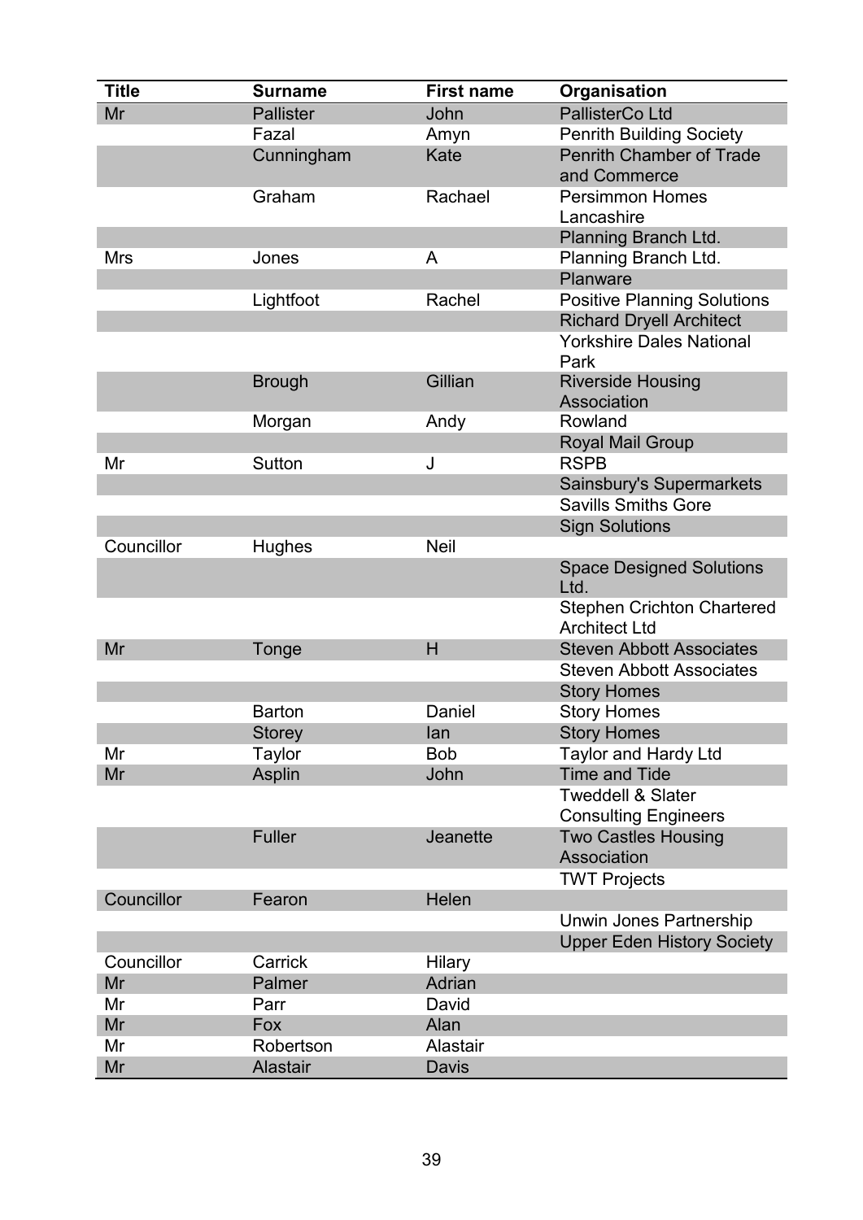| Title | Surname | First name | Organisation |
|---|---|---|---|
| Mr | Pallister | John | PallisterCo Ltd |
| | Fazal | Amyn | Penrith Building Society |
| | Cunningham | Kate | Penrith Chamber of Trade and Commerce |
| | Graham | Rachael | Persimmon Homes Lancashire |
| | | | Planning Branch Ltd. |
| Mrs | Jones | A | Planning Branch Ltd. |
| | | | Planware |
| | Lightfoot | Rachel | Positive Planning Solutions |
| | | | Richard Dryell Architect |
| | | | Yorkshire Dales National Park |
| | Brough | Gillian | Riverside Housing Association |
| | Morgan | Andy | Rowland |
| | | | Royal Mail Group |
| Mr | Sutton | J | RSPB |
| | | | Sainsbury's Supermarkets |
| | | | Savills Smiths Gore |
| | | | Sign Solutions |
| Councillor | Hughes | Neil | |
| | | | Space Designed Solutions Ltd. |
| | | | Stephen Crichton Chartered Architect Ltd |
| Mr | Tonge | H | Steven Abbott Associates |
| | | | Steven Abbott Associates |
| | | | Story Homes |
| | Barton | Daniel | Story Homes |
| | Storey | Ian | Story Homes |
| Mr | Taylor | Bob | Taylor and Hardy Ltd |
| Mr | Asplin | John | Time and Tide |
| | | | Tweddell & Slater Consulting Engineers |
| | Fuller | Jeanette | Two Castles Housing Association |
| | | | TWT Projects |
| Councillor | Fearon | Helen | |
| | | | Unwin Jones Partnership |
| | | | Upper Eden History Society |
| Councillor | Carrick | Hilary | |
| Mr | Palmer | Adrian | |
| Mr | Parr | David | |
| Mr | Fox | Alan | |
| Mr | Robertson | Alastair | |
| Mr | Alastair | Davis | |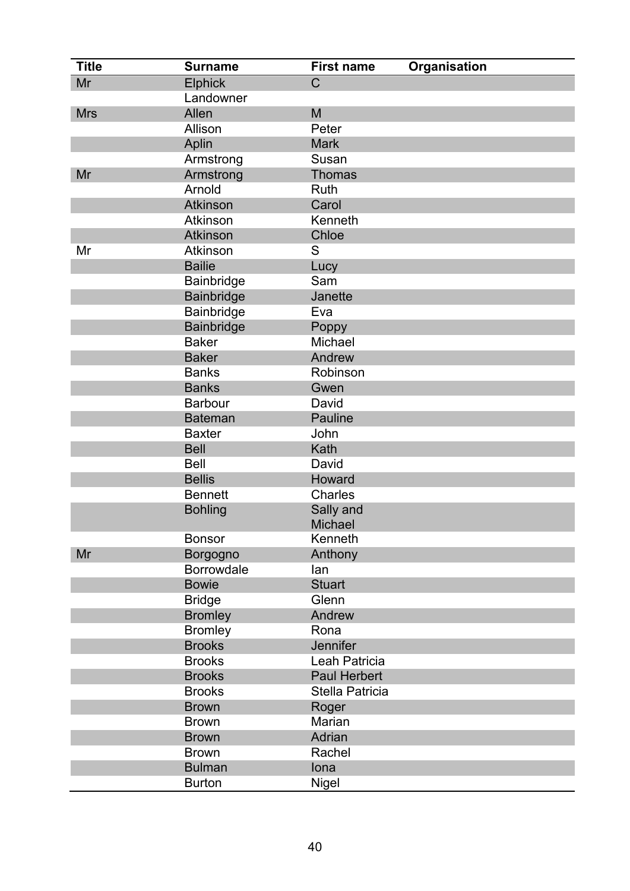| Title | Surname | First name | Organisation |
| --- | --- | --- | --- |
| Mr | Elphick | C | |
| | Landowner | | |
| Mrs | Allen | M | |
| | Allison | Peter | |
| | Aplin | Mark | |
| | Armstrong | Susan | |
| Mr | Armstrong | Thomas | |
| | Arnold | Ruth | |
| | Atkinson | Carol | |
| | Atkinson | Kenneth | |
| | Atkinson | Chloe | |
| Mr | Atkinson | S | |
| | Bailie | Lucy | |
| | Bainbridge | Sam | |
| | Bainbridge | Janette | |
| | Bainbridge | Eva | |
| | Bainbridge | Poppy | |
| | Baker | Michael | |
| | Baker | Andrew | |
| | Banks | Robinson | |
| | Banks | Gwen | |
| | Barbour | David | |
| | Bateman | Pauline | |
| | Baxter | John | |
| | Bell | Kath | |
| | Bell | David | |
| | Bellis | Howard | |
| | Bennett | Charles | |
| | Bohling | Sally and Michael | |
| | Bonsor | Kenneth | |
| Mr | Borgogno | Anthony | |
| | Borrowdale | Ian | |
| | Bowie | Stuart | |
| | Bridge | Glenn | |
| | Bromley | Andrew | |
| | Bromley | Rona | |
| | Brooks | Jennifer | |
| | Brooks | Leah Patricia | |
| | Brooks | Paul Herbert | |
| | Brooks | Stella Patricia | |
| | Brown | Roger | |
| | Brown | Marian | |
| | Brown | Adrian | |
| | Brown | Rachel | |
| | Bulman | Iona | |
| | Burton | Nigel | |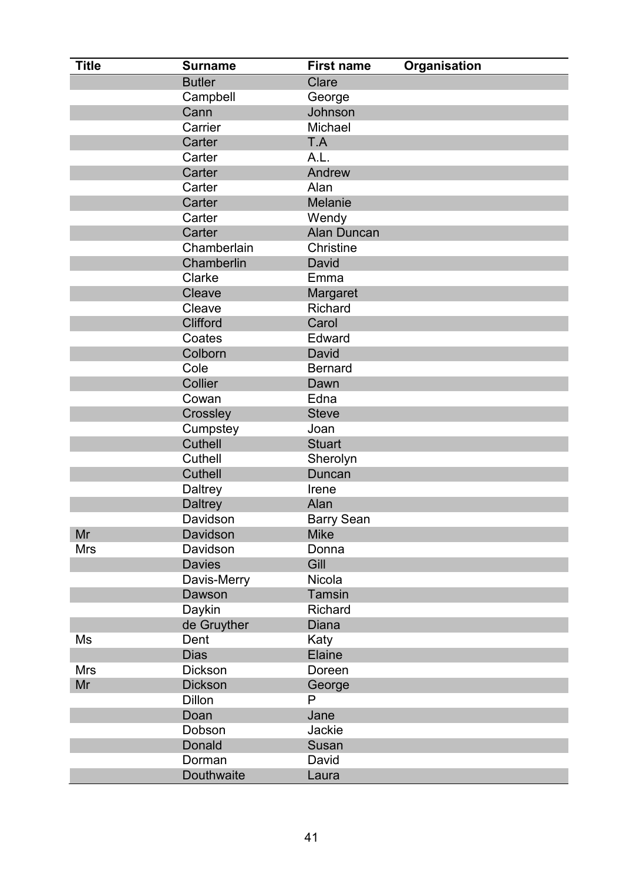| Title | Surname | First name | Organisation |
|---|---|---|---|
| | Butler | Clare | |
| | Campbell | George | |
| | Cann | Johnson | |
| | Carrier | Michael | |
| | Carter | T.A | |
| | Carter | A.L. | |
| | Carter | Andrew | |
| | Carter | Alan | |
| | Carter | Melanie | |
| | Carter | Wendy | |
| | Carter | Alan Duncan | |
| | Chamberlain | Christine | |
| | Chamberlin | David | |
| | Clarke | Emma | |
| | Cleave | Margaret | |
| | Cleave | Richard | |
| | Clifford | Carol | |
| | Coates | Edward | |
| | Colborn | David | |
| | Cole | Bernard | |
| | Collier | Dawn | |
| | Cowan | Edna | |
| | Crossley | Steve | |
| | Cumpstey | Joan | |
| | Cuthell | Stuart | |
| | Cuthell | Sherolyn | |
| | Cuthell | Duncan | |
| | Daltrey | Irene | |
| | Daltrey | Alan | |
| | Davidson | Barry Sean | |
| Mr | Davidson | Mike | |
| Mrs | Davidson | Donna | |
| | Davies | Gill | |
| | Davis-Merry | Nicola | |
| | Dawson | Tamsin | |
| | Daykin | Richard | |
| | de Gruyther | Diana | |
| Ms | Dent | Katy | |
| | Dias | Elaine | |
| Mrs | Dickson | Doreen | |
| Mr | Dickson | George | |
| | Dillon | P | |
| | Doan | Jane | |
| | Dobson | Jackie | |
| | Donald | Susan | |
| | Dorman | David | |
| | Douthwaite | Laura | |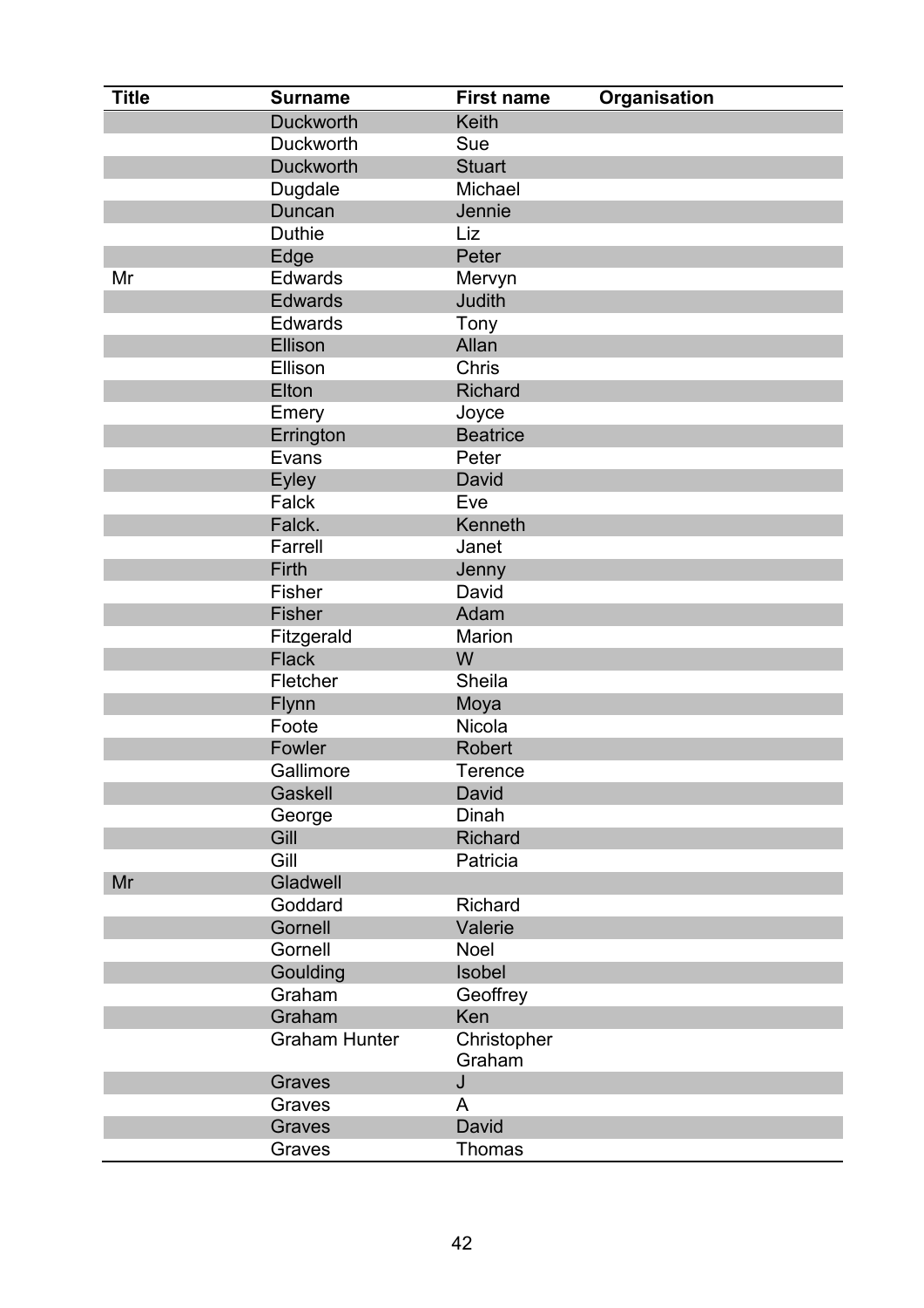| Title | Surname | First name | Organisation |
|---|---|---|---|
| | Duckworth | Keith | |
| | Duckworth | Sue | |
| | Duckworth | Stuart | |
| | Dugdale | Michael | |
| | Duncan | Jennie | |
| | Duthie | Liz | |
| | Edge | Peter | |
| Mr | Edwards | Mervyn | |
| | Edwards | Judith | |
| | Edwards | Tony | |
| | Ellison | Allan | |
| | Ellison | Chris | |
| | Elton | Richard | |
| | Emery | Joyce | |
| | Errington | Beatrice | |
| | Evans | Peter | |
| | Eyley | David | |
| | Falck | Eve | |
| | Falck. | Kenneth | |
| | Farrell | Janet | |
| | Firth | Jenny | |
| | Fisher | David | |
| | Fisher | Adam | |
| | Fitzgerald | Marion | |
| | Flack | W | |
| | Fletcher | Sheila | |
| | Flynn | Moya | |
| | Foote | Nicola | |
| | Fowler | Robert | |
| | Gallimore | Terence | |
| | Gaskell | David | |
| | George | Dinah | |
| | Gill | Richard | |
| | Gill | Patricia | |
| Mr | Gladwell | | |
| | Goddard | Richard | |
| | Gornell | Valerie | |
| | Gornell | Noel | |
| | Goulding | Isobel | |
| | Graham | Geoffrey | |
| | Graham | Ken | |
| | Graham Hunter | Christopher Graham | |
| | Graves | J | |
| | Graves | A | |
| | Graves | David | |
| | Graves | Thomas | |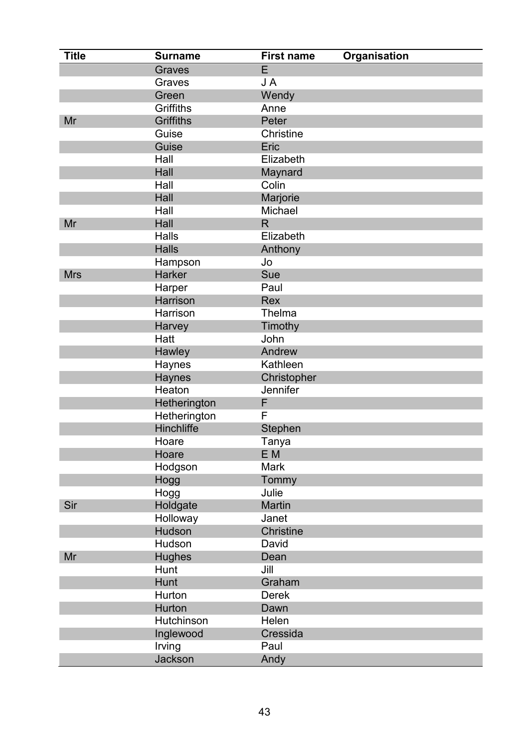| Title | Surname | First name | Organisation |
|---|---|---|---|
| | Graves | E | |
| | Graves | J A | |
| | Green | Wendy | |
| | Griffiths | Anne | |
| Mr | Griffiths | Peter | |
| | Guise | Christine | |
| | Guise | Eric | |
| | Hall | Elizabeth | |
| | Hall | Maynard | |
| | Hall | Colin | |
| | Hall | Marjorie | |
| | Hall | Michael | |
| Mr | Hall | R | |
| | Halls | Elizabeth | |
| | Halls | Anthony | |
| | Hampson | Jo | |
| Mrs | Harker | Sue | |
| | Harper | Paul | |
| | Harrison | Rex | |
| | Harrison | Thelma | |
| | Harvey | Timothy | |
| | Hatt | John | |
| | Hawley | Andrew | |
| | Haynes | Kathleen | |
| | Haynes | Christopher | |
| | Heaton | Jennifer | |
| | Hetherington | F | |
| | Hetherington | F | |
| | Hinchliffe | Stephen | |
| | Hoare | Tanya | |
| | Hoare | E M | |
| | Hodgson | Mark | |
| | Hogg | Tommy | |
| | Hogg | Julie | |
| Sir | Holdgate | Martin | |
| | Holloway | Janet | |
| | Hudson | Christine | |
| | Hudson | David | |
| Mr | Hughes | Dean | |
| | Hunt | Jill | |
| | Hunt | Graham | |
| | Hurton | Derek | |
| | Hurton | Dawn | |
| | Hutchinson | Helen | |
| | Inglewood | Cressida | |
| | Irving | Paul | |
| | Jackson | Andy | |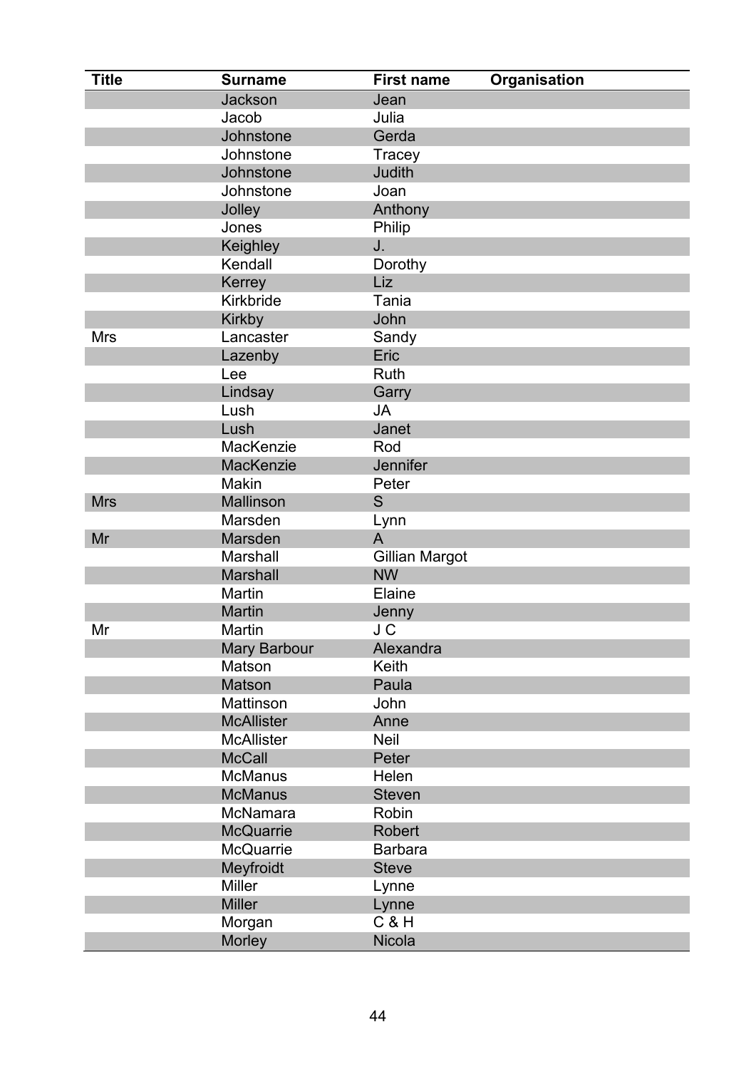| Title | Surname | First name | Organisation |
|---|---|---|---|
| | Jackson | Jean | |
| | Jacob | Julia | |
| | Johnstone | Gerda | |
| | Johnstone | Tracey | |
| | Johnstone | Judith | |
| | Johnstone | Joan | |
| | Jolley | Anthony | |
| | Jones | Philip | |
| | Keighley | J. | |
| | Kendall | Dorothy | |
| | Kerrey | Liz | |
| | Kirkbride | Tania | |
| | Kirkby | John | |
| Mrs | Lancaster | Sandy | |
| | Lazenby | Eric | |
| | Lee | Ruth | |
| | Lindsay | Garry | |
| | Lush | JA | |
| | Lush | Janet | |
| | MacKenzie | Rod | |
| | MacKenzie | Jennifer | |
| | Makin | Peter | |
| Mrs | Mallinson | S | |
| | Marsden | Lynn | |
| Mr | Marsden | A | |
| | Marshall | Gillian Margot | |
| | Marshall | NW | |
| | Martin | Elaine | |
| | Martin | Jenny | |
| Mr | Martin | J C | |
| | Mary Barbour | Alexandra | |
| | Matson | Keith | |
| | Matson | Paula | |
| | Mattinson | John | |
| | McAllister | Anne | |
| | McAllister | Neil | |
| | McCall | Peter | |
| | McManus | Helen | |
| | McManus | Steven | |
| | McNamara | Robin | |
| | McQuarrie | Robert | |
| | McQuarrie | Barbara | |
| | Meyfroidt | Steve | |
| | Miller | Lynne | |
| | Miller | Lynne | |
| | Morgan | C & H | |
| | Morley | Nicola | |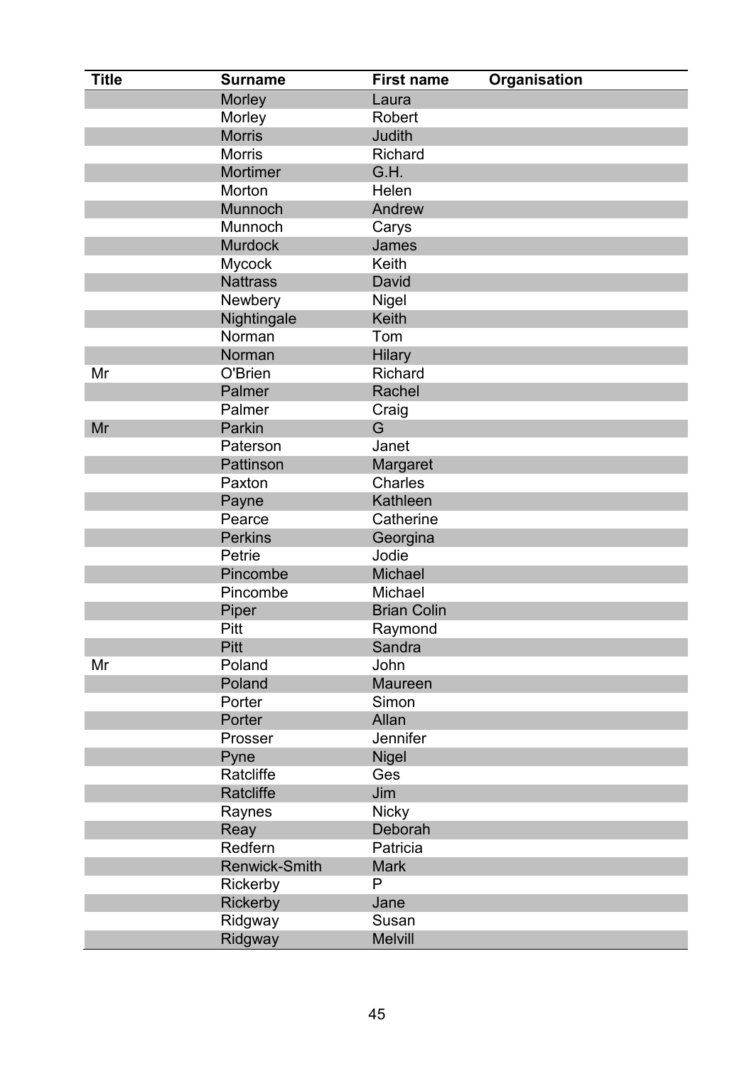| Title | Surname | First name | Organisation |
|---|---|---|---|
| | Morley | Laura | |
| | Morley | Robert | |
| | Morris | Judith | |
| | Morris | Richard | |
| | Mortimer | G.H. | |
| | Morton | Helen | |
| | Munnoch | Andrew | |
| | Munnoch | Carys | |
| | Murdock | James | |
| | Mycock | Keith | |
| | Nattrass | David | |
| | Newbery | Nigel | |
| | Nightingale | Keith | |
| | Norman | Tom | |
| | Norman | Hilary | |
| Mr | O'Brien | Richard | |
| | Palmer | Rachel | |
| | Palmer | Craig | |
| Mr | Parkin | G | |
| | Paterson | Janet | |
| | Pattinson | Margaret | |
| | Paxton | Charles | |
| | Payne | Kathleen | |
| | Pearce | Catherine | |
| | Perkins | Georgina | |
| | Petrie | Jodie | |
| | Pincombe | Michael | |
| | Pincombe | Michael | |
| | Piper | Brian Colin | |
| | Pitt | Raymond | |
| | Pitt | Sandra | |
| Mr | Poland | John | |
| | Poland | Maureen | |
| | Porter | Simon | |
| | Porter | Allan | |
| | Prosser | Jennifer | |
| | Pyne | Nigel | |
| | Ratcliffe | Ges | |
| | Ratcliffe | Jim | |
| | Raynes | Nicky | |
| | Reay | Deborah | |
| | Redfern | Patricia | |
| | Renwick-Smith | Mark | |
| | Rickerby | P | |
| | Rickerby | Jane | |
| | Ridgway | Susan | |
| | Ridgway | Melvill | |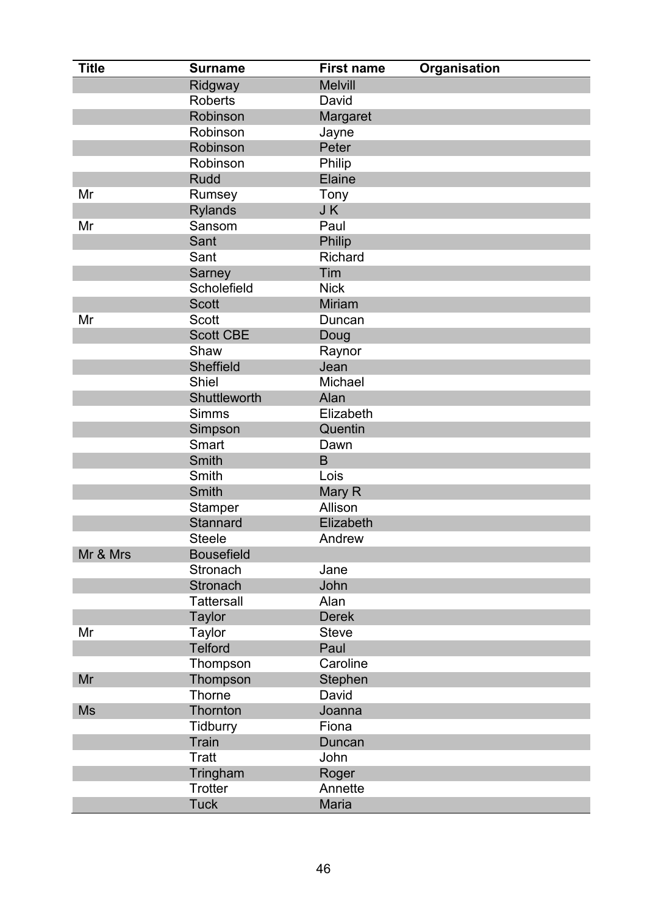| Title | Surname | First name | Organisation |
|---|---|---|---|
| | Ridgway | Melvill | |
| | Roberts | David | |
| | Robinson | Margaret | |
| | Robinson | Jayne | |
| | Robinson | Peter | |
| | Robinson | Philip | |
| | Rudd | Elaine | |
| Mr | Rumsey | Tony | |
| | Rylands | J K | |
| Mr | Sansom | Paul | |
| | Sant | Philip | |
| | Sant | Richard | |
| | Sarney | Tim | |
| | Scholefield | Nick | |
| | Scott | Miriam | |
| Mr | Scott | Duncan | |
| | Scott CBE | Doug | |
| | Shaw | Raynor | |
| | Sheffield | Jean | |
| | Shiel | Michael | |
| | Shuttleworth | Alan | |
| | Simms | Elizabeth | |
| | Simpson | Quentin | |
| | Smart | Dawn | |
| | Smith | B | |
| | Smith | Lois | |
| | Smith | Mary R | |
| | Stamper | Allison | |
| | Stannard | Elizabeth | |
| | Steele | Andrew | |
| Mr & Mrs | Bousefield | | |
| | Stronach | Jane | |
| | Stronach | John | |
| | Tattersall | Alan | |
| | Taylor | Derek | |
| Mr | Taylor | Steve | |
| | Telford | Paul | |
| | Thompson | Caroline | |
| Mr | Thompson | Stephen | |
| | Thorne | David | |
| Ms | Thornton | Joanna | |
| | Tidburry | Fiona | |
| | Train | Duncan | |
| | Tratt | John | |
| | Tringham | Roger | |
| | Trotter | Annette | |
| | Tuck | Maria | |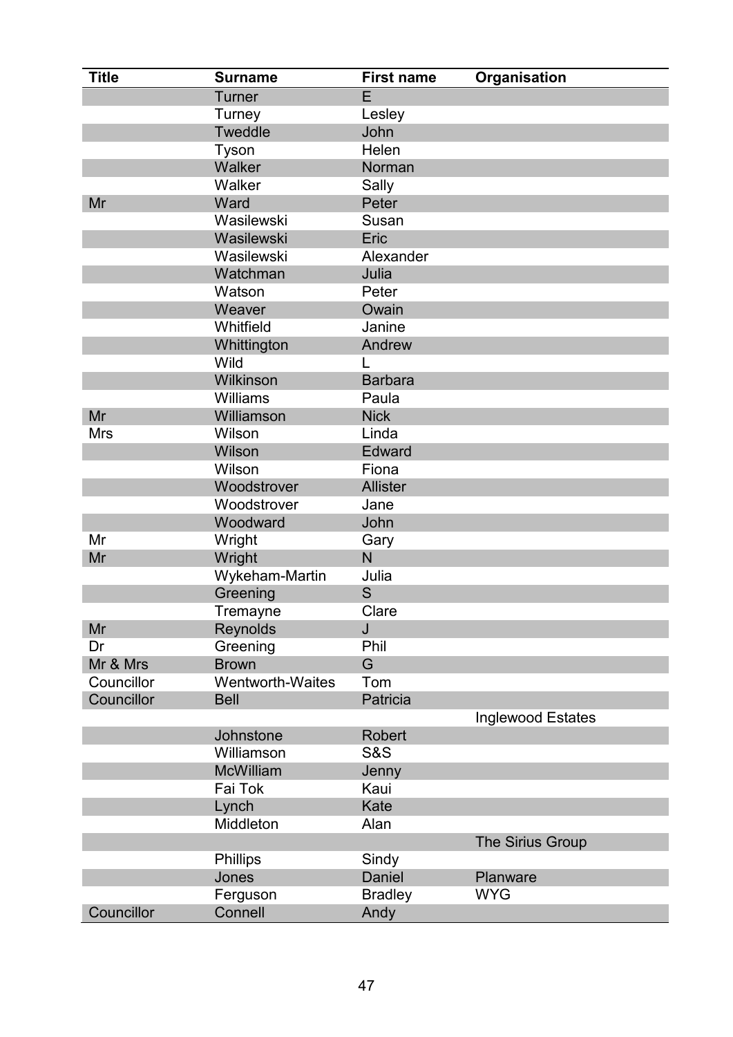| Title | Surname | First name | Organisation |
|---|---|---|---|
| | Turner | E | |
| | Turney | Lesley | |
| | Tweddle | John | |
| | Tyson | Helen | |
| | Walker | Norman | |
| | Walker | Sally | |
| Mr | Ward | Peter | |
| | Wasilewski | Susan | |
| | Wasilewski | Eric | |
| | Wasilewski | Alexander | |
| | Watchman | Julia | |
| | Watson | Peter | |
| | Weaver | Owain | |
| | Whitfield | Janine | |
| | Whittington | Andrew | |
| | Wild | L | |
| | Wilkinson | Barbara | |
| | Williams | Paula | |
| Mr | Williamson | Nick | |
| Mrs | Wilson | Linda | |
| | Wilson | Edward | |
| | Wilson | Fiona | |
| | Woodstrover | Allister | |
| | Woodstrover | Jane | |
| | Woodward | John | |
| Mr | Wright | Gary | |
| Mr | Wright | N | |
| | Wykeham-Martin | Julia | |
| | Greening | S | |
| | Tremayne | Clare | |
| Mr | Reynolds | J | |
| Dr | Greening | Phil | |
| Mr & Mrs | Brown | G | |
| Councillor | Wentworth-Waites | Tom | |
| Councillor | Bell | Patricia | |
| | | | Inglewood Estates |
| | Johnstone | Robert | |
| | Williamson | S&S | |
| | McWilliam | Jenny | |
| | Fai Tok | Kaui | |
| | Lynch | Kate | |
| | Middleton | Alan | |
| | | | The Sirius Group |
| | Phillips | Sindy | |
| | Jones | Daniel | Planware |
| | Ferguson | Bradley | WYG |
| Councillor | Connell | Andy | |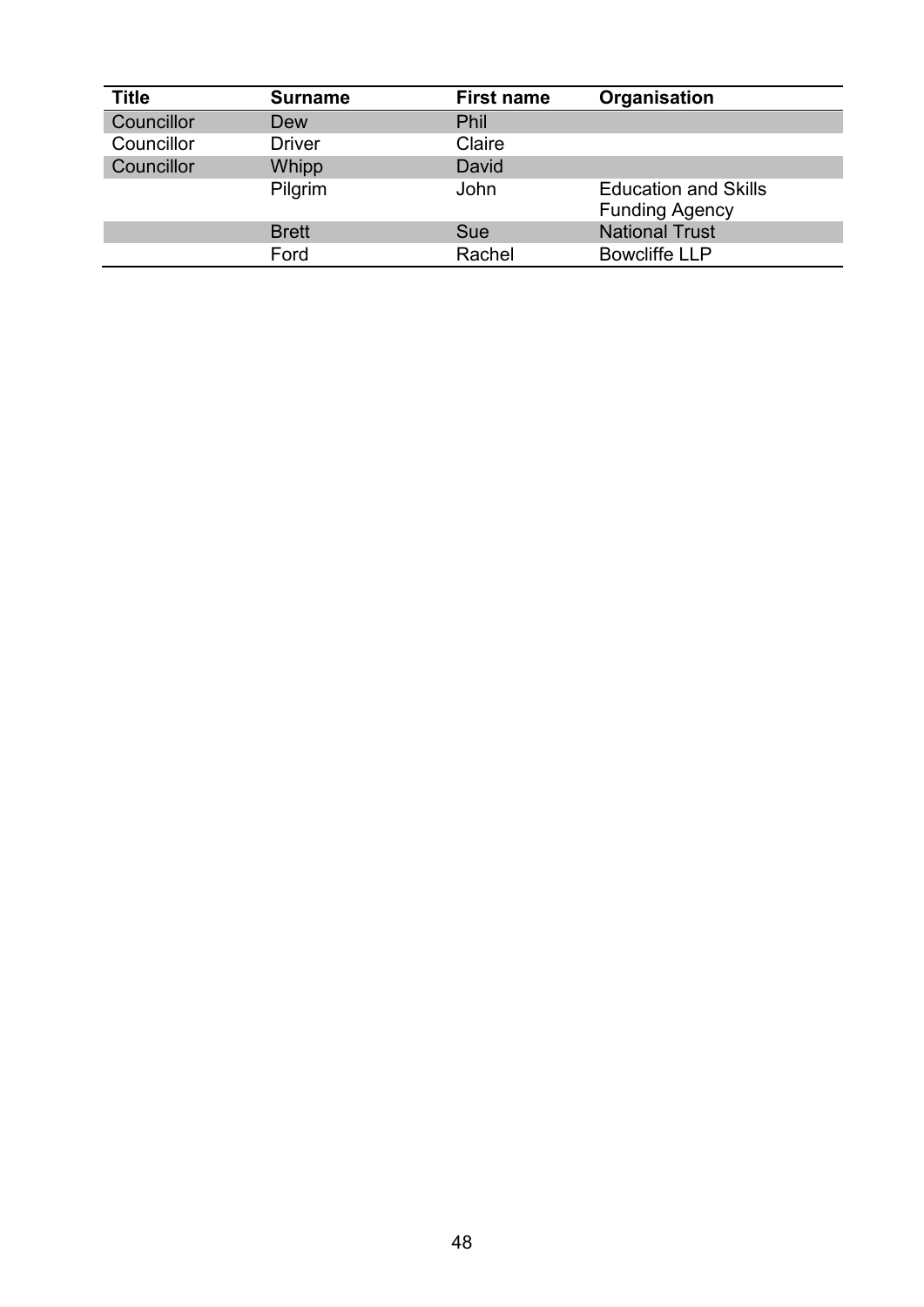| Title | Surname | First name | Organisation |
|---|---|---|---|
| Councillor | Dew | Phil | |
| Councillor | Driver | Claire | |
| Councillor | Whipp | David | |
| | Pilgrim | John | Education and Skills Funding Agency |
| | Brett | Sue | National Trust |
| | Ford | Rachel | Bowcliffe LLP |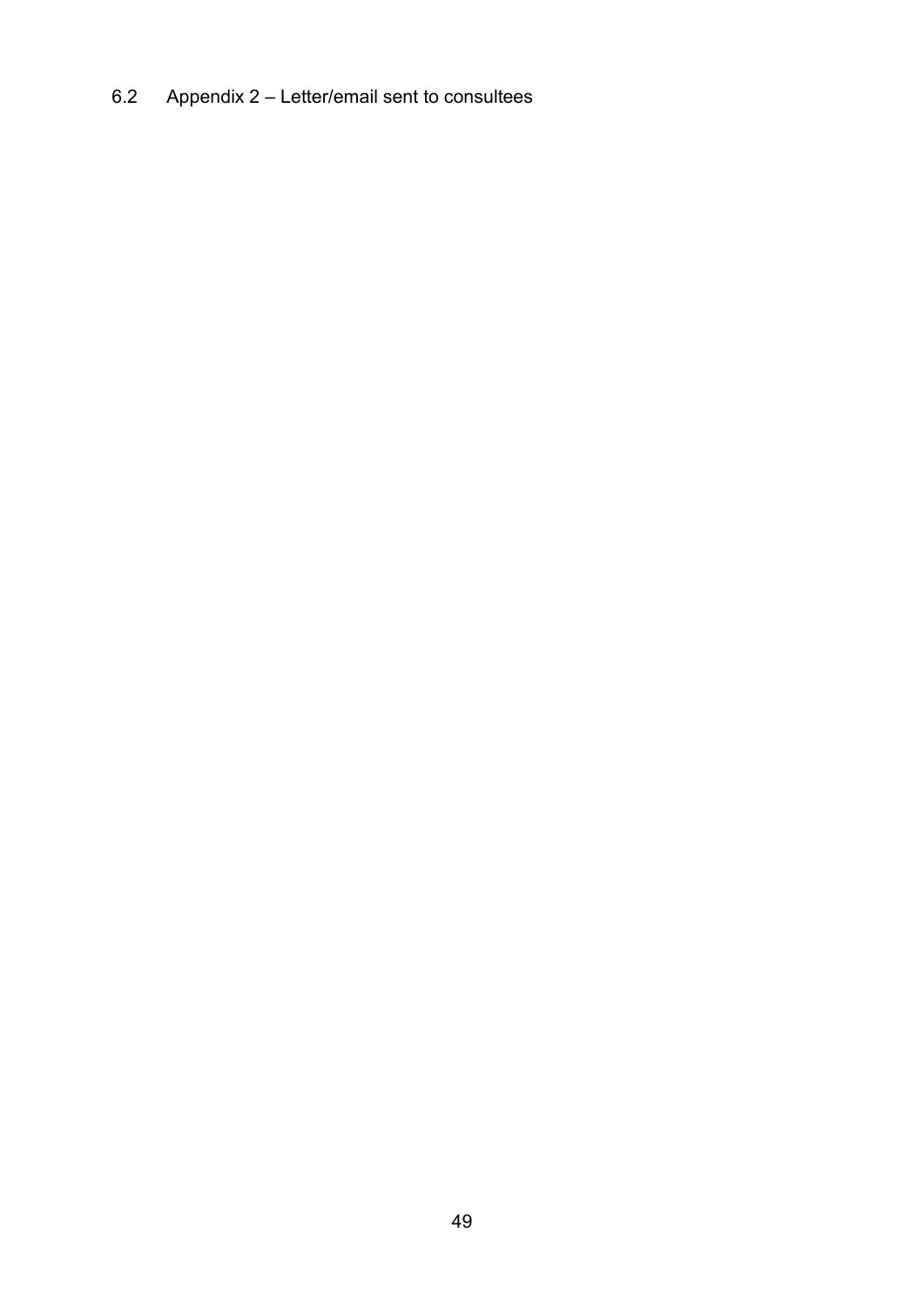### 6.2 Appendix 2 – Letter/email sent to consultees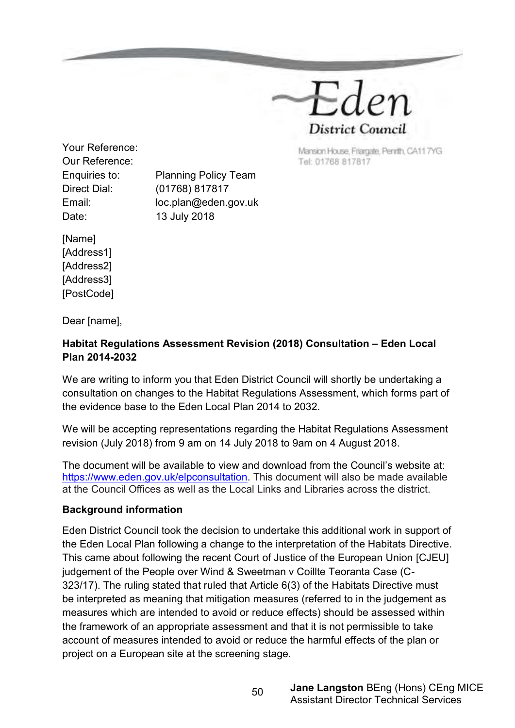Eden District Council

Mansion House, Friargate, Penrith, CA11 7YG
Tel: 01768 817817

Your Reference:
Our Reference:

| | |
|---|---|
| Enquiries to: | Planning Policy Team |
| Direct Dial: | (01768) 817817 |
| Email: | loc.plan@eden.gov.uk |
| Date: | 13 July 2018 |

[Name]
[Address1]
[Address2]
[Address3]
[PostCode]

Dear [name],

**Habitat Regulations Assessment Revision (2018) Consultation – Eden Local Plan 2014-2032**

We are writing to inform you that Eden District Council will shortly be undertaking a consultation on changes to the Habitat Regulations Assessment, which forms part of the evidence base to the Eden Local Plan 2014 to 2032.

We will be accepting representations regarding the Habitat Regulations Assessment revision (July 2018) from 9 am on 14 July 2018 to 9am on 4 August 2018.

The document will be available to view and download from the Council's website at: https://www.eden.gov.uk/elpconsultation. This document will also be made available at the Council Offices as well as the Local Links and Libraries across the district.

**Background information**

Eden District Council took the decision to undertake this additional work in support of the Eden Local Plan following a change to the interpretation of the Habitats Directive. This came about following the recent Court of Justice of the European Union [CJEU] judgement of the People over Wind & Sweetman v Coillte Teoranta Case (C-323/17). The ruling stated that ruled that Article 6(3) of the Habitats Directive must be interpreted as meaning that mitigation measures (referred to in the judgement as measures which are intended to avoid or reduce effects) should be assessed within the framework of an appropriate assessment and that it is not permissible to take account of measures intended to avoid or reduce the harmful effects of the plan or project on a European site at the screening stage.

**Jane Langston** BEng (Hons) CEng MICE
Assistant Director Technical Services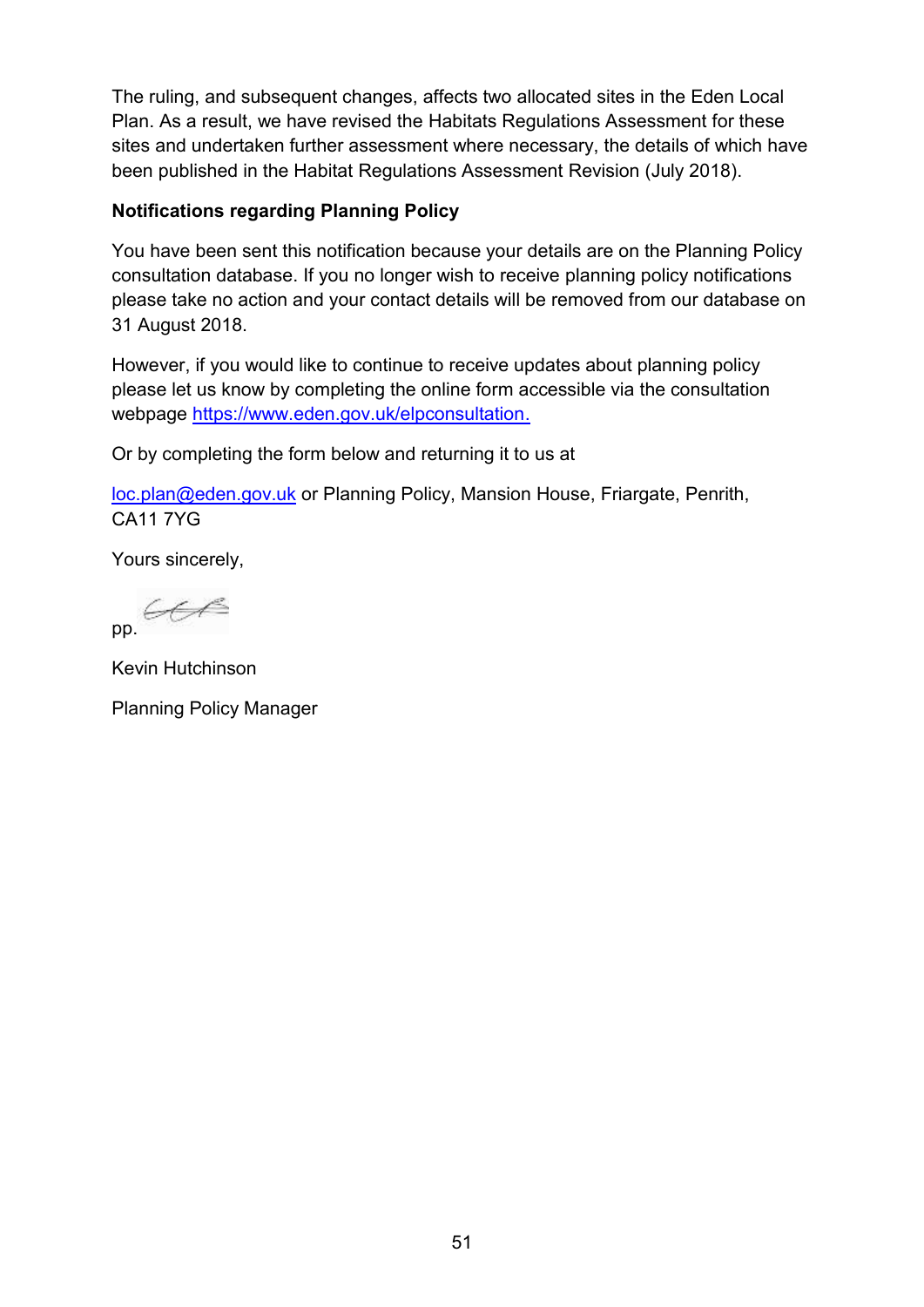The ruling, and subsequent changes, affects two allocated sites in the Eden Local Plan. As a result, we have revised the Habitats Regulations Assessment for these sites and undertaken further assessment where necessary, the details of which have been published in the Habitat Regulations Assessment Revision (July 2018).

**Notifications regarding Planning Policy**

You have been sent this notification because your details are on the Planning Policy consultation database. If you no longer wish to receive planning policy notifications please take no action and your contact details will be removed from our database on 31 August 2018.

However, if you would like to continue to receive updates about planning policy please let us know by completing the online form accessible via the consultation webpage https://www.eden.gov.uk/elpconsultation.

Or by completing the form below and returning it to us at

loc.plan@eden.gov.uk or Planning Policy, Mansion House, Friargate, Penrith, CA11 7YG

Yours sincerely,

pp.

Kevin Hutchinson

Planning Policy Manager